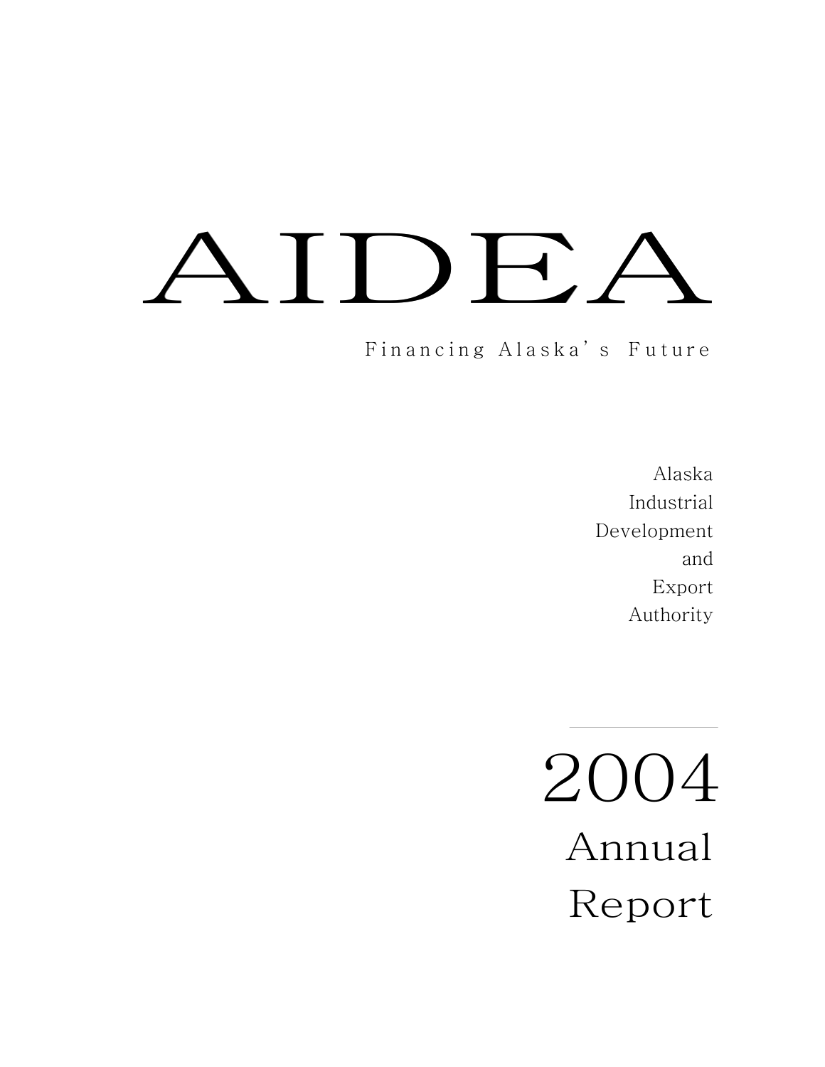# AIDEA

Financing Alaska's Future

Alaska
Industrial
Development
and
Export
Authority

# 2004
## Annual
## Report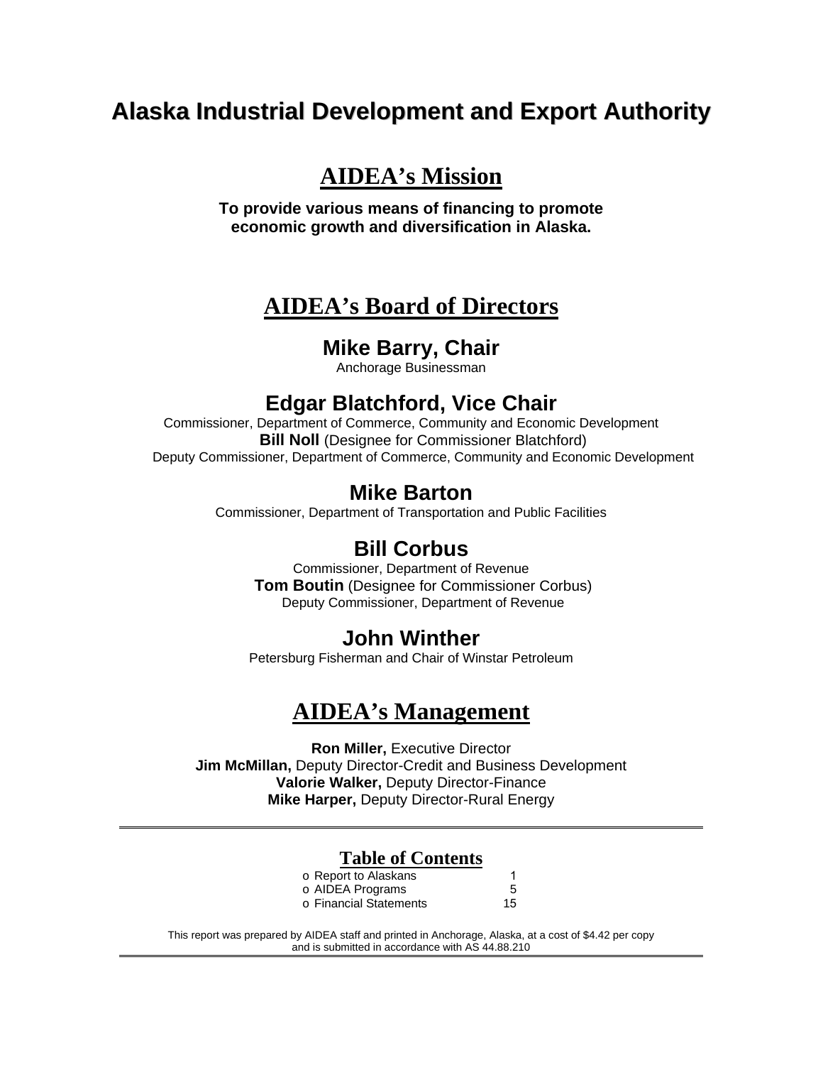# Alaska Industrial Development and Export Authority

## AIDEA's Mission

**To provide various means of financing to promote economic growth and diversification in Alaska.**

## AIDEA's Board of Directors

### Mike Barry, Chair

Anchorage Businessman

### Edgar Blatchford, Vice Chair

Commissioner, Department of Commerce, Community and Economic Development

**Bill Noll** (Designee for Commissioner Blatchford)

Deputy Commissioner, Department of Commerce, Community and Economic Development

### Mike Barton

Commissioner, Department of Transportation and Public Facilities

### Bill Corbus

Commissioner, Department of Revenue

**Tom Boutin** (Designee for Commissioner Corbus)

Deputy Commissioner, Department of Revenue

### John Winther

Petersburg Fisherman and Chair of Winstar Petroleum

## AIDEA's Management

**Ron Miller,** Executive Director
**Jim McMillan,** Deputy Director-Credit and Business Development
**Valorie Walker,** Deputy Director-Finance
**Mike Harper,** Deputy Director-Rural Energy

---

## Table of Contents

| | |
|---|---|
| o Report to Alaskans | 1 |
| o AIDEA Programs | 5 |
| o Financial Statements | 15 |

This report was prepared by AIDEA staff and printed in Anchorage, Alaska, at a cost of $4.42 per copy and is submitted in accordance with AS 44.88.210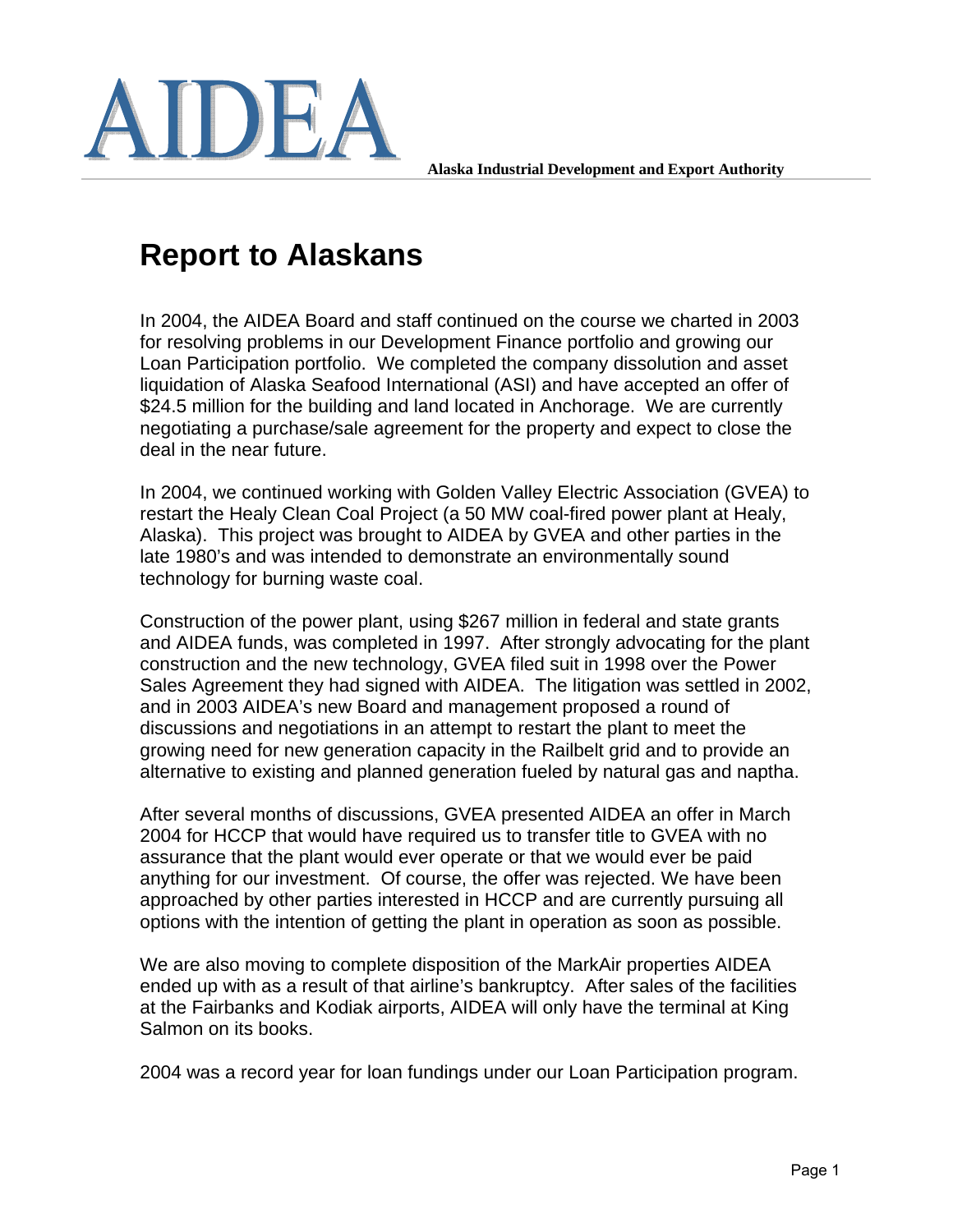# AIDEA

**Alaska Industrial Development and Export Authority**

## Report to Alaskans

In 2004, the AIDEA Board and staff continued on the course we charted in 2003 for resolving problems in our Development Finance portfolio and growing our Loan Participation portfolio. We completed the company dissolution and asset liquidation of Alaska Seafood International (ASI) and have accepted an offer of $24.5 million for the building and land located in Anchorage. We are currently negotiating a purchase/sale agreement for the property and expect to close the deal in the near future.

In 2004, we continued working with Golden Valley Electric Association (GVEA) to restart the Healy Clean Coal Project (a 50 MW coal-fired power plant at Healy, Alaska). This project was brought to AIDEA by GVEA and other parties in the late 1980's and was intended to demonstrate an environmentally sound technology for burning waste coal.

Construction of the power plant, using $267 million in federal and state grants and AIDEA funds, was completed in 1997. After strongly advocating for the plant construction and the new technology, GVEA filed suit in 1998 over the Power Sales Agreement they had signed with AIDEA. The litigation was settled in 2002, and in 2003 AIDEA's new Board and management proposed a round of discussions and negotiations in an attempt to restart the plant to meet the growing need for new generation capacity in the Railbelt grid and to provide an alternative to existing and planned generation fueled by natural gas and naptha.

After several months of discussions, GVEA presented AIDEA an offer in March 2004 for HCCP that would have required us to transfer title to GVEA with no assurance that the plant would ever operate or that we would ever be paid anything for our investment. Of course, the offer was rejected. We have been approached by other parties interested in HCCP and are currently pursuing all options with the intention of getting the plant in operation as soon as possible.

We are also moving to complete disposition of the MarkAir properties AIDEA ended up with as a result of that airline's bankruptcy. After sales of the facilities at the Fairbanks and Kodiak airports, AIDEA will only have the terminal at King Salmon on its books.

2004 was a record year for loan fundings under our Loan Participation program.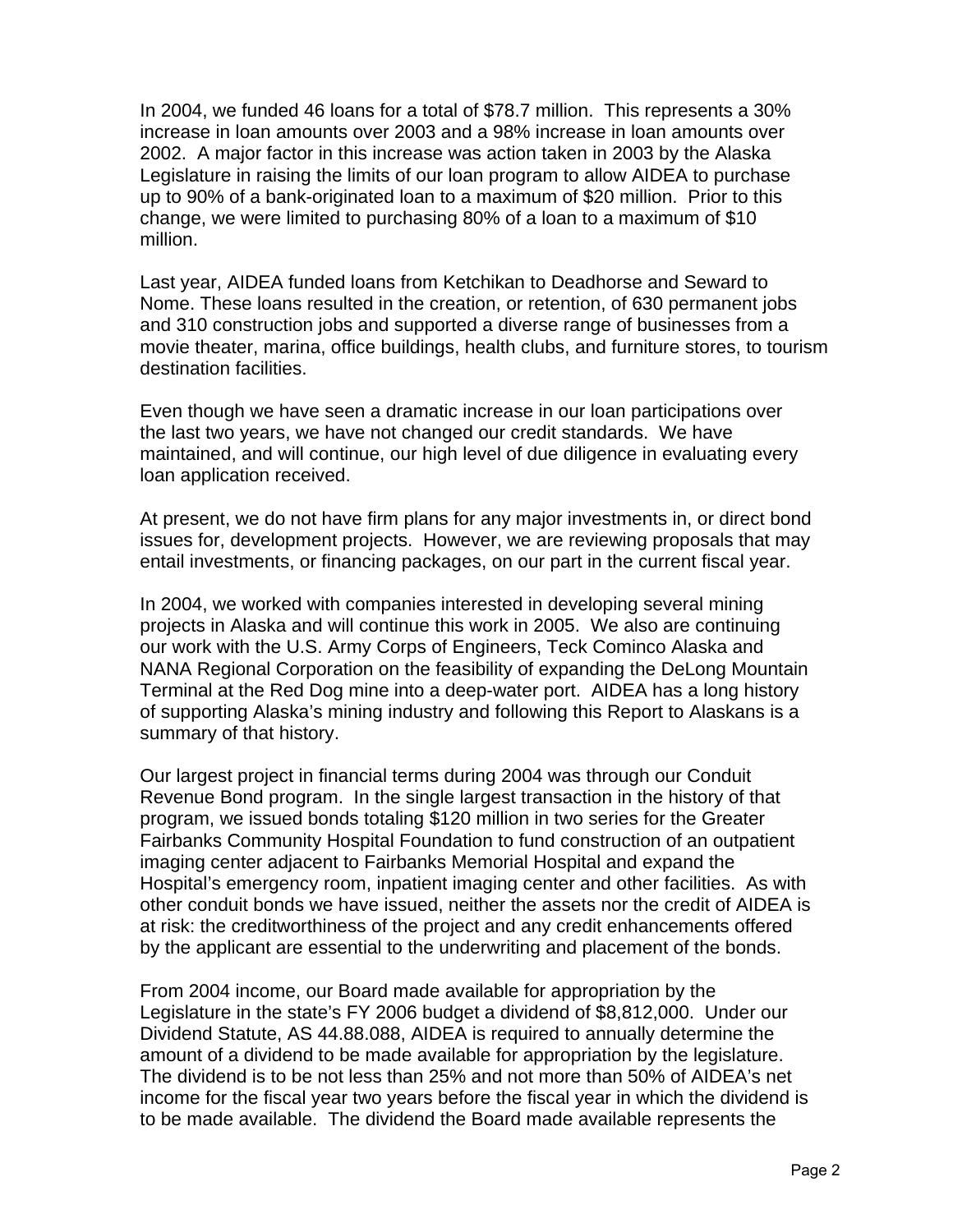In 2004, we funded 46 loans for a total of $78.7 million. This represents a 30% increase in loan amounts over 2003 and a 98% increase in loan amounts over 2002. A major factor in this increase was action taken in 2003 by the Alaska Legislature in raising the limits of our loan program to allow AIDEA to purchase up to 90% of a bank-originated loan to a maximum of $20 million. Prior to this change, we were limited to purchasing 80% of a loan to a maximum of $10 million.

Last year, AIDEA funded loans from Ketchikan to Deadhorse and Seward to Nome. These loans resulted in the creation, or retention, of 630 permanent jobs and 310 construction jobs and supported a diverse range of businesses from a movie theater, marina, office buildings, health clubs, and furniture stores, to tourism destination facilities.

Even though we have seen a dramatic increase in our loan participations over the last two years, we have not changed our credit standards. We have maintained, and will continue, our high level of due diligence in evaluating every loan application received.

At present, we do not have firm plans for any major investments in, or direct bond issues for, development projects. However, we are reviewing proposals that may entail investments, or financing packages, on our part in the current fiscal year.

In 2004, we worked with companies interested in developing several mining projects in Alaska and will continue this work in 2005. We also are continuing our work with the U.S. Army Corps of Engineers, Teck Cominco Alaska and NANA Regional Corporation on the feasibility of expanding the DeLong Mountain Terminal at the Red Dog mine into a deep-water port. AIDEA has a long history of supporting Alaska's mining industry and following this Report to Alaskans is a summary of that history.

Our largest project in financial terms during 2004 was through our Conduit Revenue Bond program. In the single largest transaction in the history of that program, we issued bonds totaling $120 million in two series for the Greater Fairbanks Community Hospital Foundation to fund construction of an outpatient imaging center adjacent to Fairbanks Memorial Hospital and expand the Hospital's emergency room, inpatient imaging center and other facilities. As with other conduit bonds we have issued, neither the assets nor the credit of AIDEA is at risk: the creditworthiness of the project and any credit enhancements offered by the applicant are essential to the underwriting and placement of the bonds.

From 2004 income, our Board made available for appropriation by the Legislature in the state's FY 2006 budget a dividend of $8,812,000. Under our Dividend Statute, AS 44.88.088, AIDEA is required to annually determine the amount of a dividend to be made available for appropriation by the legislature. The dividend is to be not less than 25% and not more than 50% of AIDEA's net income for the fiscal year two years before the fiscal year in which the dividend is to be made available. The dividend the Board made available represents the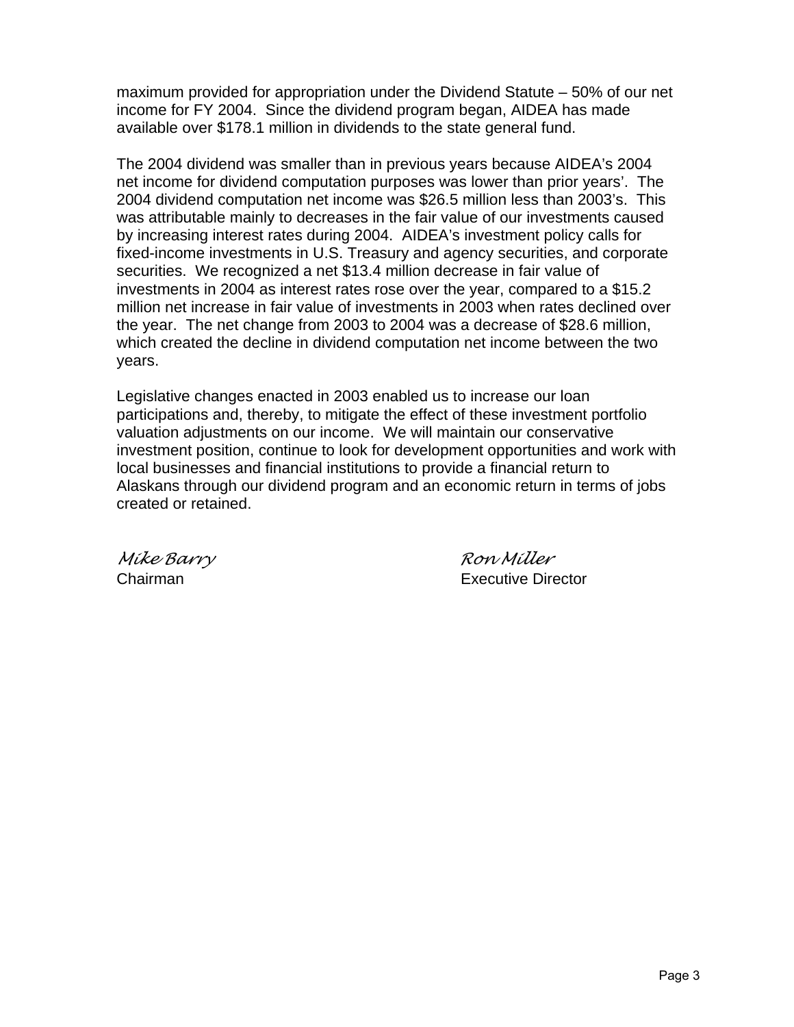maximum provided for appropriation under the Dividend Statute – 50% of our net income for FY 2004. Since the dividend program began, AIDEA has made available over $178.1 million in dividends to the state general fund.

The 2004 dividend was smaller than in previous years because AIDEA's 2004 net income for dividend computation purposes was lower than prior years'. The 2004 dividend computation net income was $26.5 million less than 2003's. This was attributable mainly to decreases in the fair value of our investments caused by increasing interest rates during 2004. AIDEA's investment policy calls for fixed-income investments in U.S. Treasury and agency securities, and corporate securities. We recognized a net $13.4 million decrease in fair value of investments in 2004 as interest rates rose over the year, compared to a $15.2 million net increase in fair value of investments in 2003 when rates declined over the year. The net change from 2003 to 2004 was a decrease of $28.6 million, which created the decline in dividend computation net income between the two years.

Legislative changes enacted in 2003 enabled us to increase our loan participations and, thereby, to mitigate the effect of these investment portfolio valuation adjustments on our income. We will maintain our conservative investment position, continue to look for development opportunities and work with local businesses and financial institutions to provide a financial return to Alaskans through our dividend program and an economic return in terms of jobs created or retained.

*Mike Barry*
Chairman

*Ron Miller*
Executive Director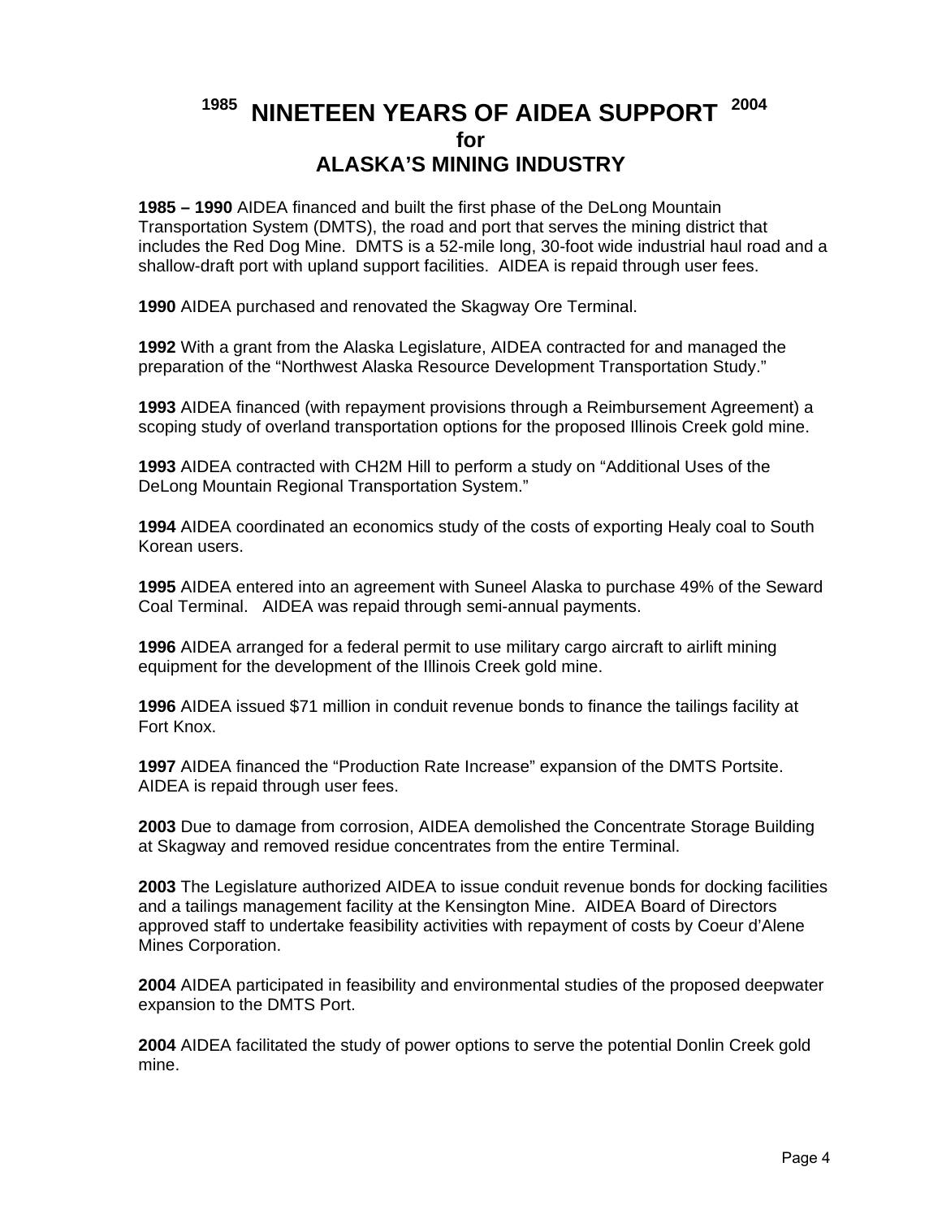# 1985 NINETEEN YEARS OF AIDEA SUPPORT 2004
## for
## ALASKA'S MINING INDUSTRY

**1985 – 1990** AIDEA financed and built the first phase of the DeLong Mountain Transportation System (DMTS), the road and port that serves the mining district that includes the Red Dog Mine. DMTS is a 52-mile long, 30-foot wide industrial haul road and a shallow-draft port with upland support facilities. AIDEA is repaid through user fees.

**1990** AIDEA purchased and renovated the Skagway Ore Terminal.

**1992** With a grant from the Alaska Legislature, AIDEA contracted for and managed the preparation of the "Northwest Alaska Resource Development Transportation Study."

**1993** AIDEA financed (with repayment provisions through a Reimbursement Agreement) a scoping study of overland transportation options for the proposed Illinois Creek gold mine.

**1993** AIDEA contracted with CH2M Hill to perform a study on "Additional Uses of the DeLong Mountain Regional Transportation System."

**1994** AIDEA coordinated an economics study of the costs of exporting Healy coal to South Korean users.

**1995** AIDEA entered into an agreement with Suneel Alaska to purchase 49% of the Seward Coal Terminal. AIDEA was repaid through semi-annual payments.

**1996** AIDEA arranged for a federal permit to use military cargo aircraft to airlift mining equipment for the development of the Illinois Creek gold mine.

**1996** AIDEA issued $71 million in conduit revenue bonds to finance the tailings facility at Fort Knox.

**1997** AIDEA financed the "Production Rate Increase" expansion of the DMTS Portsite. AIDEA is repaid through user fees.

**2003** Due to damage from corrosion, AIDEA demolished the Concentrate Storage Building at Skagway and removed residue concentrates from the entire Terminal.

**2003** The Legislature authorized AIDEA to issue conduit revenue bonds for docking facilities and a tailings management facility at the Kensington Mine. AIDEA Board of Directors approved staff to undertake feasibility activities with repayment of costs by Coeur d'Alene Mines Corporation.

**2004** AIDEA participated in feasibility and environmental studies of the proposed deepwater expansion to the DMTS Port.

**2004** AIDEA facilitated the study of power options to serve the potential Donlin Creek gold mine.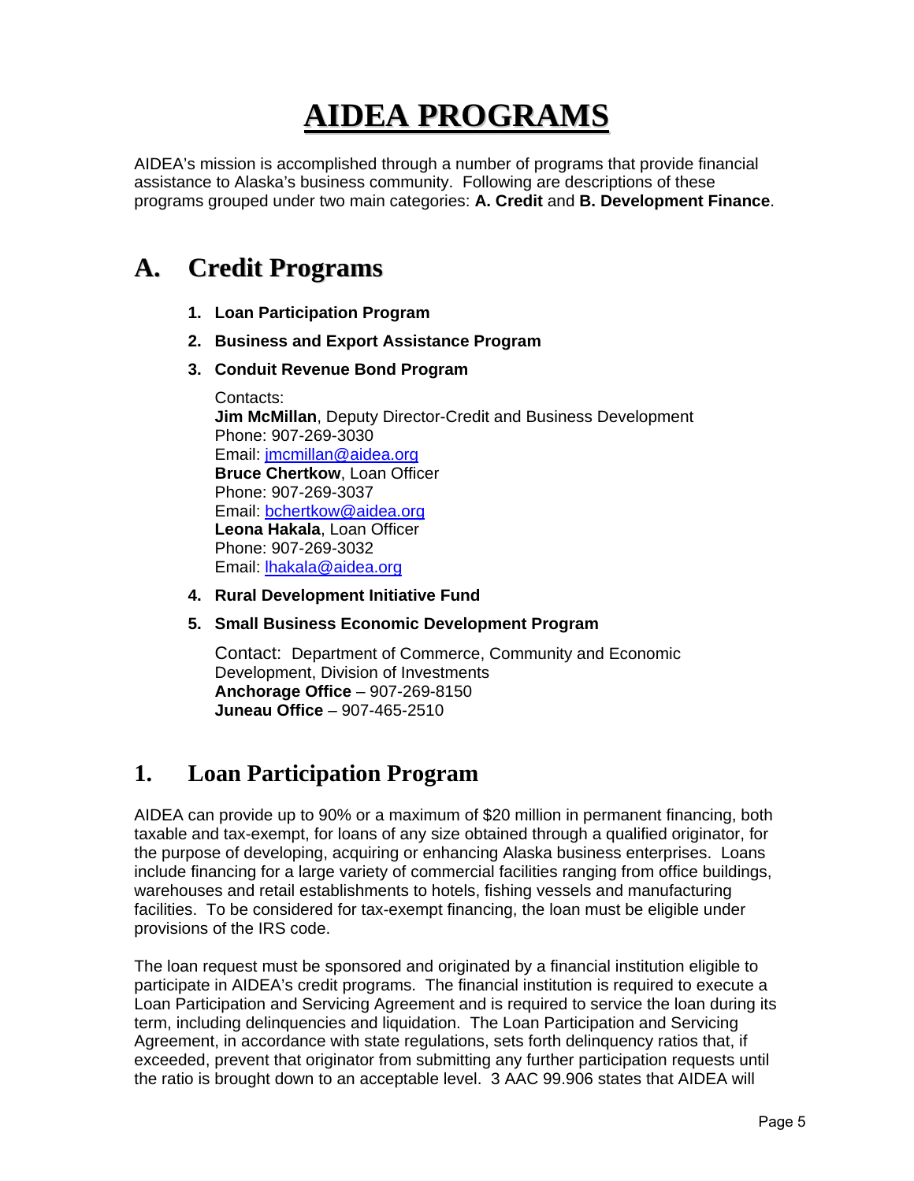# AIDEA PROGRAMS

AIDEA's mission is accomplished through a number of programs that provide financial assistance to Alaska's business community. Following are descriptions of these programs grouped under two main categories: **A. Credit** and **B. Development Finance**.

## A. Credit Programs

1. **Loan Participation Program**
2. **Business and Export Assistance Program**
3. **Conduit Revenue Bond Program**

   Contacts:
   **Jim McMillan**, Deputy Director-Credit and Business Development
   Phone: 907-269-3030
   Email: jmcmillan@aidea.org
   **Bruce Chertkow**, Loan Officer
   Phone: 907-269-3037
   Email: bchertkow@aidea.org
   **Leona Hakala**, Loan Officer
   Phone: 907-269-3032
   Email: lhakala@aidea.org

4. **Rural Development Initiative Fund**
5. **Small Business Economic Development Program**

   Contact: Department of Commerce, Community and Economic Development, Division of Investments
   **Anchorage Office** – 907-269-8150
   **Juneau Office** – 907-465-2510

## 1. Loan Participation Program

AIDEA can provide up to 90% or a maximum of $20 million in permanent financing, both taxable and tax-exempt, for loans of any size obtained through a qualified originator, for the purpose of developing, acquiring or enhancing Alaska business enterprises. Loans include financing for a large variety of commercial facilities ranging from office buildings, warehouses and retail establishments to hotels, fishing vessels and manufacturing facilities. To be considered for tax-exempt financing, the loan must be eligible under provisions of the IRS code.

The loan request must be sponsored and originated by a financial institution eligible to participate in AIDEA's credit programs. The financial institution is required to execute a Loan Participation and Servicing Agreement and is required to service the loan during its term, including delinquencies and liquidation. The Loan Participation and Servicing Agreement, in accordance with state regulations, sets forth delinquency ratios that, if exceeded, prevent that originator from submitting any further participation requests until the ratio is brought down to an acceptable level. 3 AAC 99.906 states that AIDEA will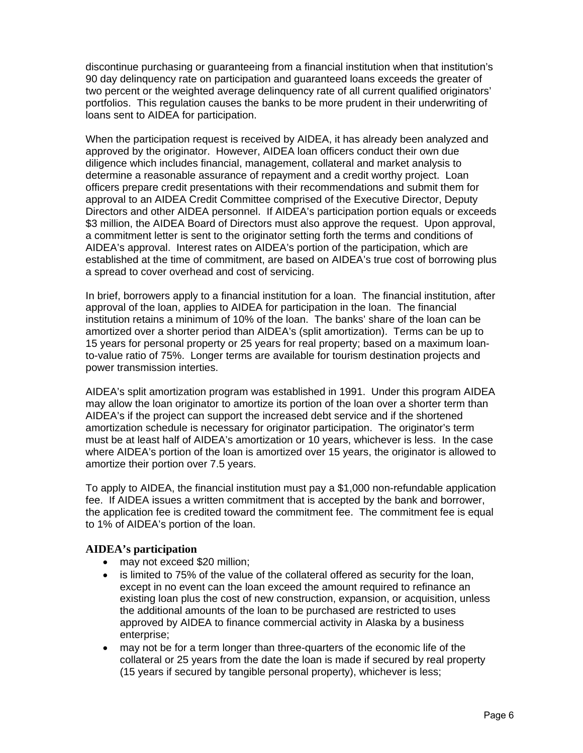discontinue purchasing or guaranteeing from a financial institution when that institution's 90 day delinquency rate on participation and guaranteed loans exceeds the greater of two percent or the weighted average delinquency rate of all current qualified originators' portfolios. This regulation causes the banks to be more prudent in their underwriting of loans sent to AIDEA for participation.

When the participation request is received by AIDEA, it has already been analyzed and approved by the originator. However, AIDEA loan officers conduct their own due diligence which includes financial, management, collateral and market analysis to determine a reasonable assurance of repayment and a credit worthy project. Loan officers prepare credit presentations with their recommendations and submit them for approval to an AIDEA Credit Committee comprised of the Executive Director, Deputy Directors and other AIDEA personnel. If AIDEA's participation portion equals or exceeds \$3 million, the AIDEA Board of Directors must also approve the request. Upon approval, a commitment letter is sent to the originator setting forth the terms and conditions of AIDEA's approval. Interest rates on AIDEA's portion of the participation, which are established at the time of commitment, are based on AIDEA's true cost of borrowing plus a spread to cover overhead and cost of servicing.

In brief, borrowers apply to a financial institution for a loan. The financial institution, after approval of the loan, applies to AIDEA for participation in the loan. The financial institution retains a minimum of 10% of the loan. The banks' share of the loan can be amortized over a shorter period than AIDEA's (split amortization). Terms can be up to 15 years for personal property or 25 years for real property; based on a maximum loan-to-value ratio of 75%. Longer terms are available for tourism destination projects and power transmission interties.

AIDEA's split amortization program was established in 1991. Under this program AIDEA may allow the loan originator to amortize its portion of the loan over a shorter term than AIDEA's if the project can support the increased debt service and if the shortened amortization schedule is necessary for originator participation. The originator's term must be at least half of AIDEA's amortization or 10 years, whichever is less. In the case where AIDEA's portion of the loan is amortized over 15 years, the originator is allowed to amortize their portion over 7.5 years.

To apply to AIDEA, the financial institution must pay a \$1,000 non-refundable application fee. If AIDEA issues a written commitment that is accepted by the bank and borrower, the application fee is credited toward the commitment fee. The commitment fee is equal to 1% of AIDEA's portion of the loan.

### AIDEA's participation

- may not exceed \$20 million;
- is limited to 75% of the value of the collateral offered as security for the loan, except in no event can the loan exceed the amount required to refinance an existing loan plus the cost of new construction, expansion, or acquisition, unless the additional amounts of the loan to be purchased are restricted to uses approved by AIDEA to finance commercial activity in Alaska by a business enterprise;
- may not be for a term longer than three-quarters of the economic life of the collateral or 25 years from the date the loan is made if secured by real property (15 years if secured by tangible personal property), whichever is less;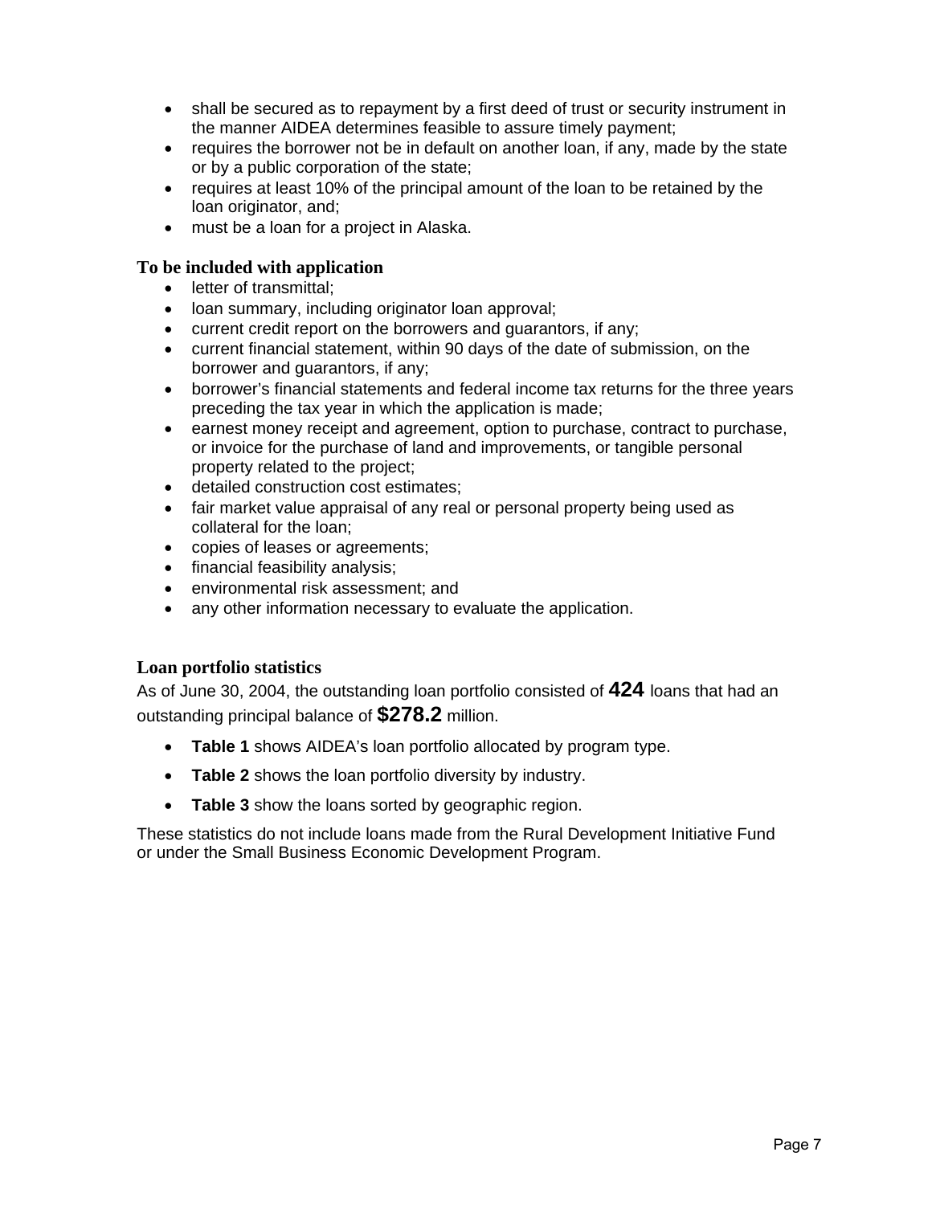- shall be secured as to repayment by a first deed of trust or security instrument in the manner AIDEA determines feasible to assure timely payment;
- requires the borrower not be in default on another loan, if any, made by the state or by a public corporation of the state;
- requires at least 10% of the principal amount of the loan to be retained by the loan originator, and;
- must be a loan for a project in Alaska.

### To be included with application

- letter of transmittal;
- loan summary, including originator loan approval;
- current credit report on the borrowers and guarantors, if any;
- current financial statement, within 90 days of the date of submission, on the borrower and guarantors, if any;
- borrower's financial statements and federal income tax returns for the three years preceding the tax year in which the application is made;
- earnest money receipt and agreement, option to purchase, contract to purchase, or invoice for the purchase of land and improvements, or tangible personal property related to the project;
- detailed construction cost estimates;
- fair market value appraisal of any real or personal property being used as collateral for the loan;
- copies of leases or agreements;
- financial feasibility analysis;
- environmental risk assessment; and
- any other information necessary to evaluate the application.

### Loan portfolio statistics

As of June 30, 2004, the outstanding loan portfolio consisted of **424** loans that had an outstanding principal balance of **$278.2** million.

- **Table 1** shows AIDEA's loan portfolio allocated by program type.
- **Table 2** shows the loan portfolio diversity by industry.
- **Table 3** show the loans sorted by geographic region.

These statistics do not include loans made from the Rural Development Initiative Fund or under the Small Business Economic Development Program.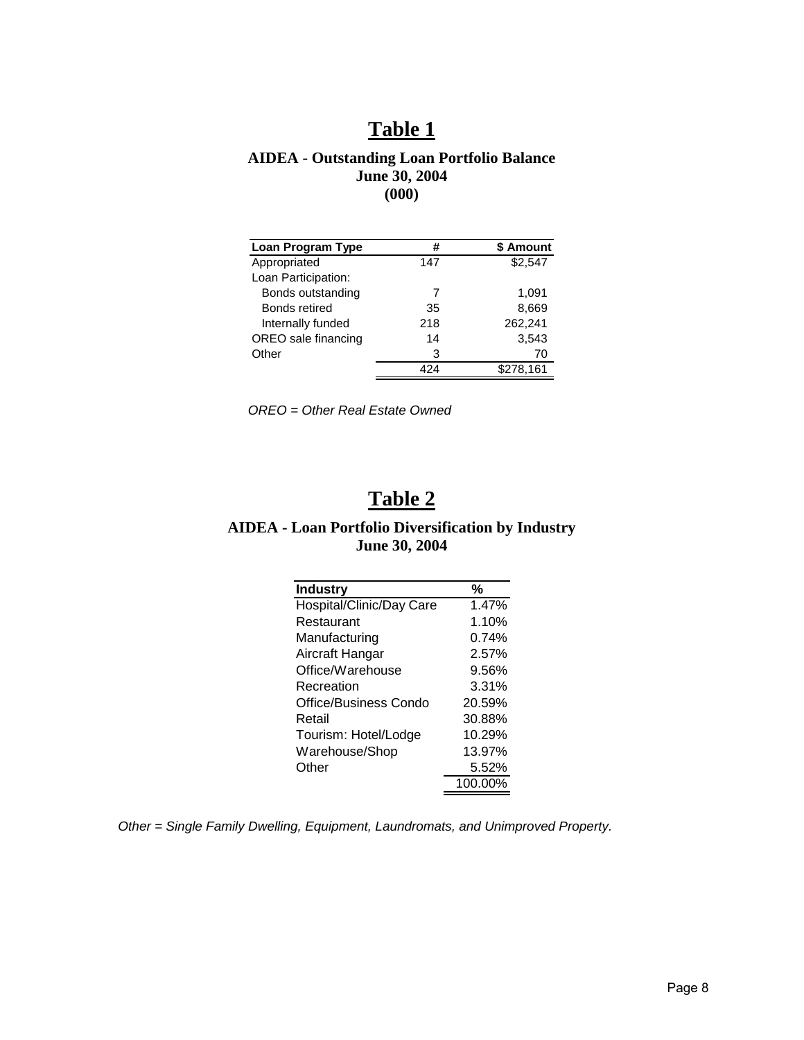# Table 1

### AIDEA - Outstanding Loan Portfolio Balance
### June 30, 2004
### (000)

| Loan Program Type | # | $ Amount |
|---|---|---|
| Appropriated | 147 | $2,547 |
| Loan Participation: | | |
| Bonds outstanding | 7 | 1,091 |
| Bonds retired | 35 | 8,669 |
| Internally funded | 218 | 262,241 |
| OREO sale financing | 14 | 3,543 |
| Other | 3 | 70 |
| | 424 | $278,161 |

*OREO = Other Real Estate Owned*

# Table 2

### AIDEA - Loan Portfolio Diversification by Industry
### June 30, 2004

| Industry | % |
|---|---|
| Hospital/Clinic/Day Care | 1.47% |
| Restaurant | 1.10% |
| Manufacturing | 0.74% |
| Aircraft Hangar | 2.57% |
| Office/Warehouse | 9.56% |
| Recreation | 3.31% |
| Office/Business Condo | 20.59% |
| Retail | 30.88% |
| Tourism: Hotel/Lodge | 10.29% |
| Warehouse/Shop | 13.97% |
| Other | 5.52% |
| | 100.00% |

*Other = Single Family Dwelling, Equipment, Laundromats, and Unimproved Property.*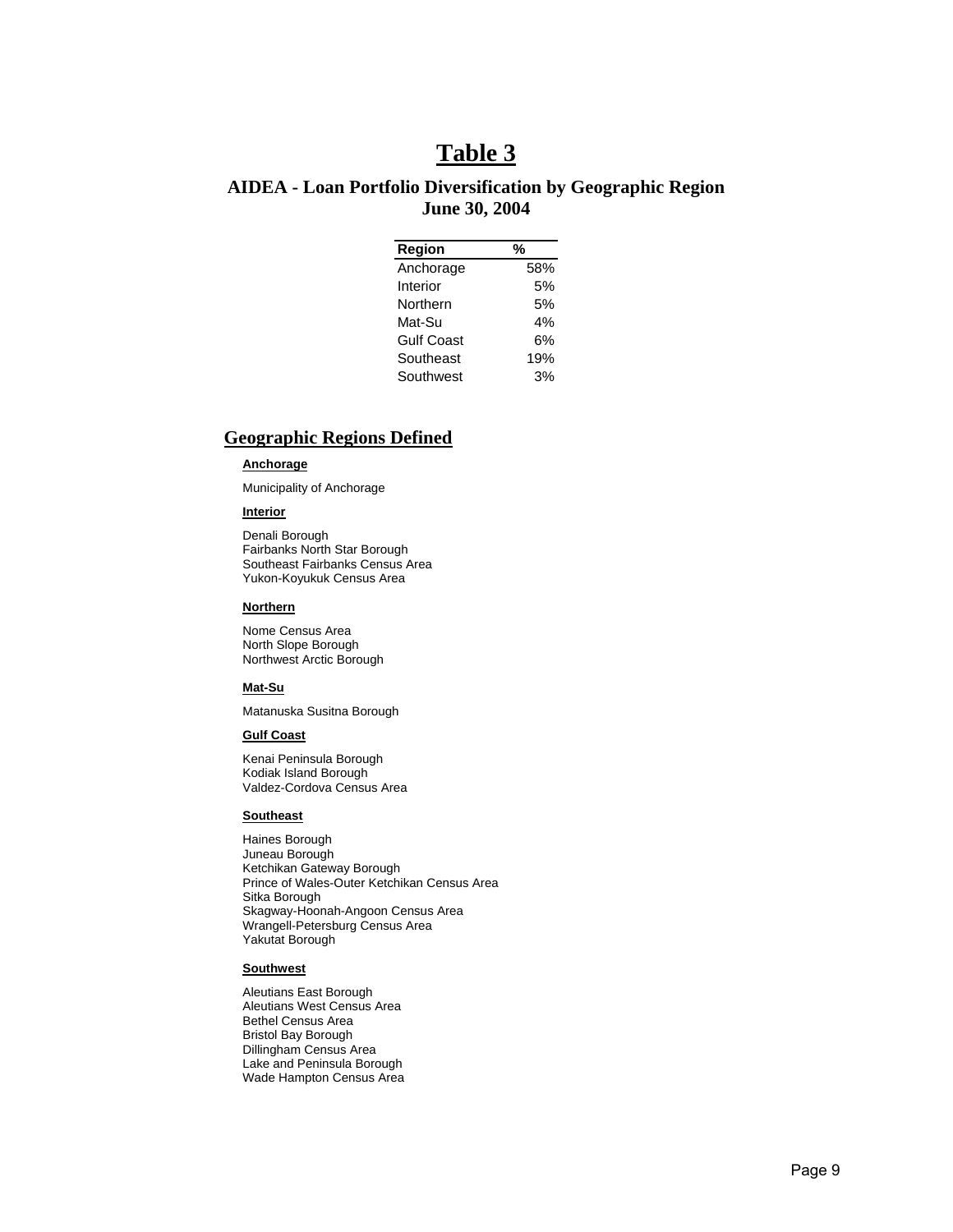# Table 3

## AIDEA - Loan Portfolio Diversification by Geographic Region
## June 30, 2004

| Region | % |
|---|---|
| Anchorage | 58% |
| Interior | 5% |
| Northern | 5% |
| Mat-Su | 4% |
| Gulf Coast | 6% |
| Southeast | 19% |
| Southwest | 3% |

## Geographic Regions Defined

### Anchorage

Municipality of Anchorage

### Interior

Denali Borough
Fairbanks North Star Borough
Southeast Fairbanks Census Area
Yukon-Koyukuk Census Area

### Northern

Nome Census Area
North Slope Borough
Northwest Arctic Borough

### Mat-Su

Matanuska Susitna Borough

### Gulf Coast

Kenai Peninsula Borough
Kodiak Island Borough
Valdez-Cordova Census Area

### Southeast

Haines Borough
Juneau Borough
Ketchikan Gateway Borough
Prince of Wales-Outer Ketchikan Census Area
Sitka Borough
Skagway-Hoonah-Angoon Census Area
Wrangell-Petersburg Census Area
Yakutat Borough

### Southwest

Aleutians East Borough
Aleutians West Census Area
Bethel Census Area
Bristol Bay Borough
Dillingham Census Area
Lake and Peninsula Borough
Wade Hampton Census Area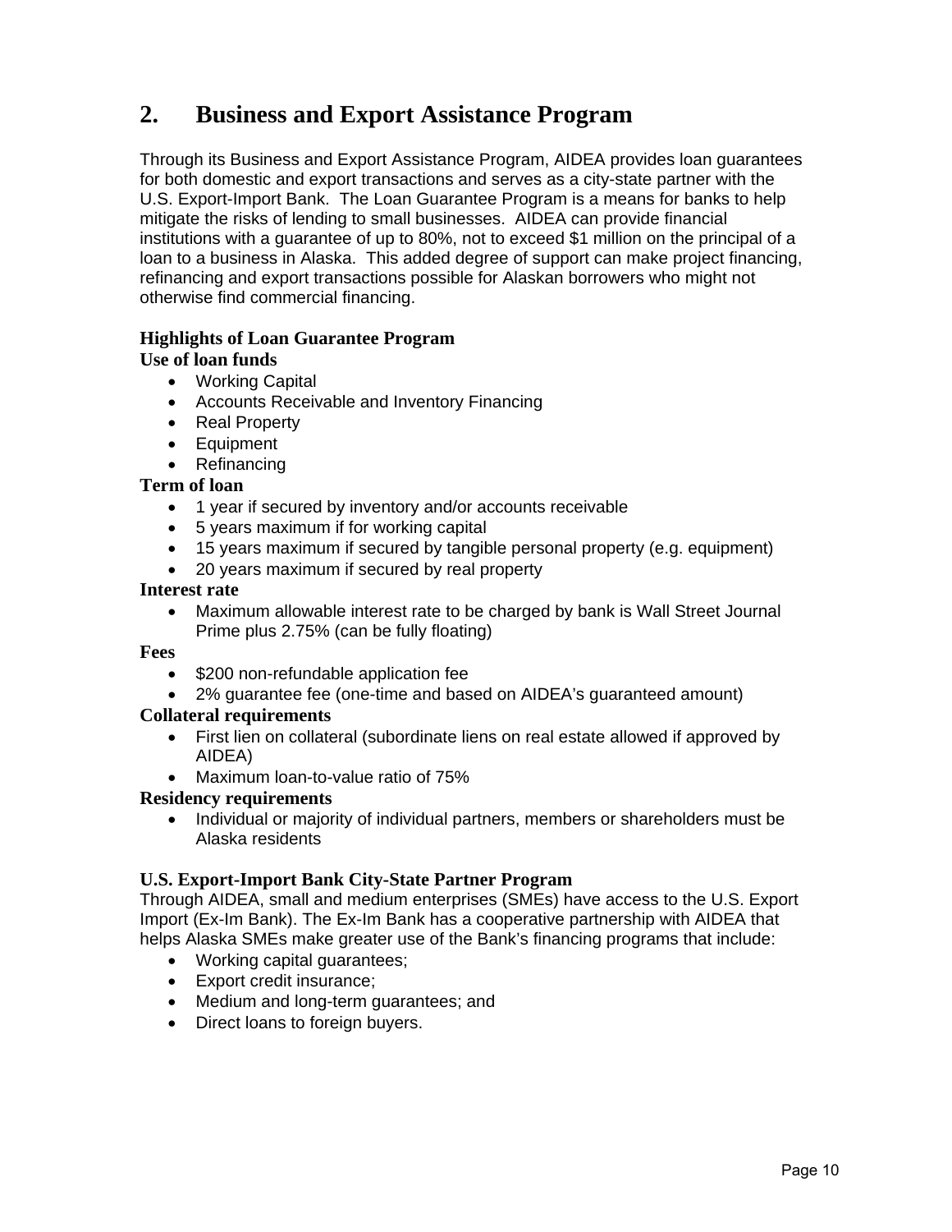## 2. Business and Export Assistance Program

Through its Business and Export Assistance Program, AIDEA provides loan guarantees for both domestic and export transactions and serves as a city-state partner with the U.S. Export-Import Bank. The Loan Guarantee Program is a means for banks to help mitigate the risks of lending to small businesses. AIDEA can provide financial institutions with a guarantee of up to 80%, not to exceed $1 million on the principal of a loan to a business in Alaska. This added degree of support can make project financing, refinancing and export transactions possible for Alaskan borrowers who might not otherwise find commercial financing.

**Highlights of Loan Guarantee Program**

**Use of loan funds**

- Working Capital
- Accounts Receivable and Inventory Financing
- Real Property
- Equipment
- Refinancing

**Term of loan**

- 1 year if secured by inventory and/or accounts receivable
- 5 years maximum if for working capital
- 15 years maximum if secured by tangible personal property (e.g. equipment)
- 20 years maximum if secured by real property

**Interest rate**

- Maximum allowable interest rate to be charged by bank is Wall Street Journal Prime plus 2.75% (can be fully floating)

**Fees**

- $200 non-refundable application fee
- 2% guarantee fee (one-time and based on AIDEA's guaranteed amount)

**Collateral requirements**

- First lien on collateral (subordinate liens on real estate allowed if approved by AIDEA)
- Maximum loan-to-value ratio of 75%

**Residency requirements**

- Individual or majority of individual partners, members or shareholders must be Alaska residents

**U.S. Export-Import Bank City-State Partner Program**

Through AIDEA, small and medium enterprises (SMEs) have access to the U.S. Export Import (Ex-Im Bank). The Ex-Im Bank has a cooperative partnership with AIDEA that helps Alaska SMEs make greater use of the Bank's financing programs that include:

- Working capital guarantees;
- Export credit insurance;
- Medium and long-term guarantees; and
- Direct loans to foreign buyers.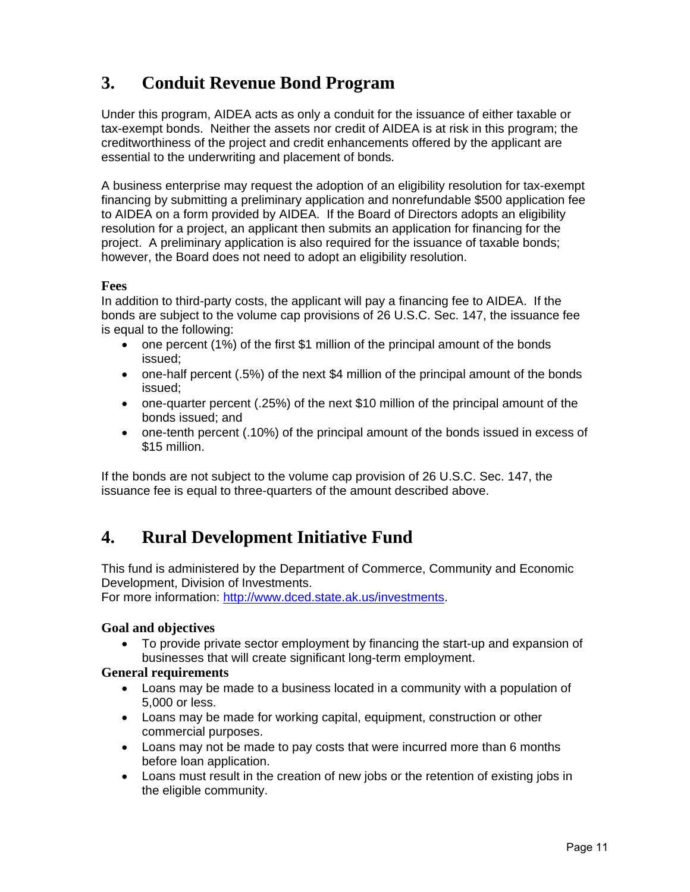## 3. Conduit Revenue Bond Program

Under this program, AIDEA acts as only a conduit for the issuance of either taxable or tax-exempt bonds. Neither the assets nor credit of AIDEA is at risk in this program; the creditworthiness of the project and credit enhancements offered by the applicant are essential to the underwriting and placement of bonds.

A business enterprise may request the adoption of an eligibility resolution for tax-exempt financing by submitting a preliminary application and nonrefundable $500 application fee to AIDEA on a form provided by AIDEA. If the Board of Directors adopts an eligibility resolution for a project, an applicant then submits an application for financing for the project. A preliminary application is also required for the issuance of taxable bonds; however, the Board does not need to adopt an eligibility resolution.

**Fees**

In addition to third-party costs, the applicant will pay a financing fee to AIDEA. If the bonds are subject to the volume cap provisions of 26 U.S.C. Sec. 147, the issuance fee is equal to the following:

- one percent (1%) of the first $1 million of the principal amount of the bonds issued;
- one-half percent (.5%) of the next $4 million of the principal amount of the bonds issued;
- one-quarter percent (.25%) of the next $10 million of the principal amount of the bonds issued; and
- one-tenth percent (.10%) of the principal amount of the bonds issued in excess of $15 million.

If the bonds are not subject to the volume cap provision of 26 U.S.C. Sec. 147, the issuance fee is equal to three-quarters of the amount described above.

## 4. Rural Development Initiative Fund

This fund is administered by the Department of Commerce, Community and Economic Development, Division of Investments.
For more information: http://www.dced.state.ak.us/investments.

**Goal and objectives**

- To provide private sector employment by financing the start-up and expansion of businesses that will create significant long-term employment.

**General requirements**

- Loans may be made to a business located in a community with a population of 5,000 or less.
- Loans may be made for working capital, equipment, construction or other commercial purposes.
- Loans may not be made to pay costs that were incurred more than 6 months before loan application.
- Loans must result in the creation of new jobs or the retention of existing jobs in the eligible community.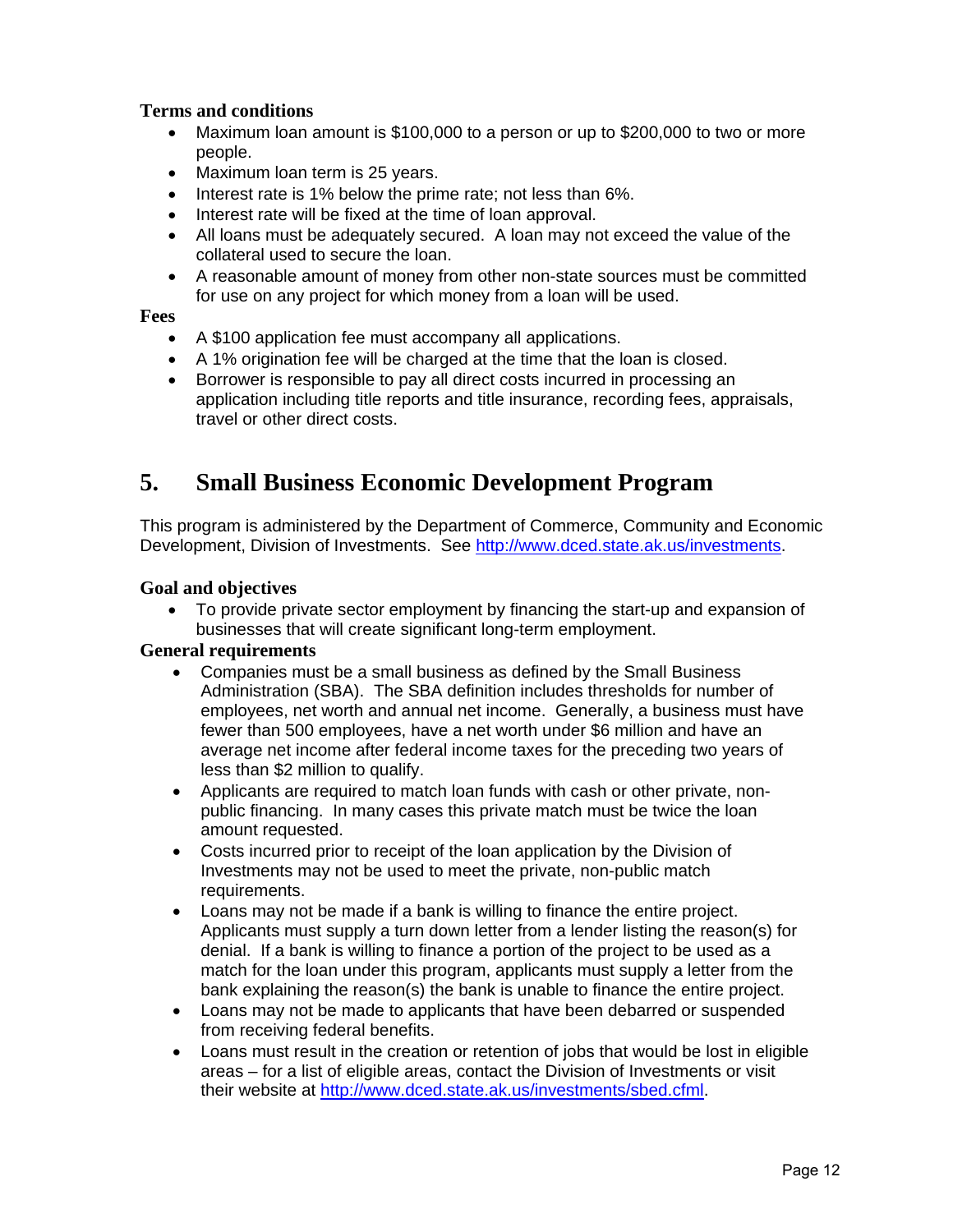#### Terms and conditions

- Maximum loan amount is $100,000 to a person or up to $200,000 to two or more people.
- Maximum loan term is 25 years.
- Interest rate is 1% below the prime rate; not less than 6%.
- Interest rate will be fixed at the time of loan approval.
- All loans must be adequately secured. A loan may not exceed the value of the collateral used to secure the loan.
- A reasonable amount of money from other non-state sources must be committed for use on any project for which money from a loan will be used.

#### Fees

- A $100 application fee must accompany all applications.
- A 1% origination fee will be charged at the time that the loan is closed.
- Borrower is responsible to pay all direct costs incurred in processing an application including title reports and title insurance, recording fees, appraisals, travel or other direct costs.

## 5. Small Business Economic Development Program

This program is administered by the Department of Commerce, Community and Economic Development, Division of Investments. See http://www.dced.state.ak.us/investments.

#### Goal and objectives

- To provide private sector employment by financing the start-up and expansion of businesses that will create significant long-term employment.

#### General requirements

- Companies must be a small business as defined by the Small Business Administration (SBA). The SBA definition includes thresholds for number of employees, net worth and annual net income. Generally, a business must have fewer than 500 employees, have a net worth under $6 million and have an average net income after federal income taxes for the preceding two years of less than $2 million to qualify.
- Applicants are required to match loan funds with cash or other private, non-public financing. In many cases this private match must be twice the loan amount requested.
- Costs incurred prior to receipt of the loan application by the Division of Investments may not be used to meet the private, non-public match requirements.
- Loans may not be made if a bank is willing to finance the entire project. Applicants must supply a turn down letter from a lender listing the reason(s) for denial. If a bank is willing to finance a portion of the project to be used as a match for the loan under this program, applicants must supply a letter from the bank explaining the reason(s) the bank is unable to finance the entire project.
- Loans may not be made to applicants that have been debarred or suspended from receiving federal benefits.
- Loans must result in the creation or retention of jobs that would be lost in eligible areas – for a list of eligible areas, contact the Division of Investments or visit their website at http://www.dced.state.ak.us/investments/sbed.cfml.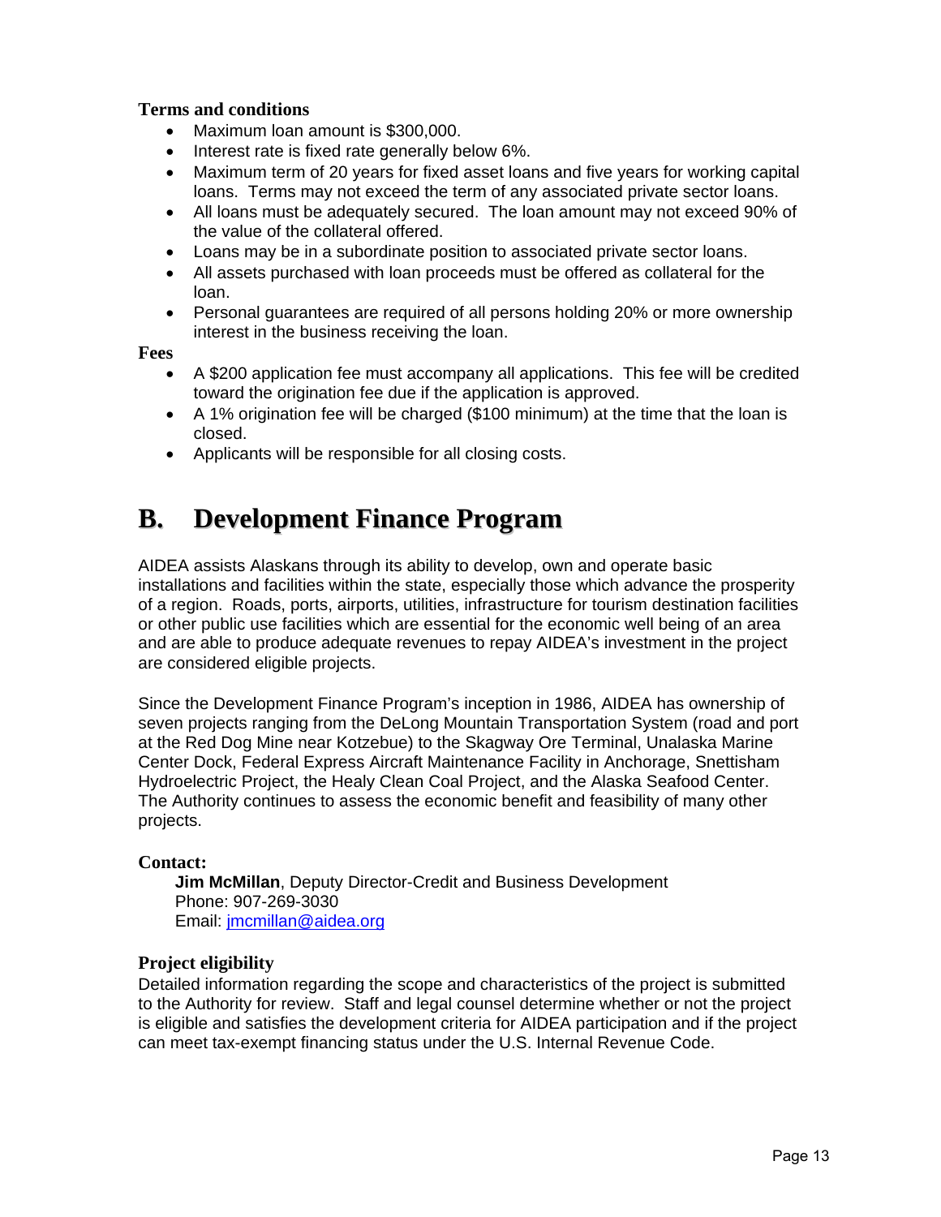**Terms and conditions**

- Maximum loan amount is $300,000.
- Interest rate is fixed rate generally below 6%.
- Maximum term of 20 years for fixed asset loans and five years for working capital loans. Terms may not exceed the term of any associated private sector loans.
- All loans must be adequately secured. The loan amount may not exceed 90% of the value of the collateral offered.
- Loans may be in a subordinate position to associated private sector loans.
- All assets purchased with loan proceeds must be offered as collateral for the loan.
- Personal guarantees are required of all persons holding 20% or more ownership interest in the business receiving the loan.

**Fees**

- A $200 application fee must accompany all applications. This fee will be credited toward the origination fee due if the application is approved.
- A 1% origination fee will be charged ($100 minimum) at the time that the loan is closed.
- Applicants will be responsible for all closing costs.

## B. Development Finance Program

AIDEA assists Alaskans through its ability to develop, own and operate basic installations and facilities within the state, especially those which advance the prosperity of a region. Roads, ports, airports, utilities, infrastructure for tourism destination facilities or other public use facilities which are essential for the economic well being of an area and are able to produce adequate revenues to repay AIDEA's investment in the project are considered eligible projects.

Since the Development Finance Program's inception in 1986, AIDEA has ownership of seven projects ranging from the DeLong Mountain Transportation System (road and port at the Red Dog Mine near Kotzebue) to the Skagway Ore Terminal, Unalaska Marine Center Dock, Federal Express Aircraft Maintenance Facility in Anchorage, Snettisham Hydroelectric Project, the Healy Clean Coal Project, and the Alaska Seafood Center. The Authority continues to assess the economic benefit and feasibility of many other projects.

**Contact:**

**Jim McMillan**, Deputy Director-Credit and Business Development
Phone: 907-269-3030
Email: jmcmillan@aidea.org

**Project eligibility**

Detailed information regarding the scope and characteristics of the project is submitted to the Authority for review. Staff and legal counsel determine whether or not the project is eligible and satisfies the development criteria for AIDEA participation and if the project can meet tax-exempt financing status under the U.S. Internal Revenue Code.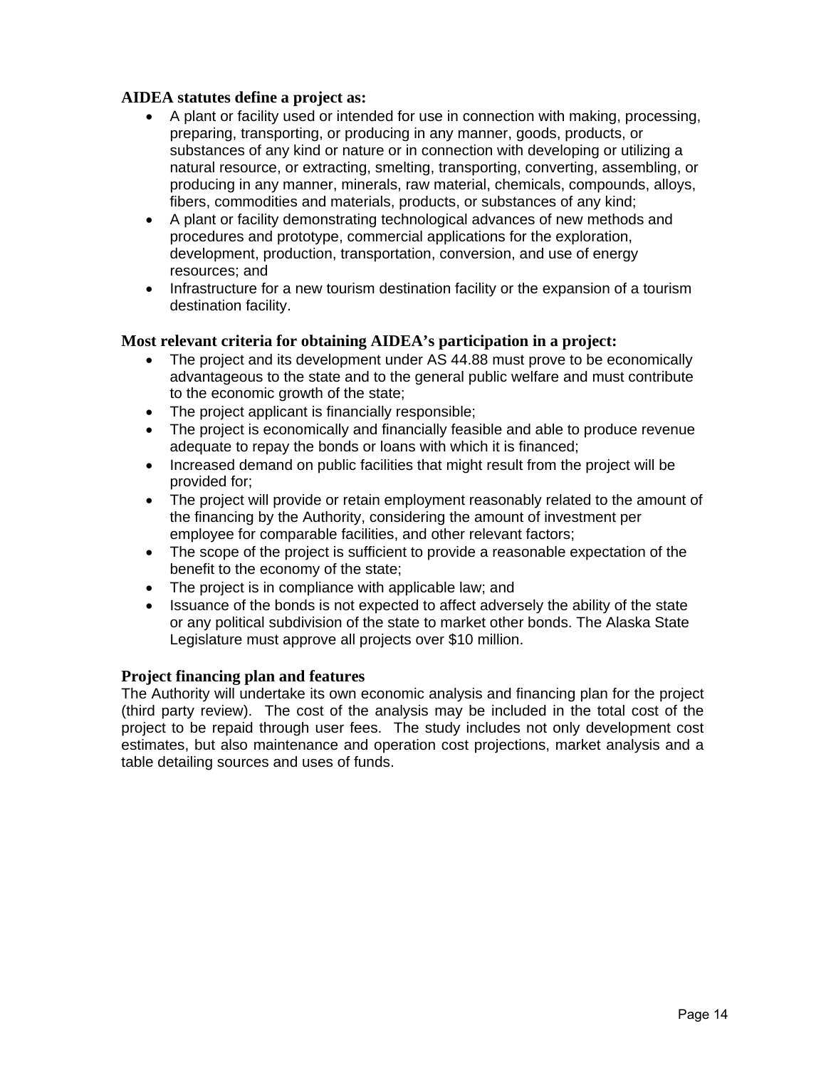### AIDEA statutes define a project as:

- A plant or facility used or intended for use in connection with making, processing, preparing, transporting, or producing in any manner, goods, products, or substances of any kind or nature or in connection with developing or utilizing a natural resource, or extracting, smelting, transporting, converting, assembling, or producing in any manner, minerals, raw material, chemicals, compounds, alloys, fibers, commodities and materials, products, or substances of any kind;
- A plant or facility demonstrating technological advances of new methods and procedures and prototype, commercial applications for the exploration, development, production, transportation, conversion, and use of energy resources; and
- Infrastructure for a new tourism destination facility or the expansion of a tourism destination facility.

### Most relevant criteria for obtaining AIDEA's participation in a project:

- The project and its development under AS 44.88 must prove to be economically advantageous to the state and to the general public welfare and must contribute to the economic growth of the state;
- The project applicant is financially responsible;
- The project is economically and financially feasible and able to produce revenue adequate to repay the bonds or loans with which it is financed;
- Increased demand on public facilities that might result from the project will be provided for;
- The project will provide or retain employment reasonably related to the amount of the financing by the Authority, considering the amount of investment per employee for comparable facilities, and other relevant factors;
- The scope of the project is sufficient to provide a reasonable expectation of the benefit to the economy of the state;
- The project is in compliance with applicable law; and
- Issuance of the bonds is not expected to affect adversely the ability of the state or any political subdivision of the state to market other bonds. The Alaska State Legislature must approve all projects over $10 million.

### Project financing plan and features

The Authority will undertake its own economic analysis and financing plan for the project (third party review). The cost of the analysis may be included in the total cost of the project to be repaid through user fees. The study includes not only development cost estimates, but also maintenance and operation cost projections, market analysis and a table detailing sources and uses of funds.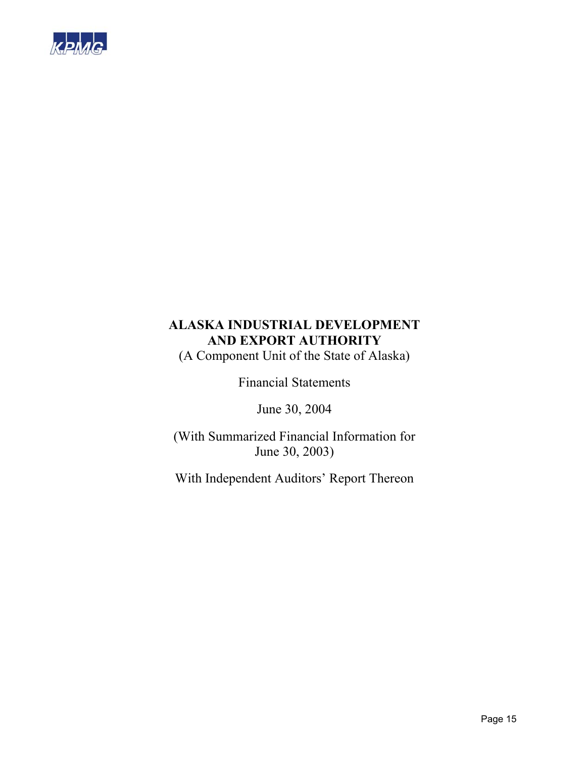**ALASKA INDUSTRIAL DEVELOPMENT AND EXPORT AUTHORITY**

(A Component Unit of the State of Alaska)

Financial Statements

June 30, 2004

(With Summarized Financial Information for June 30, 2003)

With Independent Auditors' Report Thereon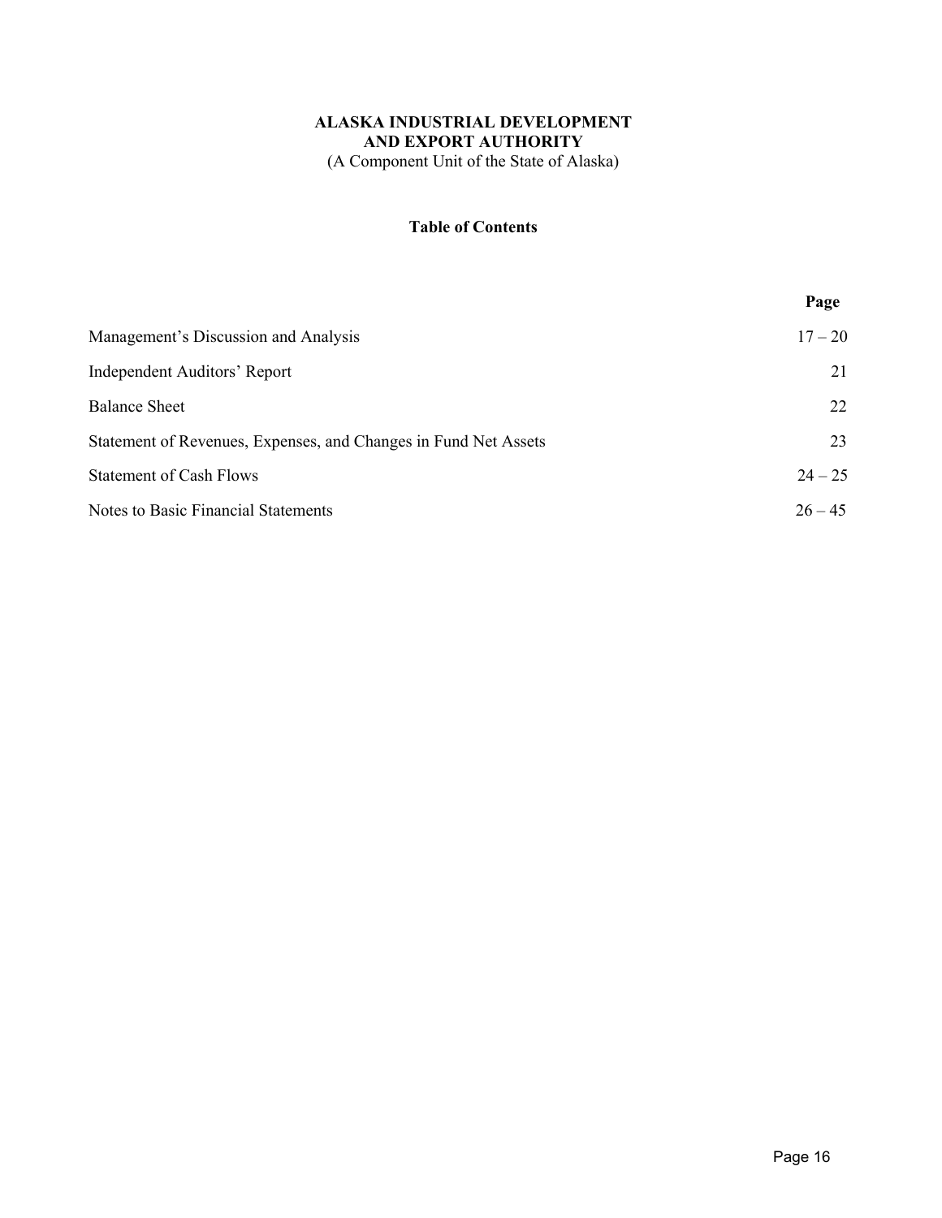**ALASKA INDUSTRIAL DEVELOPMENT AND EXPORT AUTHORITY**

(A Component Unit of the State of Alaska)

**Table of Contents**

| | **Page** |
|---|---|
| Management's Discussion and Analysis | 17 – 20 |
| Independent Auditors' Report | 21 |
| Balance Sheet | 22 |
| Statement of Revenues, Expenses, and Changes in Fund Net Assets | 23 |
| Statement of Cash Flows | 24 – 25 |
| Notes to Basic Financial Statements | 26 – 45 |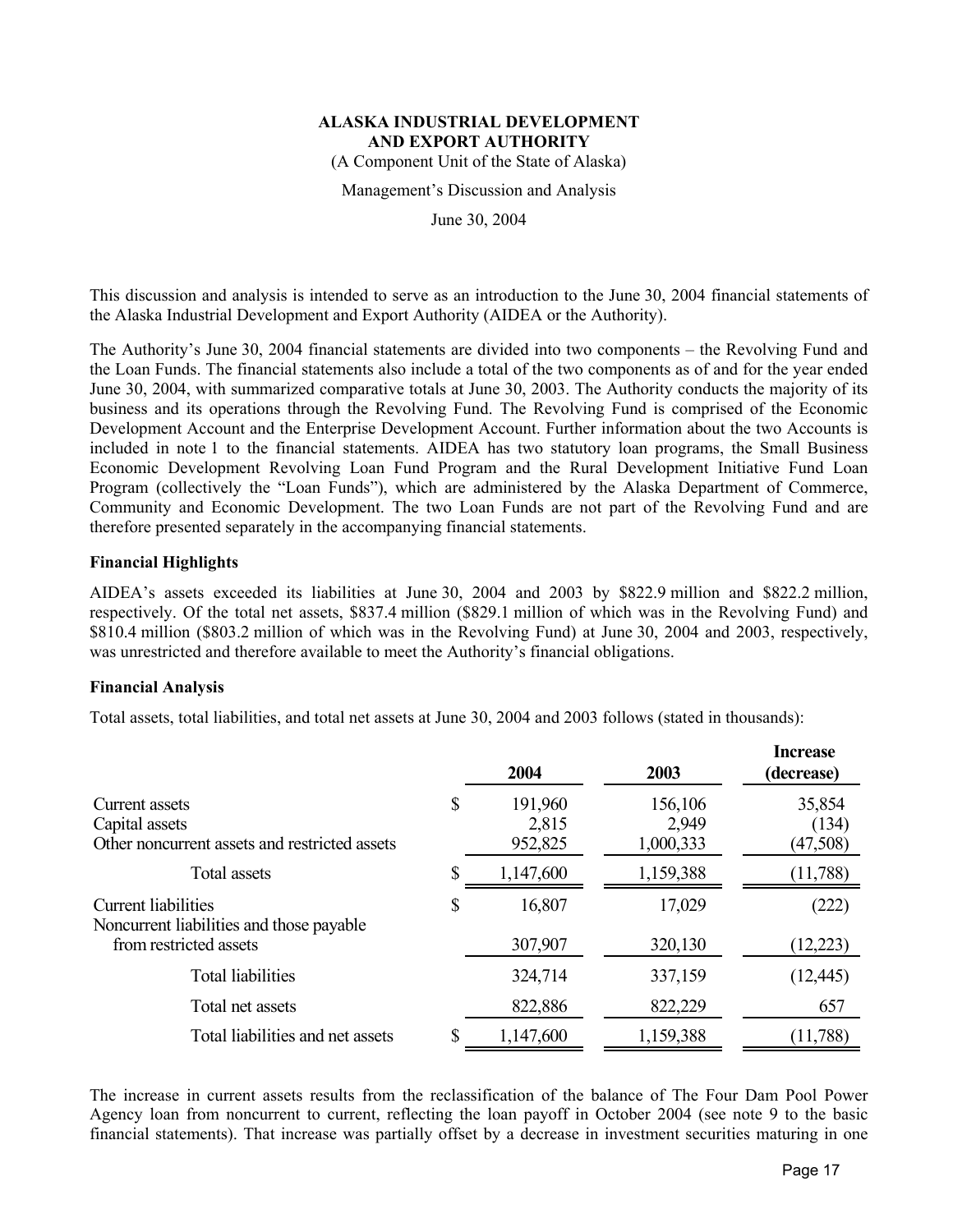# ALASKA INDUSTRIAL DEVELOPMENT AND EXPORT AUTHORITY

(A Component Unit of the State of Alaska)

Management's Discussion and Analysis

June 30, 2004

This discussion and analysis is intended to serve as an introduction to the June 30, 2004 financial statements of the Alaska Industrial Development and Export Authority (AIDEA or the Authority).

The Authority's June 30, 2004 financial statements are divided into two components – the Revolving Fund and the Loan Funds. The financial statements also include a total of the two components as of and for the year ended June 30, 2004, with summarized comparative totals at June 30, 2003. The Authority conducts the majority of its business and its operations through the Revolving Fund. The Revolving Fund is comprised of the Economic Development Account and the Enterprise Development Account. Further information about the two Accounts is included in note 1 to the financial statements. AIDEA has two statutory loan programs, the Small Business Economic Development Revolving Loan Fund Program and the Rural Development Initiative Fund Loan Program (collectively the "Loan Funds"), which are administered by the Alaska Department of Commerce, Community and Economic Development. The two Loan Funds are not part of the Revolving Fund and are therefore presented separately in the accompanying financial statements.

**Financial Highlights**

AIDEA's assets exceeded its liabilities at June 30, 2004 and 2003 by $822.9 million and $822.2 million, respectively. Of the total net assets, $837.4 million ($829.1 million of which was in the Revolving Fund) and $810.4 million ($803.2 million of which was in the Revolving Fund) at June 30, 2004 and 2003, respectively, was unrestricted and therefore available to meet the Authority's financial obligations.

**Financial Analysis**

Total assets, total liabilities, and total net assets at June 30, 2004 and 2003 follows (stated in thousands):

| | | 2004 | 2003 | Increase (decrease) |
|---|---|---|---|---|
| Current assets | $ | 191,960 | 156,106 | 35,854 |
| Capital assets | | 2,815 | 2,949 | (134) |
| Other noncurrent assets and restricted assets | | 952,825 | 1,000,333 | (47,508) |
| Total assets | $ | 1,147,600 | 1,159,388 | (11,788) |
| Current liabilities | $ | 16,807 | 17,029 | (222) |
| Noncurrent liabilities and those payable from restricted assets | | 307,907 | 320,130 | (12,223) |
| Total liabilities | | 324,714 | 337,159 | (12,445) |
| Total net assets | | 822,886 | 822,229 | 657 |
| Total liabilities and net assets | $ | 1,147,600 | 1,159,388 | (11,788) |

The increase in current assets results from the reclassification of the balance of The Four Dam Pool Power Agency loan from noncurrent to current, reflecting the loan payoff in October 2004 (see note 9 to the basic financial statements). That increase was partially offset by a decrease in investment securities maturing in one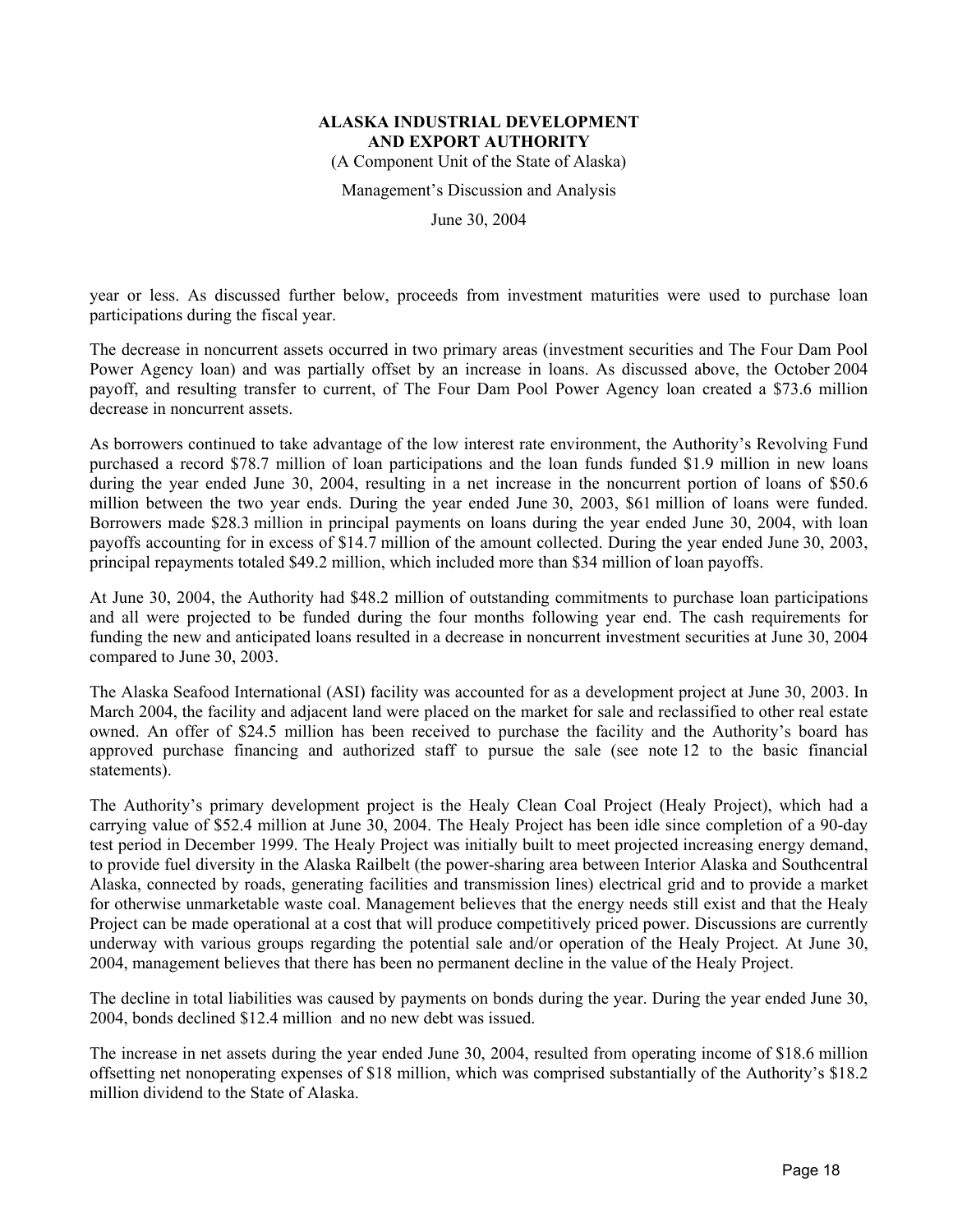year or less. As discussed further below, proceeds from investment maturities were used to purchase loan participations during the fiscal year.

The decrease in noncurrent assets occurred in two primary areas (investment securities and The Four Dam Pool Power Agency loan) and was partially offset by an increase in loans. As discussed above, the October 2004 payoff, and resulting transfer to current, of The Four Dam Pool Power Agency loan created a $73.6 million decrease in noncurrent assets.

As borrowers continued to take advantage of the low interest rate environment, the Authority's Revolving Fund purchased a record $78.7 million of loan participations and the loan funds funded $1.9 million in new loans during the year ended June 30, 2004, resulting in a net increase in the noncurrent portion of loans of $50.6 million between the two year ends. During the year ended June 30, 2003, $61 million of loans were funded. Borrowers made $28.3 million in principal payments on loans during the year ended June 30, 2004, with loan payoffs accounting for in excess of $14.7 million of the amount collected. During the year ended June 30, 2003, principal repayments totaled $49.2 million, which included more than $34 million of loan payoffs.

At June 30, 2004, the Authority had $48.2 million of outstanding commitments to purchase loan participations and all were projected to be funded during the four months following year end. The cash requirements for funding the new and anticipated loans resulted in a decrease in noncurrent investment securities at June 30, 2004 compared to June 30, 2003.

The Alaska Seafood International (ASI) facility was accounted for as a development project at June 30, 2003. In March 2004, the facility and adjacent land were placed on the market for sale and reclassified to other real estate owned. An offer of $24.5 million has been received to purchase the facility and the Authority's board has approved purchase financing and authorized staff to pursue the sale (see note 12 to the basic financial statements).

The Authority's primary development project is the Healy Clean Coal Project (Healy Project), which had a carrying value of $52.4 million at June 30, 2004. The Healy Project has been idle since completion of a 90-day test period in December 1999. The Healy Project was initially built to meet projected increasing energy demand, to provide fuel diversity in the Alaska Railbelt (the power-sharing area between Interior Alaska and Southcentral Alaska, connected by roads, generating facilities and transmission lines) electrical grid and to provide a market for otherwise unmarketable waste coal. Management believes that the energy needs still exist and that the Healy Project can be made operational at a cost that will produce competitively priced power. Discussions are currently underway with various groups regarding the potential sale and/or operation of the Healy Project. At June 30, 2004, management believes that there has been no permanent decline in the value of the Healy Project.

The decline in total liabilities was caused by payments on bonds during the year. During the year ended June 30, 2004, bonds declined $12.4 million and no new debt was issued.

The increase in net assets during the year ended June 30, 2004, resulted from operating income of $18.6 million offsetting net nonoperating expenses of $18 million, which was comprised substantially of the Authority's $18.2 million dividend to the State of Alaska.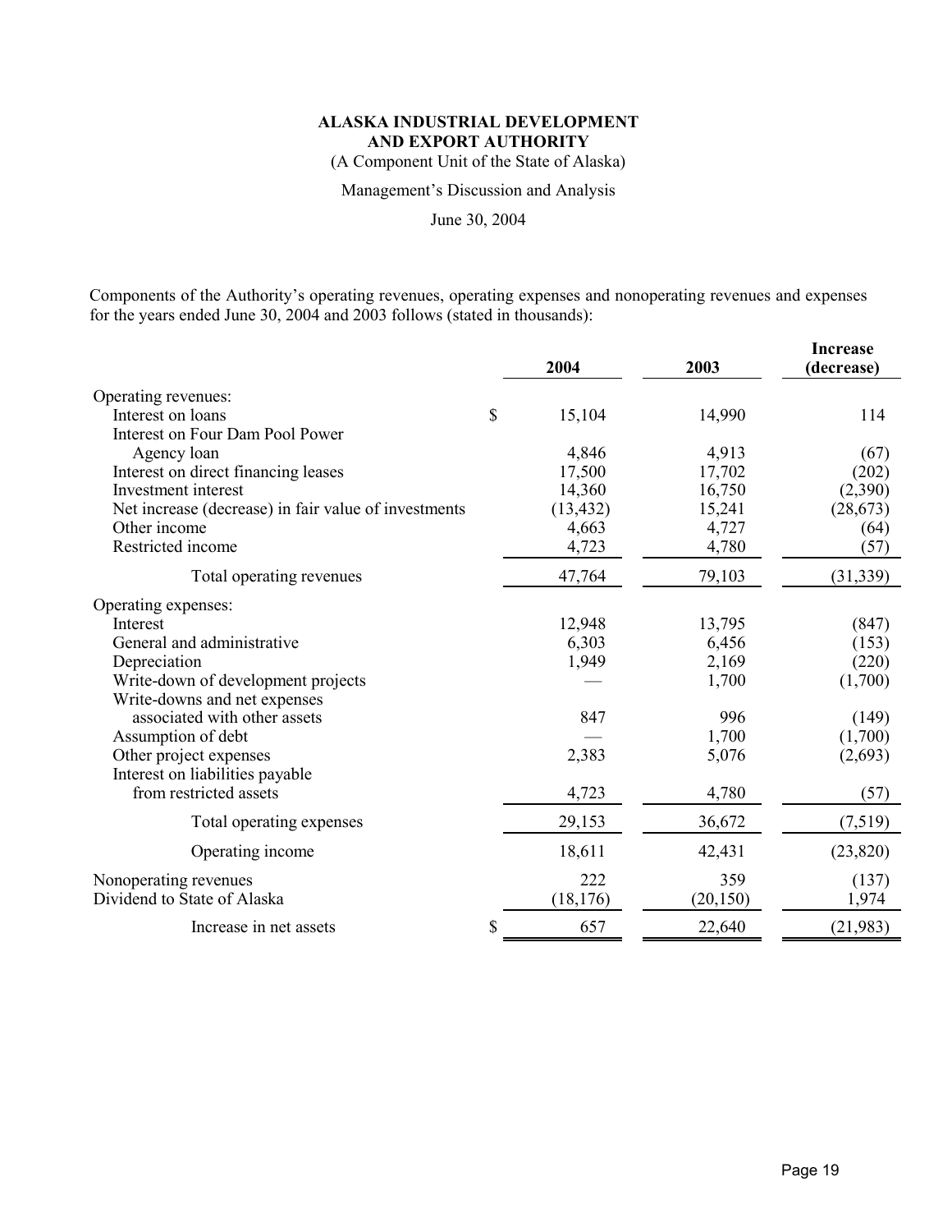**ALASKA INDUSTRIAL DEVELOPMENT AND EXPORT AUTHORITY**

(A Component Unit of the State of Alaska)

Management's Discussion and Analysis

June 30, 2004

Components of the Authority's operating revenues, operating expenses and nonoperating revenues and expenses for the years ended June 30, 2004 and 2003 follows (stated in thousands):

| | 2004 | 2003 | Increase (decrease) |
|---|---|---|---|
| Operating revenues: | | | |
| Interest on loans | $ 15,104 | 14,990 | 114 |
| Interest on Four Dam Pool Power Agency loan | 4,846 | 4,913 | (67) |
| Interest on direct financing leases | 17,500 | 17,702 | (202) |
| Investment interest | 14,360 | 16,750 | (2,390) |
| Net increase (decrease) in fair value of investments | (13,432) | 15,241 | (28,673) |
| Other income | 4,663 | 4,727 | (64) |
| Restricted income | 4,723 | 4,780 | (57) |
| Total operating revenues | 47,764 | 79,103 | (31,339) |
| Operating expenses: | | | |
| Interest | 12,948 | 13,795 | (847) |
| General and administrative | 6,303 | 6,456 | (153) |
| Depreciation | 1,949 | 2,169 | (220) |
| Write-down of development projects | — | 1,700 | (1,700) |
| Write-downs and net expenses associated with other assets | 847 | 996 | (149) |
| Assumption of debt | — | 1,700 | (1,700) |
| Other project expenses | 2,383 | 5,076 | (2,693) |
| Interest on liabilities payable from restricted assets | 4,723 | 4,780 | (57) |
| Total operating expenses | 29,153 | 36,672 | (7,519) |
| Operating income | 18,611 | 42,431 | (23,820) |
| Nonoperating revenues | 222 | 359 | (137) |
| Dividend to State of Alaska | (18,176) | (20,150) | 1,974 |
| Increase in net assets | $ 657 | 22,640 | (21,983) |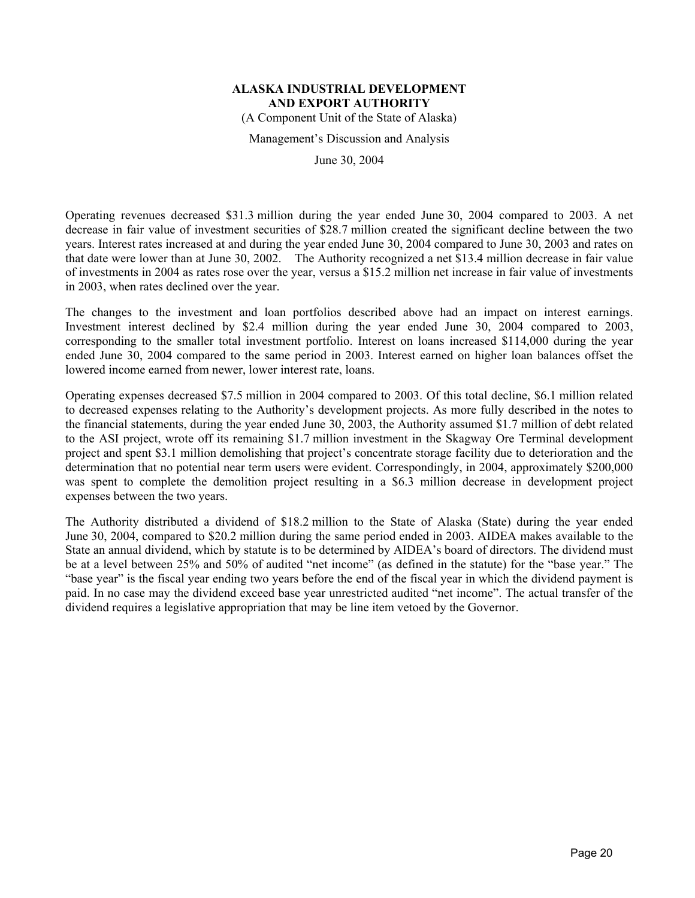**ALASKA INDUSTRIAL DEVELOPMENT AND EXPORT AUTHORITY**

(A Component Unit of the State of Alaska)

Management's Discussion and Analysis

June 30, 2004

Operating revenues decreased $31.3 million during the year ended June 30, 2004 compared to 2003. A net decrease in fair value of investment securities of $28.7 million created the significant decline between the two years. Interest rates increased at and during the year ended June 30, 2004 compared to June 30, 2003 and rates on that date were lower than at June 30, 2002. The Authority recognized a net $13.4 million decrease in fair value of investments in 2004 as rates rose over the year, versus a $15.2 million net increase in fair value of investments in 2003, when rates declined over the year.

The changes to the investment and loan portfolios described above had an impact on interest earnings. Investment interest declined by $2.4 million during the year ended June 30, 2004 compared to 2003, corresponding to the smaller total investment portfolio. Interest on loans increased $114,000 during the year ended June 30, 2004 compared to the same period in 2003. Interest earned on higher loan balances offset the lowered income earned from newer, lower interest rate, loans.

Operating expenses decreased $7.5 million in 2004 compared to 2003. Of this total decline, $6.1 million related to decreased expenses relating to the Authority's development projects. As more fully described in the notes to the financial statements, during the year ended June 30, 2003, the Authority assumed $1.7 million of debt related to the ASI project, wrote off its remaining $1.7 million investment in the Skagway Ore Terminal development project and spent $3.1 million demolishing that project's concentrate storage facility due to deterioration and the determination that no potential near term users were evident. Correspondingly, in 2004, approximately $200,000 was spent to complete the demolition project resulting in a $6.3 million decrease in development project expenses between the two years.

The Authority distributed a dividend of $18.2 million to the State of Alaska (State) during the year ended June 30, 2004, compared to $20.2 million during the same period ended in 2003. AIDEA makes available to the State an annual dividend, which by statute is to be determined by AIDEA's board of directors. The dividend must be at a level between 25% and 50% of audited "net income" (as defined in the statute) for the "base year." The "base year" is the fiscal year ending two years before the end of the fiscal year in which the dividend payment is paid. In no case may the dividend exceed base year unrestricted audited "net income". The actual transfer of the dividend requires a legislative appropriation that may be line item vetoed by the Governor.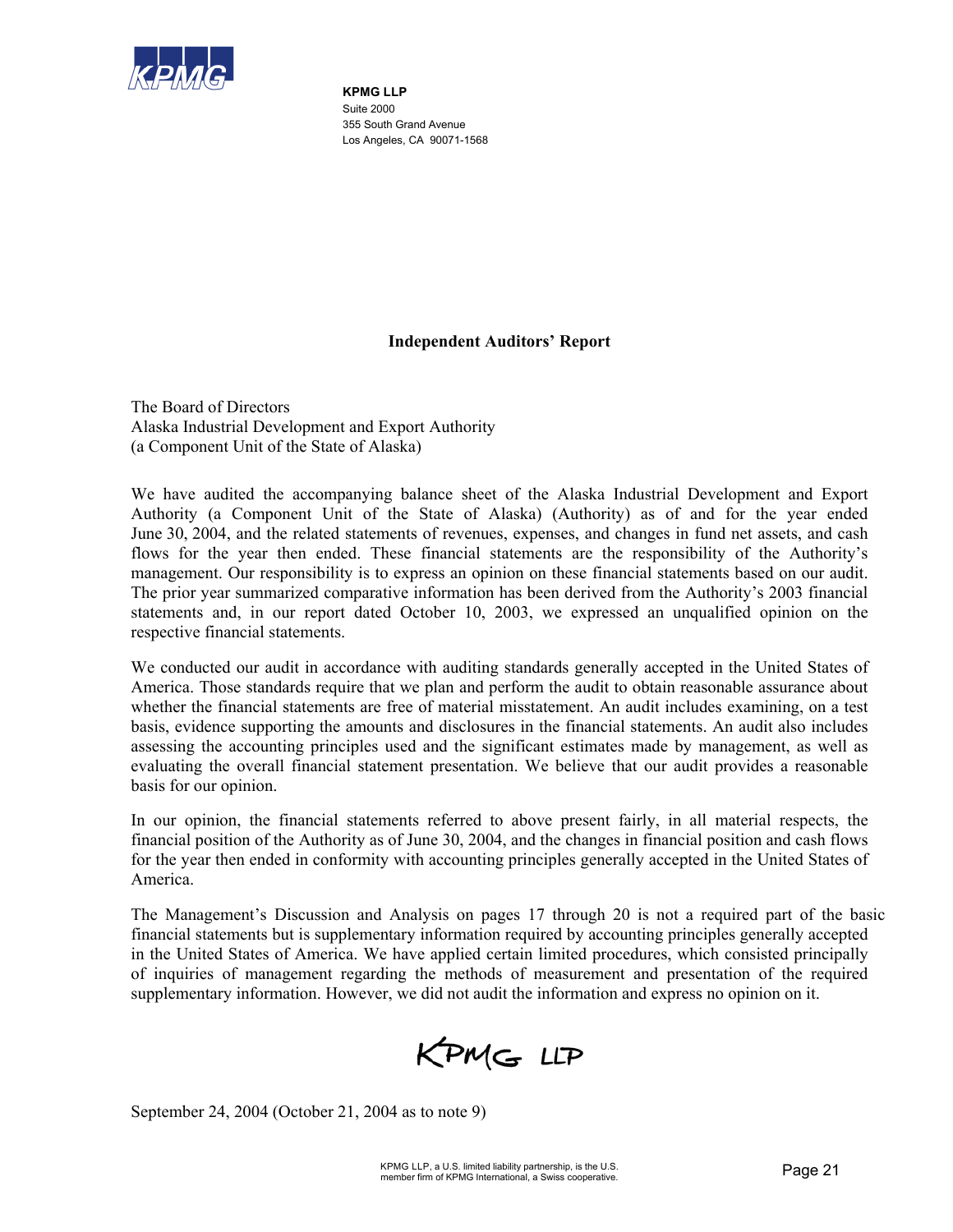**KPMG LLP**
Suite 2000
355 South Grand Avenue
Los Angeles, CA 90071-1568

## Independent Auditors' Report

The Board of Directors
Alaska Industrial Development and Export Authority
(a Component Unit of the State of Alaska)

We have audited the accompanying balance sheet of the Alaska Industrial Development and Export Authority (a Component Unit of the State of Alaska) (Authority) as of and for the year ended June 30, 2004, and the related statements of revenues, expenses, and changes in fund net assets, and cash flows for the year then ended. These financial statements are the responsibility of the Authority's management. Our responsibility is to express an opinion on these financial statements based on our audit. The prior year summarized comparative information has been derived from the Authority's 2003 financial statements and, in our report dated October 10, 2003, we expressed an unqualified opinion on the respective financial statements.

We conducted our audit in accordance with auditing standards generally accepted in the United States of America. Those standards require that we plan and perform the audit to obtain reasonable assurance about whether the financial statements are free of material misstatement. An audit includes examining, on a test basis, evidence supporting the amounts and disclosures in the financial statements. An audit also includes assessing the accounting principles used and the significant estimates made by management, as well as evaluating the overall financial statement presentation. We believe that our audit provides a reasonable basis for our opinion.

In our opinion, the financial statements referred to above present fairly, in all material respects, the financial position of the Authority as of June 30, 2004, and the changes in financial position and cash flows for the year then ended in conformity with accounting principles generally accepted in the United States of America.

The Management's Discussion and Analysis on pages 17 through 20 is not a required part of the basic financial statements but is supplementary information required by accounting principles generally accepted in the United States of America. We have applied certain limited procedures, which consisted principally of inquiries of management regarding the methods of measurement and presentation of the required supplementary information. However, we did not audit the information and express no opinion on it.

KPMG LLP

September 24, 2004 (October 21, 2004 as to note 9)

KPMG LLP, a U.S. limited liability partnership, is the U.S. member firm of KPMG International, a Swiss cooperative.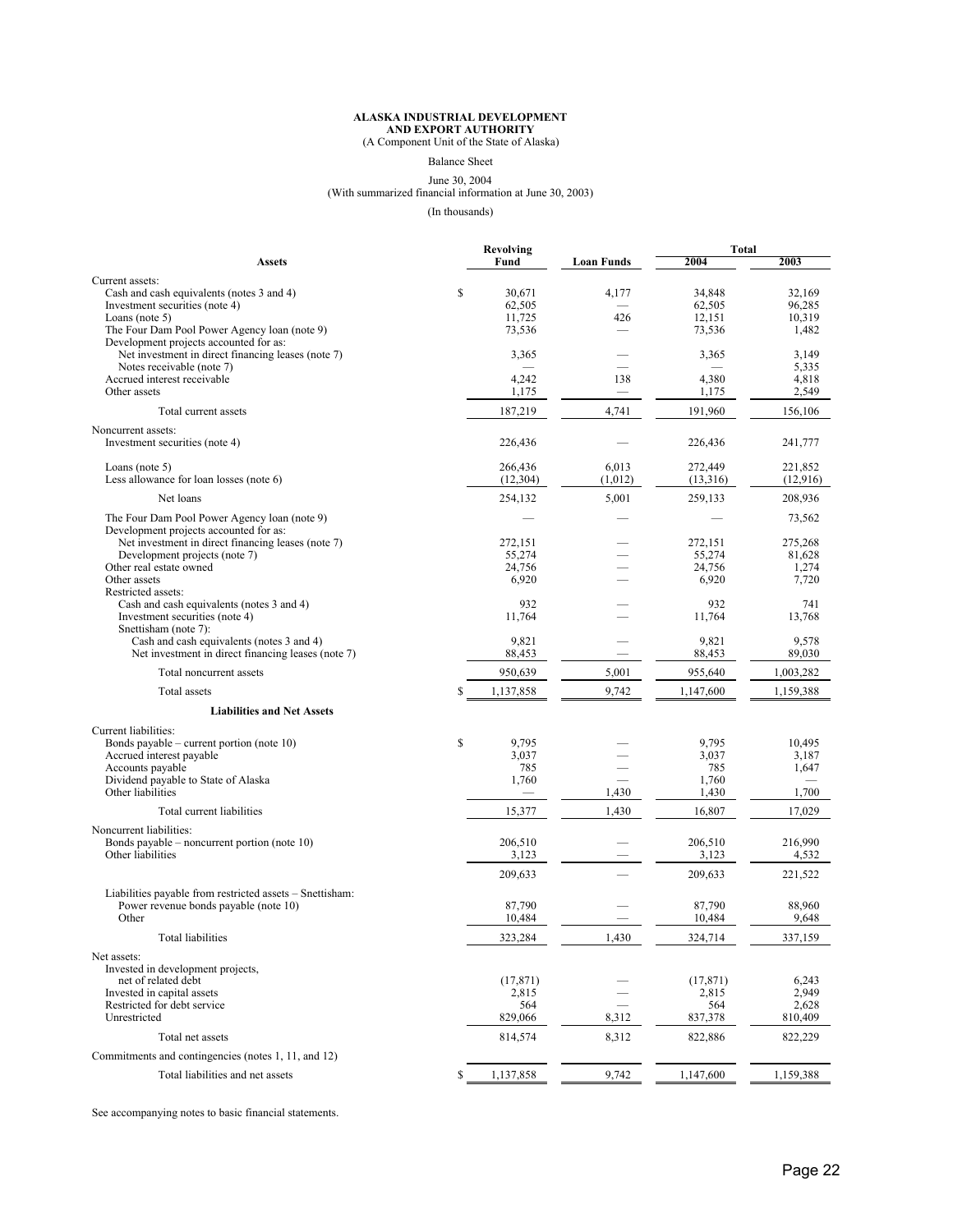**ALASKA INDUSTRIAL DEVELOPMENT AND EXPORT AUTHORITY**
(A Component Unit of the State of Alaska)

Balance Sheet

June 30, 2004
(With summarized financial information at June 30, 2003)

(In thousands)

| Assets | Revolving Fund | Loan Funds | Total 2004 | Total 2003 |
|---|---|---|---|---|
| Current assets: | | | | |
| Cash and cash equivalents (notes 3 and 4) | $ 30,671 | 4,177 | 34,848 | 32,169 |
| Investment securities (note 4) | 62,505 | — | 62,505 | 96,285 |
| Loans (note 5) | 11,725 | 426 | 12,151 | 10,319 |
| The Four Dam Pool Power Agency loan (note 9) | 73,536 | — | 73,536 | 1,482 |
| Development projects accounted for as: | | | | |
| Net investment in direct financing leases (note 7) | 3,365 | — | 3,365 | 3,149 |
| Notes receivable (note 7) | — | — | — | 5,335 |
| Accrued interest receivable | 4,242 | 138 | 4,380 | 4,818 |
| Other assets | 1,175 | — | 1,175 | 2,549 |
| Total current assets | 187,219 | 4,741 | 191,960 | 156,106 |
| Noncurrent assets: | | | | |
| Investment securities (note 4) | 226,436 | — | 226,436 | 241,777 |
| Loans (note 5) | 266,436 | 6,013 | 272,449 | 221,852 |
| Less allowance for loan losses (note 6) | (12,304) | (1,012) | (13,316) | (12,916) |
| Net loans | 254,132 | 5,001 | 259,133 | 208,936 |
| The Four Dam Pool Power Agency loan (note 9) | — | — | — | 73,562 |
| Development projects accounted for as: | | | | |
| Net investment in direct financing leases (note 7) | 272,151 | — | 272,151 | 275,268 |
| Development projects (note 7) | 55,274 | — | 55,274 | 81,628 |
| Other real estate owned | 24,756 | — | 24,756 | 1,274 |
| Other assets | 6,920 | — | 6,920 | 7,720 |
| Restricted assets: | | | | |
| Cash and cash equivalents (notes 3 and 4) | 932 | — | 932 | 741 |
| Investment securities (note 4) | 11,764 | — | 11,764 | 13,768 |
| Snettisham (note 7): | | | | |
| Cash and cash equivalents (notes 3 and 4) | 9,821 | — | 9,821 | 9,578 |
| Net investment in direct financing leases (note 7) | 88,453 | — | 88,453 | 89,030 |
| Total noncurrent assets | 950,639 | 5,001 | 955,640 | 1,003,282 |
| Total assets | $ 1,137,858 | 9,742 | 1,147,600 | 1,159,388 |
| **Liabilities and Net Assets** | | | | |
| Current liabilities: | | | | |
| Bonds payable – current portion (note 10) | $ 9,795 | — | 9,795 | 10,495 |
| Accrued interest payable | 3,037 | — | 3,037 | 3,187 |
| Accounts payable | 785 | — | 785 | 1,647 |
| Dividend payable to State of Alaska | 1,760 | — | 1,760 | — |
| Other liabilities | — | 1,430 | 1,430 | 1,700 |
| Total current liabilities | 15,377 | 1,430 | 16,807 | 17,029 |
| Noncurrent liabilities: | | | | |
| Bonds payable – noncurrent portion (note 10) | 206,510 | — | 206,510 | 216,990 |
| Other liabilities | 3,123 | — | 3,123 | 4,532 |
| | 209,633 | — | 209,633 | 221,522 |
| Liabilities payable from restricted assets – Snettisham: | | | | |
| Power revenue bonds payable (note 10) | 87,790 | — | 87,790 | 88,960 |
| Other | 10,484 | — | 10,484 | 9,648 |
| Total liabilities | 323,284 | 1,430 | 324,714 | 337,159 |
| Net assets: | | | | |
| Invested in development projects, net of related debt | (17,871) | — | (17,871) | 6,243 |
| Invested in capital assets | 2,815 | — | 2,815 | 2,949 |
| Restricted for debt service | 564 | — | 564 | 2,628 |
| Unrestricted | 829,066 | 8,312 | 837,378 | 810,409 |
| Total net assets | 814,574 | 8,312 | 822,886 | 822,229 |
| Commitments and contingencies (notes 1, 11, and 12) | | | | |
| Total liabilities and net assets | $ 1,137,858 | 9,742 | 1,147,600 | 1,159,388 |

See accompanying notes to basic financial statements.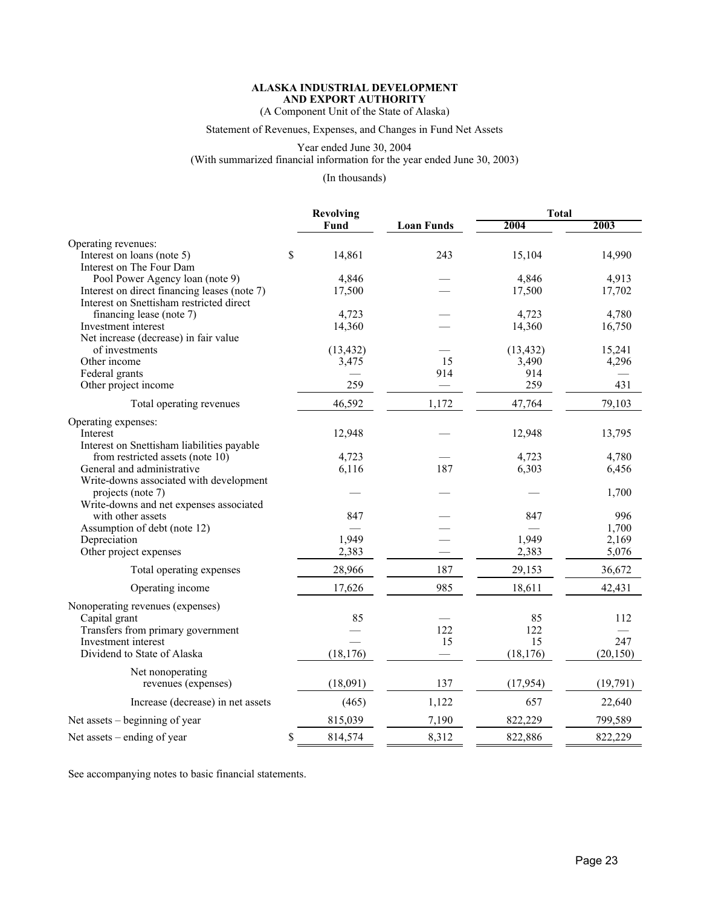**ALASKA INDUSTRIAL DEVELOPMENT AND EXPORT AUTHORITY**

(A Component Unit of the State of Alaska)

Statement of Revenues, Expenses, and Changes in Fund Net Assets

Year ended June 30, 2004

(With summarized financial information for the year ended June 30, 2003)

(In thousands)

| | Revolving Fund | Loan Funds | Total 2004 | Total 2003 |
|---|---|---|---|---|
| Operating revenues: | | | | |
| Interest on loans (note 5) | $ 14,861 | 243 | 15,104 | 14,990 |
| Interest on The Four Dam Pool Power Agency loan (note 9) | 4,846 | — | 4,846 | 4,913 |
| Interest on direct financing leases (note 7) | 17,500 | — | 17,500 | 17,702 |
| Interest on Snettisham restricted direct financing lease (note 7) | 4,723 | — | 4,723 | 4,780 |
| Investment interest | 14,360 | — | 14,360 | 16,750 |
| Net increase (decrease) in fair value of investments | (13,432) | — | (13,432) | 15,241 |
| Other income | 3,475 | 15 | 3,490 | 4,296 |
| Federal grants | — | 914 | 914 | — |
| Other project income | 259 | — | 259 | 431 |
| Total operating revenues | 46,592 | 1,172 | 47,764 | 79,103 |
| Operating expenses: | | | | |
| Interest | 12,948 | — | 12,948 | 13,795 |
| Interest on Snettisham liabilities payable from restricted assets (note 10) | 4,723 | — | 4,723 | 4,780 |
| General and administrative | 6,116 | 187 | 6,303 | 6,456 |
| Write-downs associated with development projects (note 7) | — | — | — | 1,700 |
| Write-downs and net expenses associated with other assets | 847 | — | 847 | 996 |
| Assumption of debt (note 12) | — | — | — | 1,700 |
| Depreciation | 1,949 | — | 1,949 | 2,169 |
| Other project expenses | 2,383 | — | 2,383 | 5,076 |
| Total operating expenses | 28,966 | 187 | 29,153 | 36,672 |
| Operating income | 17,626 | 985 | 18,611 | 42,431 |
| Nonoperating revenues (expenses) | | | | |
| Capital grant | 85 | — | 85 | 112 |
| Transfers from primary government | — | 122 | 122 | — |
| Investment interest | — | 15 | 15 | 247 |
| Dividend to State of Alaska | (18,176) | — | (18,176) | (20,150) |
| Net nonoperating revenues (expenses) | (18,091) | 137 | (17,954) | (19,791) |
| Increase (decrease) in net assets | (465) | 1,122 | 657 | 22,640 |
| Net assets – beginning of year | 815,039 | 7,190 | 822,229 | 799,589 |
| Net assets – ending of year | $ 814,574 | 8,312 | 822,886 | 822,229 |

See accompanying notes to basic financial statements.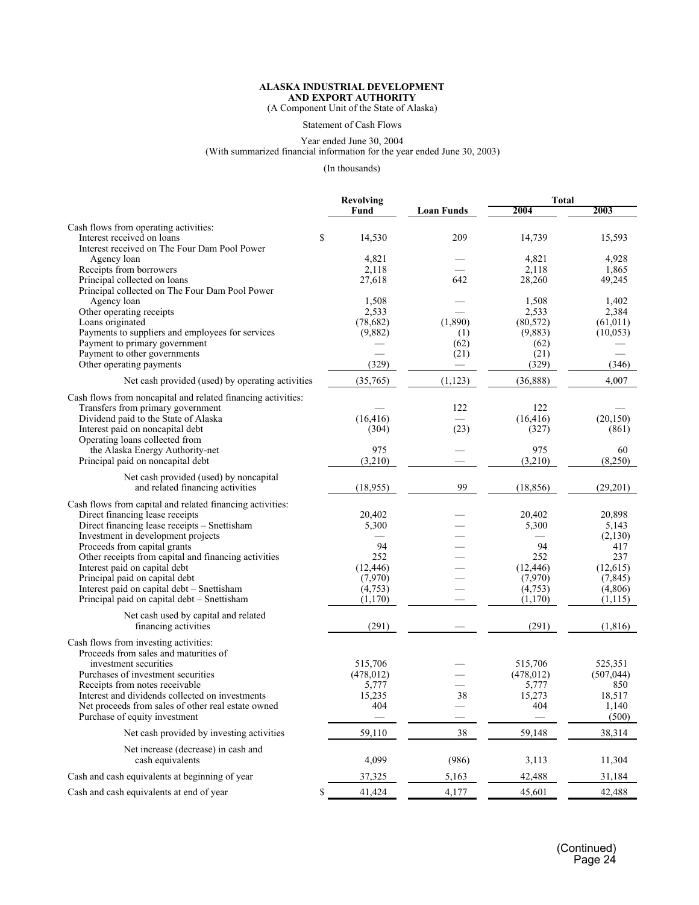**ALASKA INDUSTRIAL DEVELOPMENT AND EXPORT AUTHORITY**

(A Component Unit of the State of Alaska)

Statement of Cash Flows

Year ended June 30, 2004

(With summarized financial information for the year ended June 30, 2003)

(In thousands)

| | Revolving Fund | Loan Funds | Total 2004 | Total 2003 |
|---|---|---|---|---|
| Cash flows from operating activities: | | | | |
| Interest received on loans | $ 14,530 | 209 | 14,739 | 15,593 |
| Interest received on The Four Dam Pool Power Agency loan | 4,821 | — | 4,821 | 4,928 |
| Receipts from borrowers | 2,118 | — | 2,118 | 1,865 |
| Principal collected on loans | 27,618 | 642 | 28,260 | 49,245 |
| Principal collected on The Four Dam Pool Power Agency loan | 1,508 | — | 1,508 | 1,402 |
| Other operating receipts | 2,533 | — | 2,533 | 2,384 |
| Loans originated | (78,682) | (1,890) | (80,572) | (61,011) |
| Payments to suppliers and employees for services | (9,882) | (1) | (9,883) | (10,053) |
| Payment to primary government | — | (62) | (62) | — |
| Payment to other governments | — | (21) | (21) | — |
| Other operating payments | (329) | — | (329) | (346) |
| Net cash provided (used) by operating activities | (35,765) | (1,123) | (36,888) | 4,007 |
| Cash flows from noncapital and related financing activities: | | | | |
| Transfers from primary government | — | 122 | 122 | — |
| Dividend paid to the State of Alaska | (16,416) | — | (16,416) | (20,150) |
| Interest paid on noncapital debt | (304) | (23) | (327) | (861) |
| Operating loans collected from the Alaska Energy Authority-net | 975 | — | 975 | 60 |
| Principal paid on noncapital debt | (3,210) | — | (3,210) | (8,250) |
| Net cash provided (used) by noncapital and related financing activities | (18,955) | 99 | (18,856) | (29,201) |
| Cash flows from capital and related financing activities: | | | | |
| Direct financing lease receipts | 20,402 | — | 20,402 | 20,898 |
| Direct financing lease receipts – Snettisham | 5,300 | — | 5,300 | 5,143 |
| Investment in development projects | — | — | — | (2,130) |
| Proceeds from capital grants | 94 | — | 94 | 417 |
| Other receipts from capital and financing activities | 252 | — | 252 | 237 |
| Interest paid on capital debt | (12,446) | — | (12,446) | (12,615) |
| Principal paid on capital debt | (7,970) | — | (7,970) | (7,845) |
| Interest paid on capital debt – Snettisham | (4,753) | — | (4,753) | (4,806) |
| Principal paid on capital debt – Snettisham | (1,170) | — | (1,170) | (1,115) |
| Net cash used by capital and related financing activities | (291) | — | (291) | (1,816) |
| Cash flows from investing activities: | | | | |
| Proceeds from sales and maturities of investment securities | 515,706 | — | 515,706 | 525,351 |
| Purchases of investment securities | (478,012) | — | (478,012) | (507,044) |
| Receipts from notes receivable | 5,777 | — | 5,777 | 850 |
| Interest and dividends collected on investments | 15,235 | 38 | 15,273 | 18,517 |
| Net proceeds from sales of other real estate owned | 404 | — | 404 | 1,140 |
| Purchase of equity investment | — | — | — | (500) |
| Net cash provided by investing activities | 59,110 | 38 | 59,148 | 38,314 |
| Net increase (decrease) in cash and cash equivalents | 4,099 | (986) | 3,113 | 11,304 |
| Cash and cash equivalents at beginning of year | 37,325 | 5,163 | 42,488 | 31,184 |
| Cash and cash equivalents at end of year | $ 41,424 | 4,177 | 45,601 | 42,488 |

(Continued)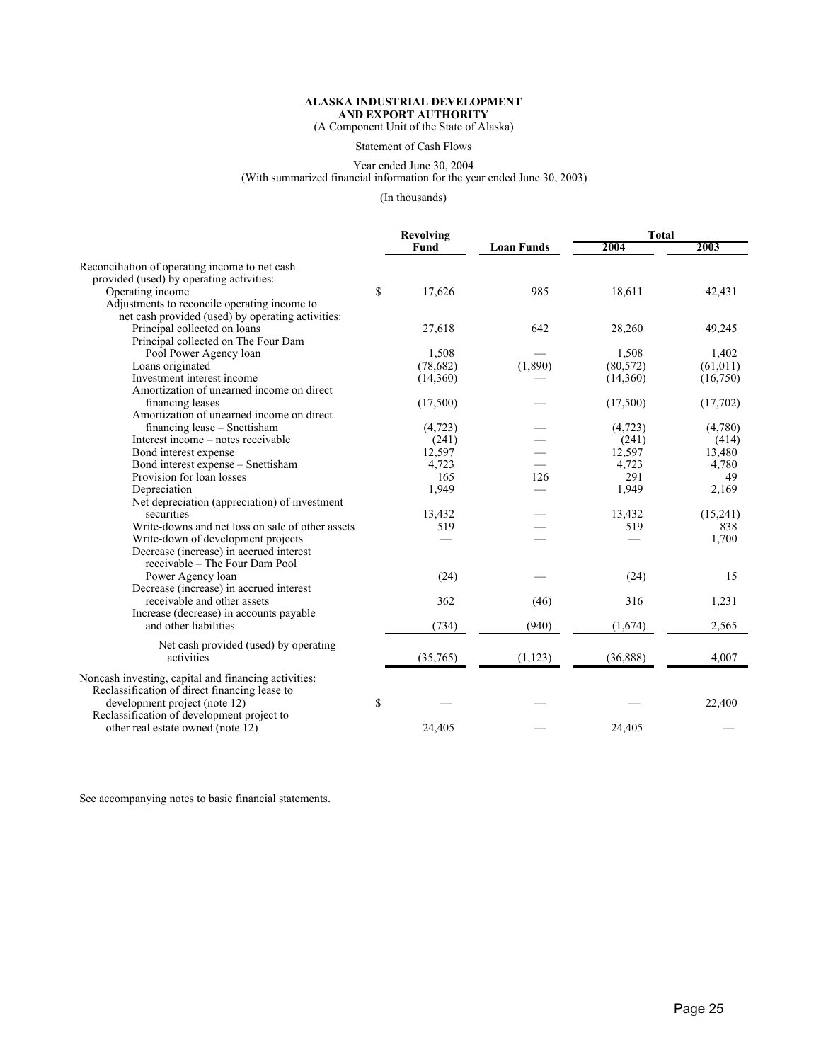**ALASKA INDUSTRIAL DEVELOPMENT AND EXPORT AUTHORITY**

(A Component Unit of the State of Alaska)

Statement of Cash Flows

Year ended June 30, 2004

(With summarized financial information for the year ended June 30, 2003)

(In thousands)

| | Revolving Fund | Loan Funds | Total | |
|---|---|---|---|---|
| | | | 2004 | 2003 |
| Reconciliation of operating income to net cash provided (used) by operating activities: | | | | |
| Operating income | $ 17,626 | 985 | 18,611 | 42,431 |
| Adjustments to reconcile operating income to net cash provided (used) by operating activities: | | | | |
| Principal collected on loans | 27,618 | 642 | 28,260 | 49,245 |
| Principal collected on The Four Dam Pool Power Agency loan | 1,508 | — | 1,508 | 1,402 |
| Loans originated | (78,682) | (1,890) | (80,572) | (61,011) |
| Investment interest income | (14,360) | — | (14,360) | (16,750) |
| Amortization of unearned income on direct financing leases | (17,500) | — | (17,500) | (17,702) |
| Amortization of unearned income on direct financing lease – Snettisham | (4,723) | — | (4,723) | (4,780) |
| Interest income – notes receivable | (241) | — | (241) | (414) |
| Bond interest expense | 12,597 | — | 12,597 | 13,480 |
| Bond interest expense – Snettisham | 4,723 | — | 4,723 | 4,780 |
| Provision for loan losses | 165 | 126 | 291 | 49 |
| Depreciation | 1,949 | — | 1,949 | 2,169 |
| Net depreciation (appreciation) of investment securities | 13,432 | — | 13,432 | (15,241) |
| Write-downs and net loss on sale of other assets | 519 | — | 519 | 838 |
| Write-down of development projects | — | — | — | 1,700 |
| Decrease (increase) in accrued interest receivable – The Four Dam Pool Power Agency loan | (24) | — | (24) | 15 |
| Decrease (increase) in accrued interest receivable and other assets | 362 | (46) | 316 | 1,231 |
| Increase (decrease) in accounts payable and other liabilities | (734) | (940) | (1,674) | 2,565 |
| Net cash provided (used) by operating activities | (35,765) | (1,123) | (36,888) | 4,007 |
| Noncash investing, capital and financing activities: | | | | |
| Reclassification of direct financing lease to development project (note 12) | $ — | — | — | 22,400 |
| Reclassification of development project to other real estate owned (note 12) | 24,405 | — | 24,405 | — |

See accompanying notes to basic financial statements.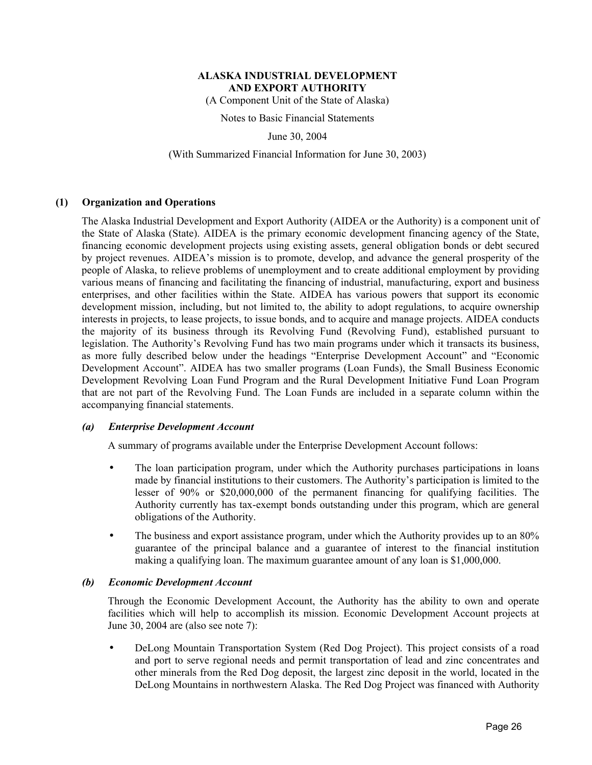# ALASKA INDUSTRIAL DEVELOPMENT AND EXPORT AUTHORITY

(A Component Unit of the State of Alaska)

Notes to Basic Financial Statements

June 30, 2004

(With Summarized Financial Information for June 30, 2003)

## (1) Organization and Operations

The Alaska Industrial Development and Export Authority (AIDEA or the Authority) is a component unit of the State of Alaska (State). AIDEA is the primary economic development financing agency of the State, financing economic development projects using existing assets, general obligation bonds or debt secured by project revenues. AIDEA's mission is to promote, develop, and advance the general prosperity of the people of Alaska, to relieve problems of unemployment and to create additional employment by providing various means of financing and facilitating the financing of industrial, manufacturing, export and business enterprises, and other facilities within the State. AIDEA has various powers that support its economic development mission, including, but not limited to, the ability to adopt regulations, to acquire ownership interests in projects, to lease projects, to issue bonds, and to acquire and manage projects. AIDEA conducts the majority of its business through its Revolving Fund (Revolving Fund), established pursuant to legislation. The Authority's Revolving Fund has two main programs under which it transacts its business, as more fully described below under the headings "Enterprise Development Account" and "Economic Development Account". AIDEA has two smaller programs (Loan Funds), the Small Business Economic Development Revolving Loan Fund Program and the Rural Development Initiative Fund Loan Program that are not part of the Revolving Fund. The Loan Funds are included in a separate column within the accompanying financial statements.

### *(a) Enterprise Development Account*

A summary of programs available under the Enterprise Development Account follows:

- The loan participation program, under which the Authority purchases participations in loans made by financial institutions to their customers. The Authority's participation is limited to the lesser of 90% or $20,000,000 of the permanent financing for qualifying facilities. The Authority currently has tax-exempt bonds outstanding under this program, which are general obligations of the Authority.
- The business and export assistance program, under which the Authority provides up to an 80% guarantee of the principal balance and a guarantee of interest to the financial institution making a qualifying loan. The maximum guarantee amount of any loan is $1,000,000.

### *(b) Economic Development Account*

Through the Economic Development Account, the Authority has the ability to own and operate facilities which will help to accomplish its mission. Economic Development Account projects at June 30, 2004 are (also see note 7):

- DeLong Mountain Transportation System (Red Dog Project). This project consists of a road and port to serve regional needs and permit transportation of lead and zinc concentrates and other minerals from the Red Dog deposit, the largest zinc deposit in the world, located in the DeLong Mountains in northwestern Alaska. The Red Dog Project was financed with Authority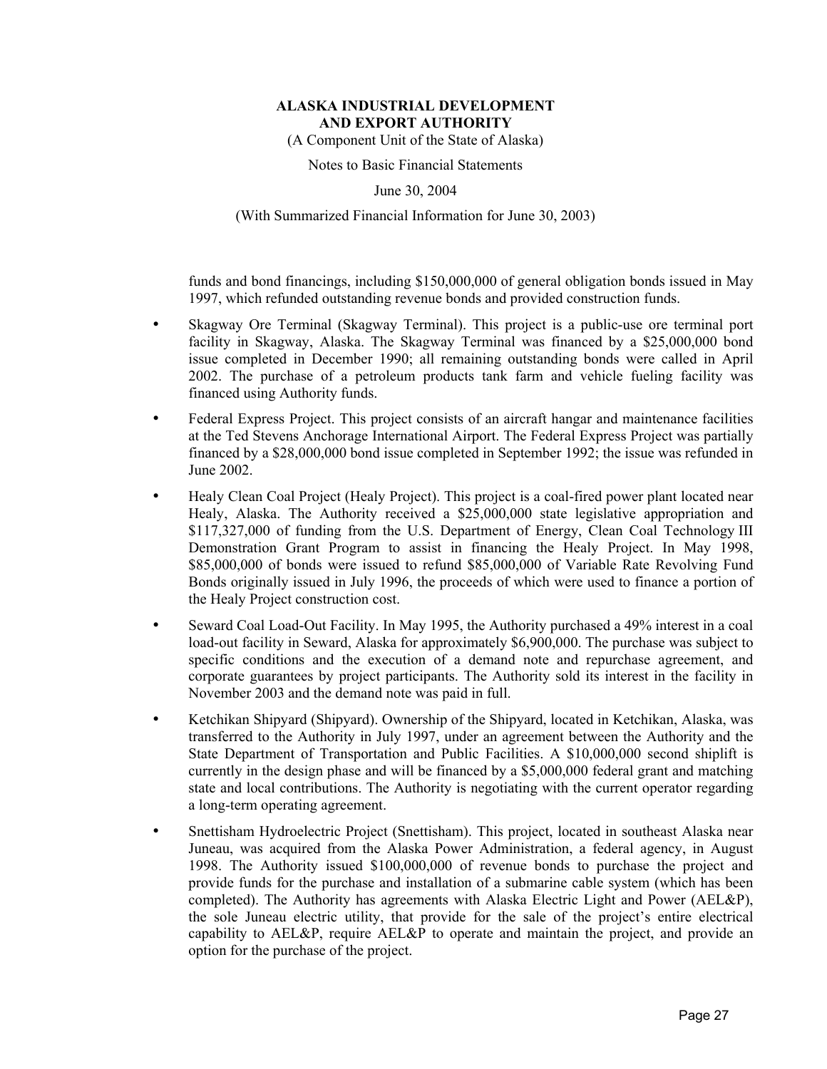funds and bond financings, including $150,000,000 of general obligation bonds issued in May 1997, which refunded outstanding revenue bonds and provided construction funds.

- Skagway Ore Terminal (Skagway Terminal). This project is a public-use ore terminal port facility in Skagway, Alaska. The Skagway Terminal was financed by a $25,000,000 bond issue completed in December 1990; all remaining outstanding bonds were called in April 2002. The purchase of a petroleum products tank farm and vehicle fueling facility was financed using Authority funds.

- Federal Express Project. This project consists of an aircraft hangar and maintenance facilities at the Ted Stevens Anchorage International Airport. The Federal Express Project was partially financed by a $28,000,000 bond issue completed in September 1992; the issue was refunded in June 2002.

- Healy Clean Coal Project (Healy Project). This project is a coal-fired power plant located near Healy, Alaska. The Authority received a $25,000,000 state legislative appropriation and $117,327,000 of funding from the U.S. Department of Energy, Clean Coal Technology III Demonstration Grant Program to assist in financing the Healy Project. In May 1998, $85,000,000 of bonds were issued to refund $85,000,000 of Variable Rate Revolving Fund Bonds originally issued in July 1996, the proceeds of which were used to finance a portion of the Healy Project construction cost.

- Seward Coal Load-Out Facility. In May 1995, the Authority purchased a 49% interest in a coal load-out facility in Seward, Alaska for approximately $6,900,000. The purchase was subject to specific conditions and the execution of a demand note and repurchase agreement, and corporate guarantees by project participants. The Authority sold its interest in the facility in November 2003 and the demand note was paid in full.

- Ketchikan Shipyard (Shipyard). Ownership of the Shipyard, located in Ketchikan, Alaska, was transferred to the Authority in July 1997, under an agreement between the Authority and the State Department of Transportation and Public Facilities. A $10,000,000 second shiplift is currently in the design phase and will be financed by a $5,000,000 federal grant and matching state and local contributions. The Authority is negotiating with the current operator regarding a long-term operating agreement.

- Snettisham Hydroelectric Project (Snettisham). This project, located in southeast Alaska near Juneau, was acquired from the Alaska Power Administration, a federal agency, in August 1998. The Authority issued $100,000,000 of revenue bonds to purchase the project and provide funds for the purchase and installation of a submarine cable system (which has been completed). The Authority has agreements with Alaska Electric Light and Power (AEL&P), the sole Juneau electric utility, that provide for the sale of the project's entire electrical capability to AEL&P, require AEL&P to operate and maintain the project, and provide an option for the purchase of the project.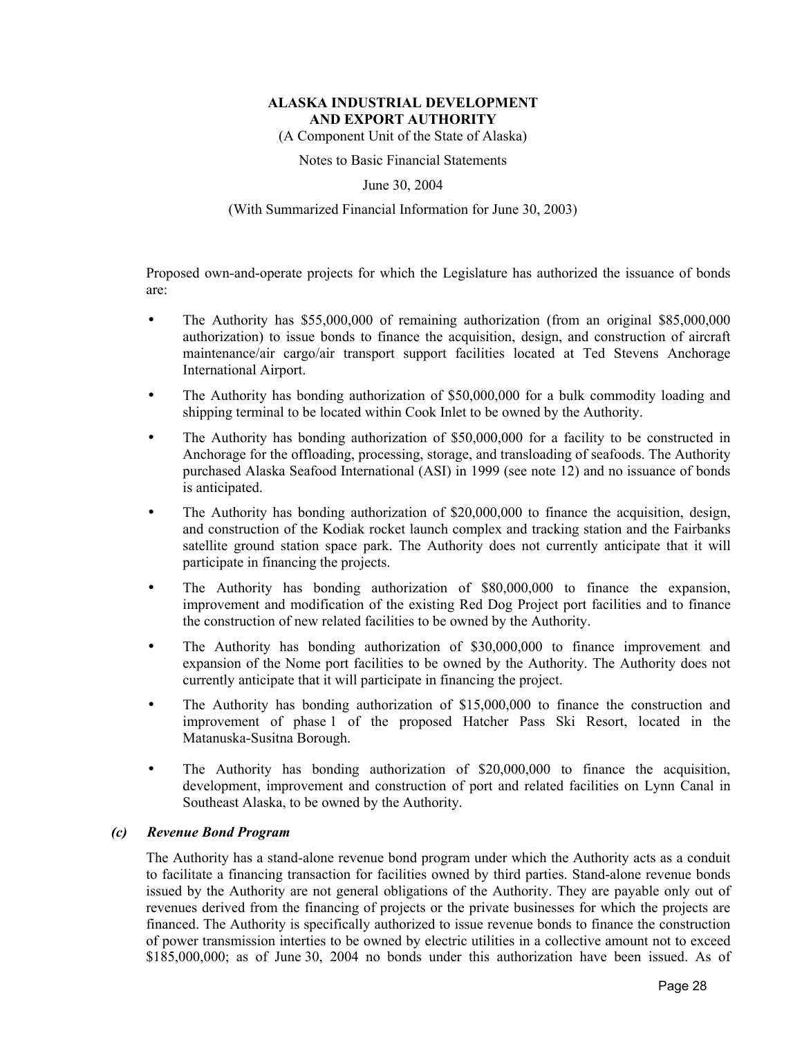Proposed own-and-operate projects for which the Legislature has authorized the issuance of bonds are:

- The Authority has $55,000,000 of remaining authorization (from an original $85,000,000 authorization) to issue bonds to finance the acquisition, design, and construction of aircraft maintenance/air cargo/air transport support facilities located at Ted Stevens Anchorage International Airport.
- The Authority has bonding authorization of $50,000,000 for a bulk commodity loading and shipping terminal to be located within Cook Inlet to be owned by the Authority.
- The Authority has bonding authorization of $50,000,000 for a facility to be constructed in Anchorage for the offloading, processing, storage, and transloading of seafoods. The Authority purchased Alaska Seafood International (ASI) in 1999 (see note 12) and no issuance of bonds is anticipated.
- The Authority has bonding authorization of $20,000,000 to finance the acquisition, design, and construction of the Kodiak rocket launch complex and tracking station and the Fairbanks satellite ground station space park. The Authority does not currently anticipate that it will participate in financing the projects.
- The Authority has bonding authorization of $80,000,000 to finance the expansion, improvement and modification of the existing Red Dog Project port facilities and to finance the construction of new related facilities to be owned by the Authority.
- The Authority has bonding authorization of $30,000,000 to finance improvement and expansion of the Nome port facilities to be owned by the Authority. The Authority does not currently anticipate that it will participate in financing the project.
- The Authority has bonding authorization of $15,000,000 to finance the construction and improvement of phase 1 of the proposed Hatcher Pass Ski Resort, located in the Matanuska-Susitna Borough.
- The Authority has bonding authorization of $20,000,000 to finance the acquisition, development, improvement and construction of port and related facilities on Lynn Canal in Southeast Alaska, to be owned by the Authority.

### *(c) Revenue Bond Program*

The Authority has a stand-alone revenue bond program under which the Authority acts as a conduit to facilitate a financing transaction for facilities owned by third parties. Stand-alone revenue bonds issued by the Authority are not general obligations of the Authority. They are payable only out of revenues derived from the financing of projects or the private businesses for which the projects are financed. The Authority is specifically authorized to issue revenue bonds to finance the construction of power transmission interties to be owned by electric utilities in a collective amount not to exceed $185,000,000; as of June 30, 2004 no bonds under this authorization have been issued. As of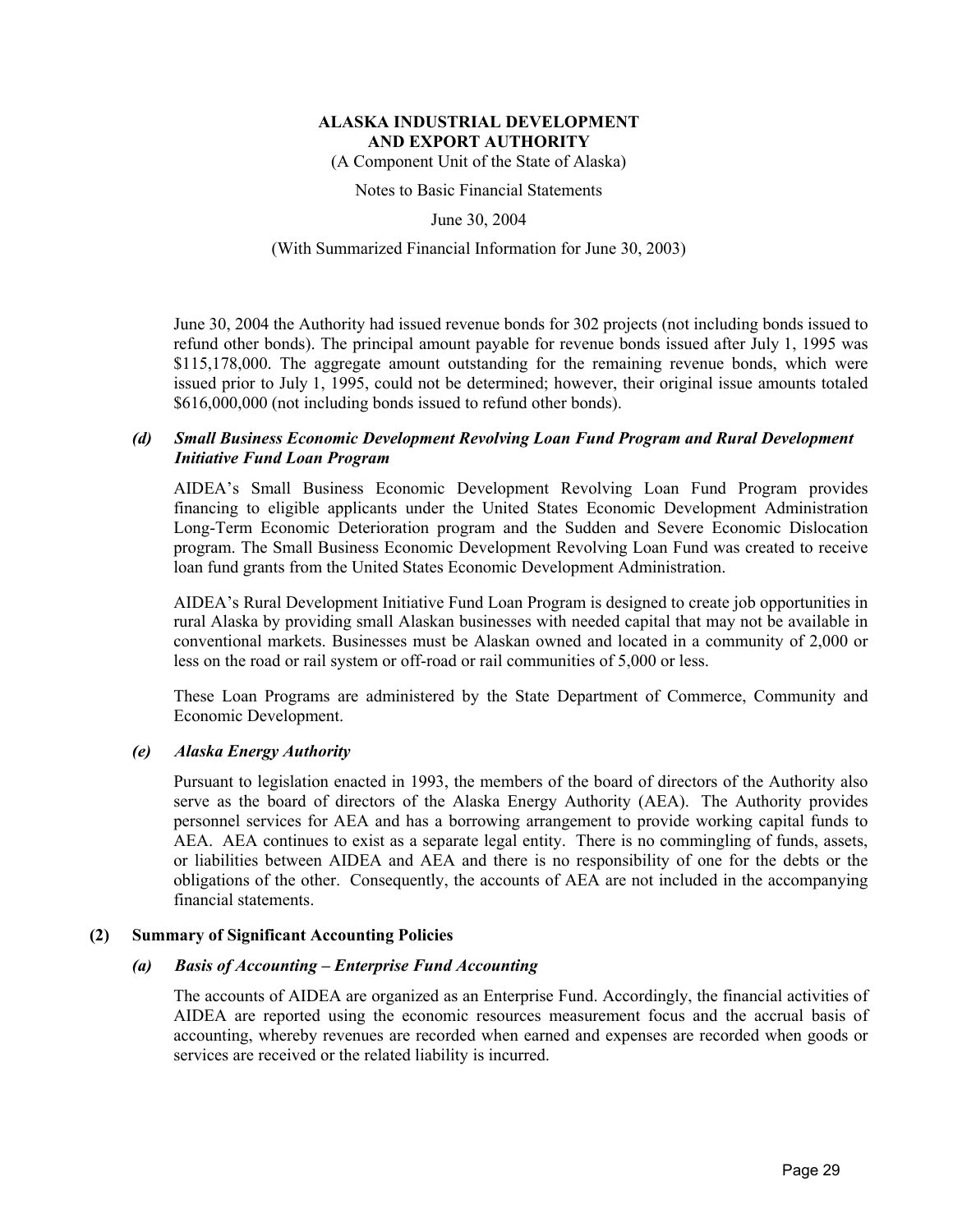June 30, 2004 the Authority had issued revenue bonds for 302 projects (not including bonds issued to refund other bonds). The principal amount payable for revenue bonds issued after July 1, 1995 was \$115,178,000. The aggregate amount outstanding for the remaining revenue bonds, which were issued prior to July 1, 1995, could not be determined; however, their original issue amounts totaled \$616,000,000 (not including bonds issued to refund other bonds).

### *(d) Small Business Economic Development Revolving Loan Fund Program and Rural Development Initiative Fund Loan Program*

AIDEA's Small Business Economic Development Revolving Loan Fund Program provides financing to eligible applicants under the United States Economic Development Administration Long-Term Economic Deterioration program and the Sudden and Severe Economic Dislocation program. The Small Business Economic Development Revolving Loan Fund was created to receive loan fund grants from the United States Economic Development Administration.

AIDEA's Rural Development Initiative Fund Loan Program is designed to create job opportunities in rural Alaska by providing small Alaskan businesses with needed capital that may not be available in conventional markets. Businesses must be Alaskan owned and located in a community of 2,000 or less on the road or rail system or off-road or rail communities of 5,000 or less.

These Loan Programs are administered by the State Department of Commerce, Community and Economic Development.

### *(e) Alaska Energy Authority*

Pursuant to legislation enacted in 1993, the members of the board of directors of the Authority also serve as the board of directors of the Alaska Energy Authority (AEA). The Authority provides personnel services for AEA and has a borrowing arrangement to provide working capital funds to AEA. AEA continues to exist as a separate legal entity. There is no commingling of funds, assets, or liabilities between AIDEA and AEA and there is no responsibility of one for the debts or the obligations of the other. Consequently, the accounts of AEA are not included in the accompanying financial statements.

## (2) Summary of Significant Accounting Policies

### *(a) Basis of Accounting – Enterprise Fund Accounting*

The accounts of AIDEA are organized as an Enterprise Fund. Accordingly, the financial activities of AIDEA are reported using the economic resources measurement focus and the accrual basis of accounting, whereby revenues are recorded when earned and expenses are recorded when goods or services are received or the related liability is incurred.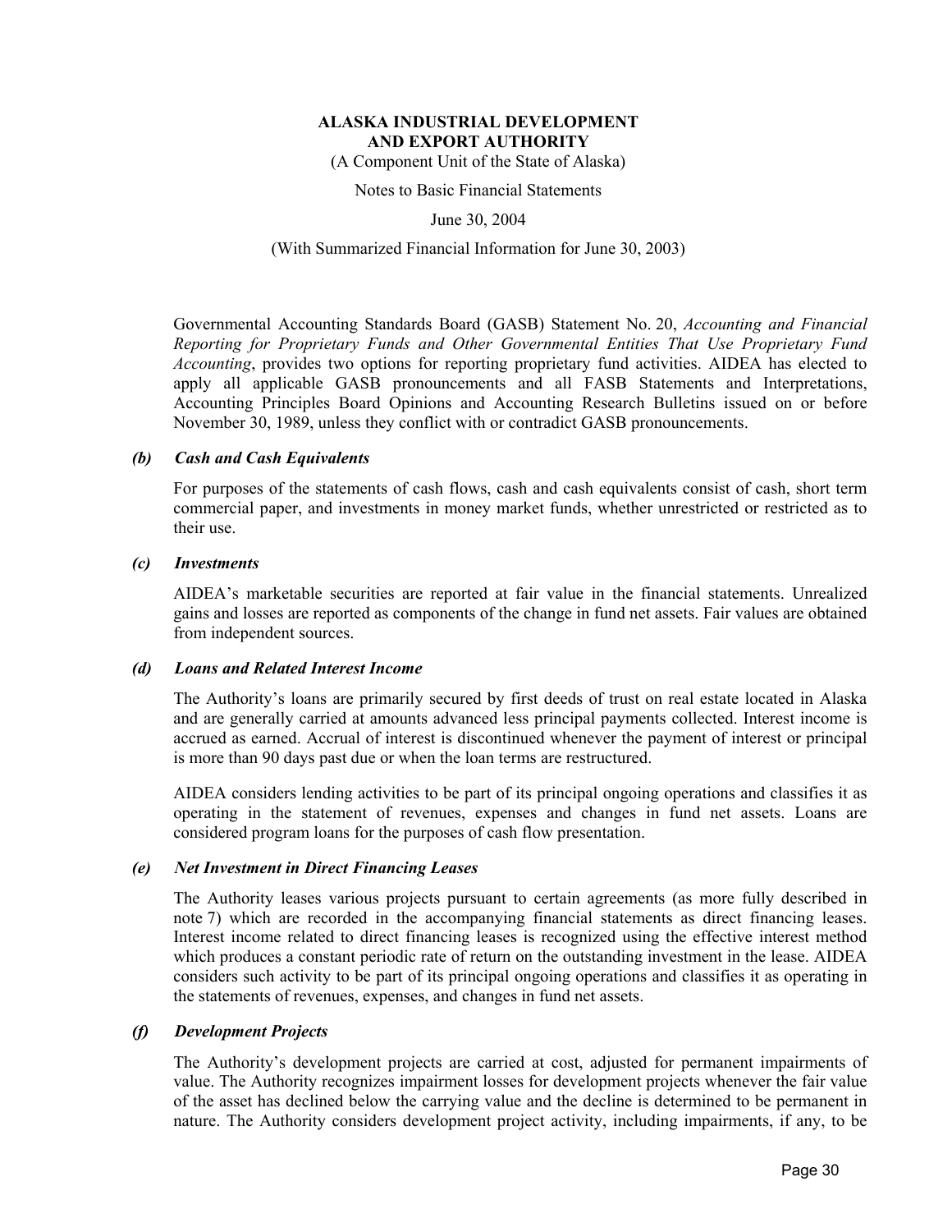Governmental Accounting Standards Board (GASB) Statement No. 20, *Accounting and Financial Reporting for Proprietary Funds and Other Governmental Entities That Use Proprietary Fund Accounting*, provides two options for reporting proprietary fund activities. AIDEA has elected to apply all applicable GASB pronouncements and all FASB Statements and Interpretations, Accounting Principles Board Opinions and Accounting Research Bulletins issued on or before November 30, 1989, unless they conflict with or contradict GASB pronouncements.

***(b) Cash and Cash Equivalents***

For purposes of the statements of cash flows, cash and cash equivalents consist of cash, short term commercial paper, and investments in money market funds, whether unrestricted or restricted as to their use.

***(c) Investments***

AIDEA's marketable securities are reported at fair value in the financial statements. Unrealized gains and losses are reported as components of the change in fund net assets. Fair values are obtained from independent sources.

***(d) Loans and Related Interest Income***

The Authority's loans are primarily secured by first deeds of trust on real estate located in Alaska and are generally carried at amounts advanced less principal payments collected. Interest income is accrued as earned. Accrual of interest is discontinued whenever the payment of interest or principal is more than 90 days past due or when the loan terms are restructured.

AIDEA considers lending activities to be part of its principal ongoing operations and classifies it as operating in the statement of revenues, expenses and changes in fund net assets. Loans are considered program loans for the purposes of cash flow presentation.

***(e) Net Investment in Direct Financing Leases***

The Authority leases various projects pursuant to certain agreements (as more fully described in note 7) which are recorded in the accompanying financial statements as direct financing leases. Interest income related to direct financing leases is recognized using the effective interest method which produces a constant periodic rate of return on the outstanding investment in the lease. AIDEA considers such activity to be part of its principal ongoing operations and classifies it as operating in the statements of revenues, expenses, and changes in fund net assets.

***(f) Development Projects***

The Authority's development projects are carried at cost, adjusted for permanent impairments of value. The Authority recognizes impairment losses for development projects whenever the fair value of the asset has declined below the carrying value and the decline is determined to be permanent in nature. The Authority considers development project activity, including impairments, if any, to be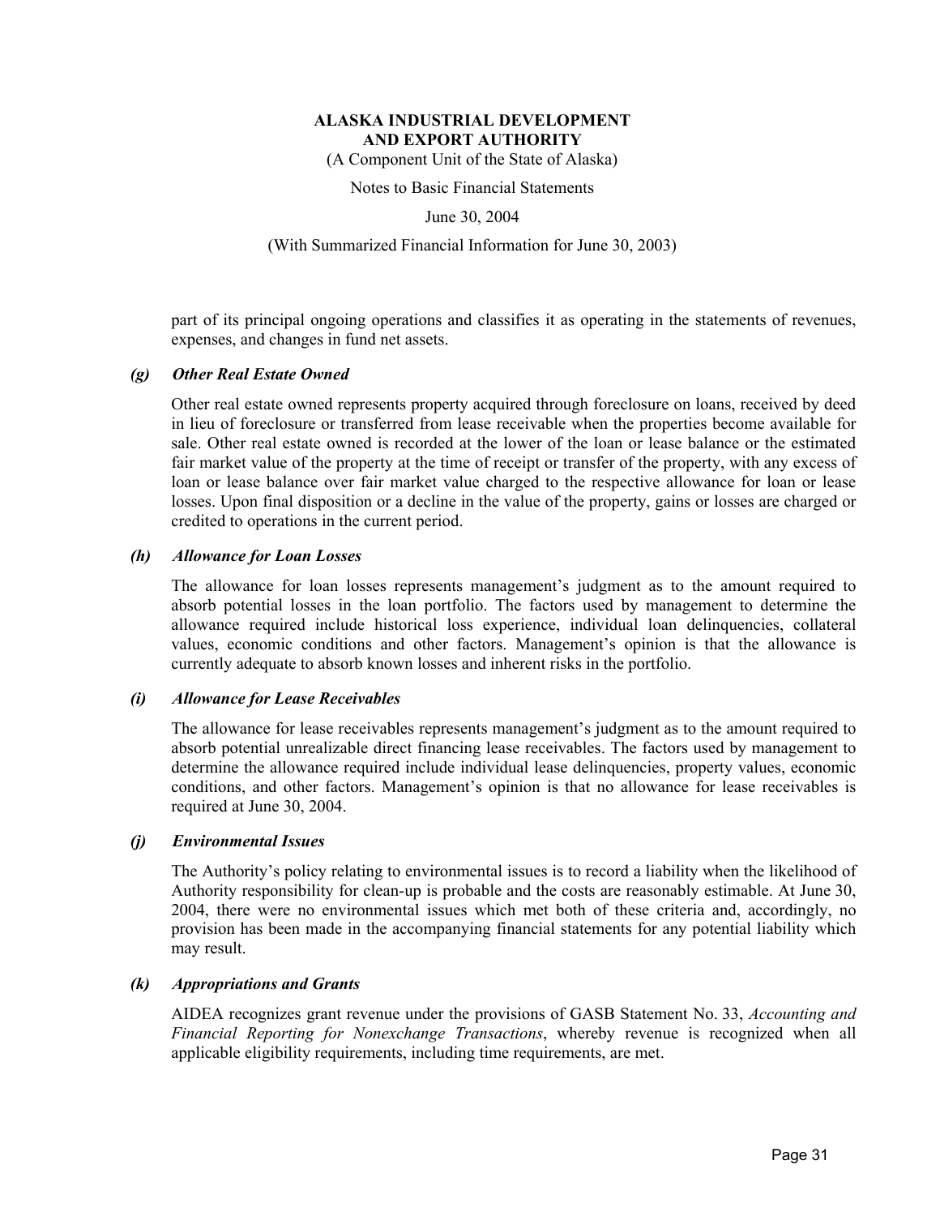part of its principal ongoing operations and classifies it as operating in the statements of revenues, expenses, and changes in fund net assets.

### *(g) Other Real Estate Owned*

Other real estate owned represents property acquired through foreclosure on loans, received by deed in lieu of foreclosure or transferred from lease receivable when the properties become available for sale. Other real estate owned is recorded at the lower of the loan or lease balance or the estimated fair market value of the property at the time of receipt or transfer of the property, with any excess of loan or lease balance over fair market value charged to the respective allowance for loan or lease losses. Upon final disposition or a decline in the value of the property, gains or losses are charged or credited to operations in the current period.

### *(h) Allowance for Loan Losses*

The allowance for loan losses represents management's judgment as to the amount required to absorb potential losses in the loan portfolio. The factors used by management to determine the allowance required include historical loss experience, individual loan delinquencies, collateral values, economic conditions and other factors. Management's opinion is that the allowance is currently adequate to absorb known losses and inherent risks in the portfolio.

### *(i) Allowance for Lease Receivables*

The allowance for lease receivables represents management's judgment as to the amount required to absorb potential unrealizable direct financing lease receivables. The factors used by management to determine the allowance required include individual lease delinquencies, property values, economic conditions, and other factors. Management's opinion is that no allowance for lease receivables is required at June 30, 2004.

### *(j) Environmental Issues*

The Authority's policy relating to environmental issues is to record a liability when the likelihood of Authority responsibility for clean-up is probable and the costs are reasonably estimable. At June 30, 2004, there were no environmental issues which met both of these criteria and, accordingly, no provision has been made in the accompanying financial statements for any potential liability which may result.

### *(k) Appropriations and Grants*

AIDEA recognizes grant revenue under the provisions of GASB Statement No. 33, *Accounting and Financial Reporting for Nonexchange Transactions*, whereby revenue is recognized when all applicable eligibility requirements, including time requirements, are met.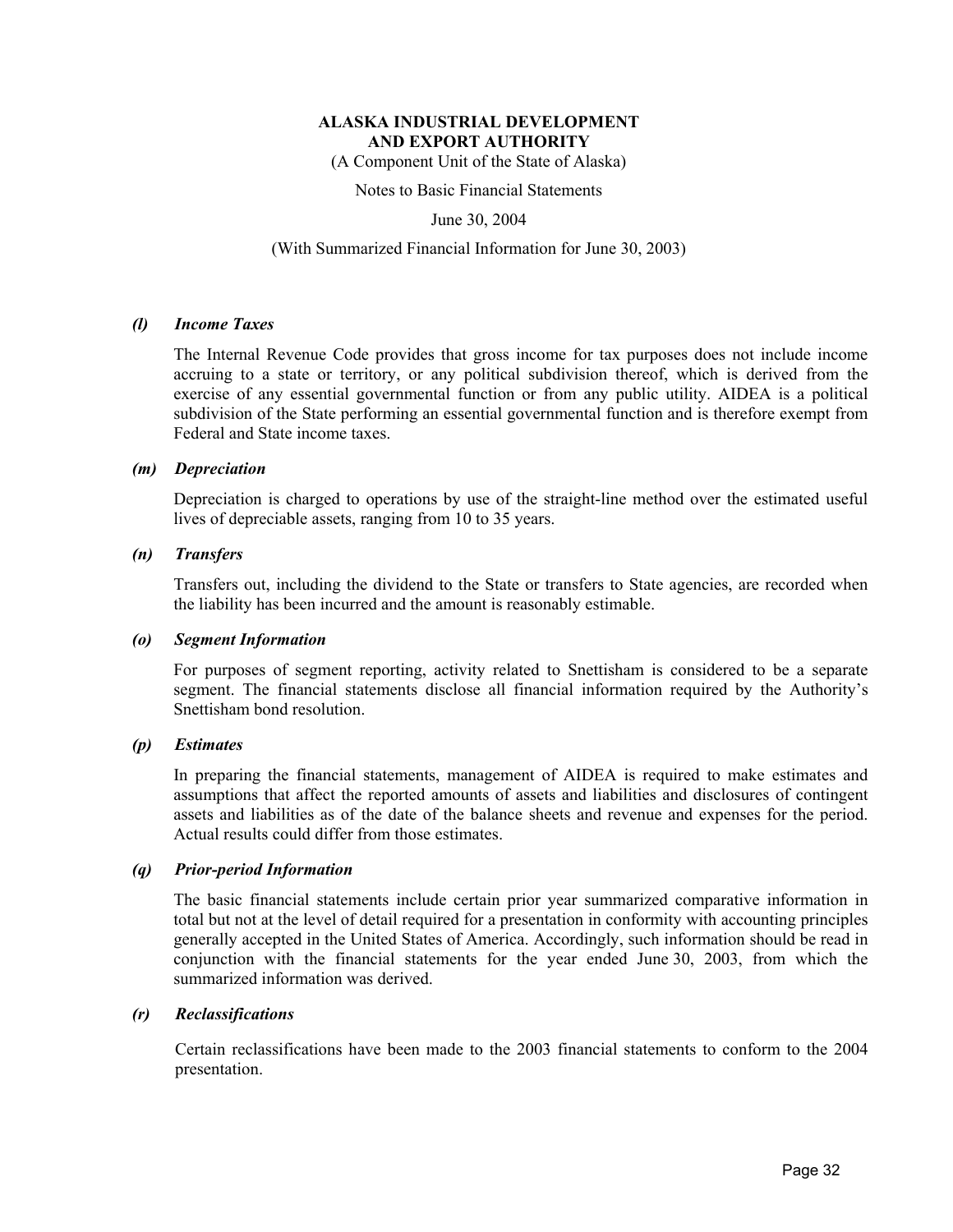**ALASKA INDUSTRIAL DEVELOPMENT AND EXPORT AUTHORITY**
(A Component Unit of the State of Alaska)

Notes to Basic Financial Statements

June 30, 2004

(With Summarized Financial Information for June 30, 2003)

***(l) Income Taxes***

The Internal Revenue Code provides that gross income for tax purposes does not include income accruing to a state or territory, or any political subdivision thereof, which is derived from the exercise of any essential governmental function or from any public utility. AIDEA is a political subdivision of the State performing an essential governmental function and is therefore exempt from Federal and State income taxes.

***(m) Depreciation***

Depreciation is charged to operations by use of the straight-line method over the estimated useful lives of depreciable assets, ranging from 10 to 35 years.

***(n) Transfers***

Transfers out, including the dividend to the State or transfers to State agencies, are recorded when the liability has been incurred and the amount is reasonably estimable.

***(o) Segment Information***

For purposes of segment reporting, activity related to Snettisham is considered to be a separate segment. The financial statements disclose all financial information required by the Authority's Snettisham bond resolution.

***(p) Estimates***

In preparing the financial statements, management of AIDEA is required to make estimates and assumptions that affect the reported amounts of assets and liabilities and disclosures of contingent assets and liabilities as of the date of the balance sheets and revenue and expenses for the period. Actual results could differ from those estimates.

***(q) Prior-period Information***

The basic financial statements include certain prior year summarized comparative information in total but not at the level of detail required for a presentation in conformity with accounting principles generally accepted in the United States of America. Accordingly, such information should be read in conjunction with the financial statements for the year ended June 30, 2003, from which the summarized information was derived.

***(r) Reclassifications***

Certain reclassifications have been made to the 2003 financial statements to conform to the 2004 presentation.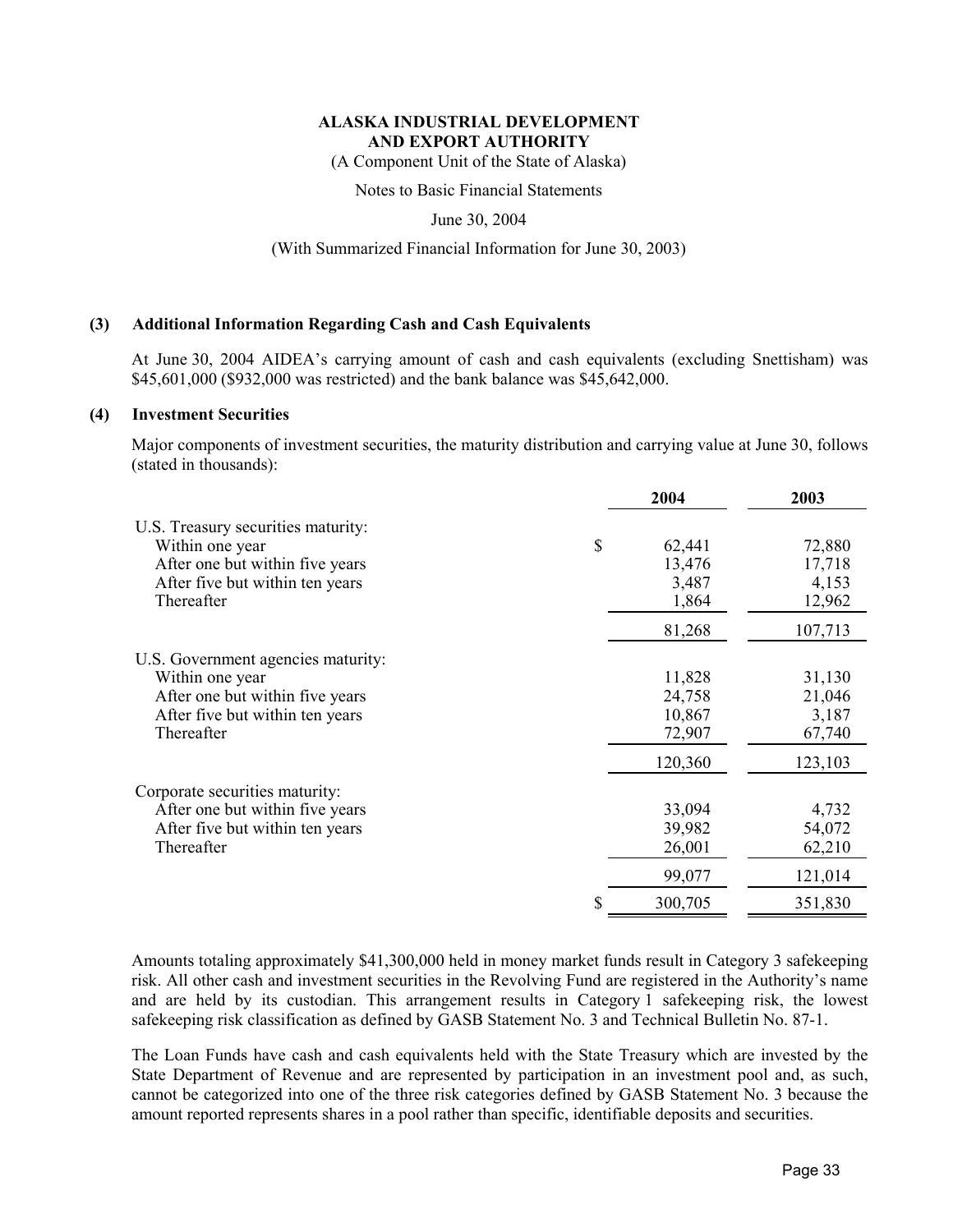**ALASKA INDUSTRIAL DEVELOPMENT AND EXPORT AUTHORITY**

(A Component Unit of the State of Alaska)

Notes to Basic Financial Statements

June 30, 2004

(With Summarized Financial Information for June 30, 2003)

**(3) Additional Information Regarding Cash and Cash Equivalents**

At June 30, 2004 AIDEA's carrying amount of cash and cash equivalents (excluding Snettisham) was $45,601,000 ($932,000 was restricted) and the bank balance was $45,642,000.

**(4) Investment Securities**

Major components of investment securities, the maturity distribution and carrying value at June 30, follows (stated in thousands):

| | 2004 | 2003 |
|---|---|---|
| U.S. Treasury securities maturity: | | |
| Within one year | $ 62,441 | 72,880 |
| After one but within five years | 13,476 | 17,718 |
| After five but within ten years | 3,487 | 4,153 |
| Thereafter | 1,864 | 12,962 |
| | 81,268 | 107,713 |
| U.S. Government agencies maturity: | | |
| Within one year | 11,828 | 31,130 |
| After one but within five years | 24,758 | 21,046 |
| After five but within ten years | 10,867 | 3,187 |
| Thereafter | 72,907 | 67,740 |
| | 120,360 | 123,103 |
| Corporate securities maturity: | | |
| After one but within five years | 33,094 | 4,732 |
| After five but within ten years | 39,982 | 54,072 |
| Thereafter | 26,001 | 62,210 |
| | 99,077 | 121,014 |
| | $ 300,705 | 351,830 |

Amounts totaling approximately $41,300,000 held in money market funds result in Category 3 safekeeping risk. All other cash and investment securities in the Revolving Fund are registered in the Authority's name and are held by its custodian. This arrangement results in Category 1 safekeeping risk, the lowest safekeeping risk classification as defined by GASB Statement No. 3 and Technical Bulletin No. 87-1.

The Loan Funds have cash and cash equivalents held with the State Treasury which are invested by the State Department of Revenue and are represented by participation in an investment pool and, as such, cannot be categorized into one of the three risk categories defined by GASB Statement No. 3 because the amount reported represents shares in a pool rather than specific, identifiable deposits and securities.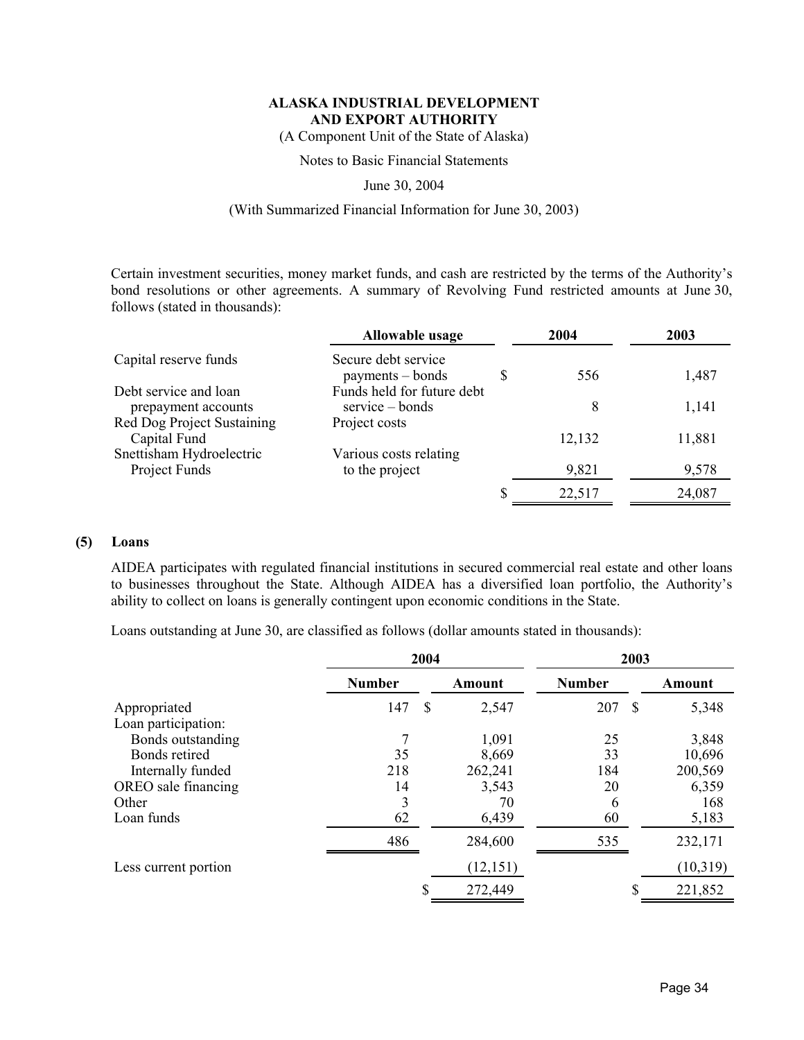Certain investment securities, money market funds, and cash are restricted by the terms of the Authority's bond resolutions or other agreements. A summary of Revolving Fund restricted amounts at June 30, follows (stated in thousands):

| | Allowable usage | 2004 | 2003 |
|---|---|---|---|
| Capital reserve funds | Secure debt service payments – bonds | $ 556 | 1,487 |
| Debt service and loan prepayment accounts | Funds held for future debt service – bonds | 8 | 1,141 |
| Red Dog Project Sustaining Capital Fund | Project costs | 12,132 | 11,881 |
| Snettisham Hydroelectric Project Funds | Various costs relating to the project | 9,821 | 9,578 |
| | | $ 22,517 | 24,087 |

## (5) Loans

AIDEA participates with regulated financial institutions in secured commercial real estate and other loans to businesses throughout the State. Although AIDEA has a diversified loan portfolio, the Authority's ability to collect on loans is generally contingent upon economic conditions in the State.

Loans outstanding at June 30, are classified as follows (dollar amounts stated in thousands):

| | 2004 | | 2003 | |
|---|---|---|---|---|
| | Number | Amount | Number | Amount |
| Appropriated | 147 | $ 2,547 | 207 | $ 5,348 |
| Loan participation: | | | | |
| Bonds outstanding | 7 | 1,091 | 25 | 3,848 |
| Bonds retired | 35 | 8,669 | 33 | 10,696 |
| Internally funded | 218 | 262,241 | 184 | 200,569 |
| OREO sale financing | 14 | 3,543 | 20 | 6,359 |
| Other | 3 | 70 | 6 | 168 |
| Loan funds | 62 | 6,439 | 60 | 5,183 |
| | 486 | 284,600 | 535 | 232,171 |
| Less current portion | | (12,151) | | (10,319) |
| | | $ 272,449 | | $ 221,852 |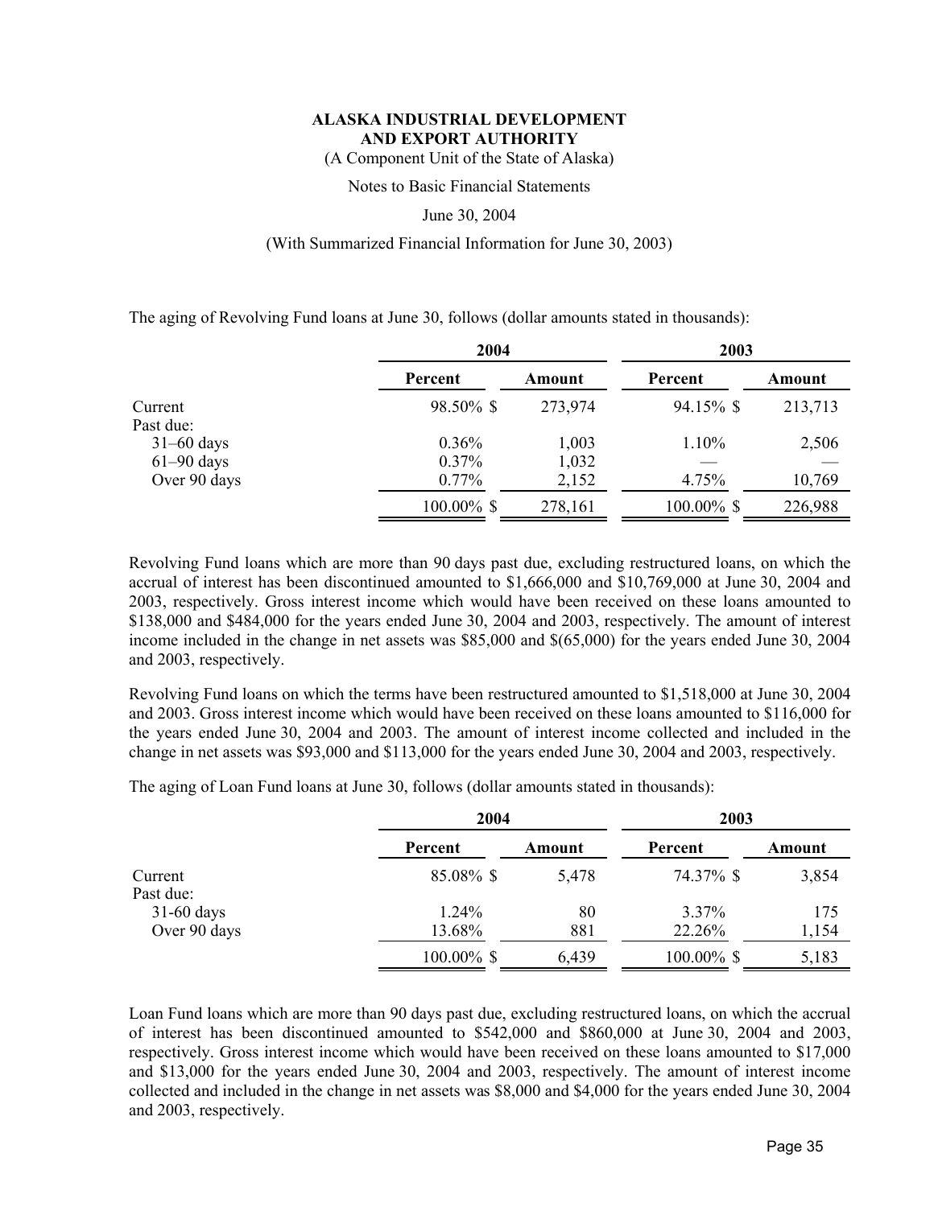The aging of Revolving Fund loans at June 30, follows (dollar amounts stated in thousands):

| | 2004 | | 2003 | |
|---|---|---|---|---|
| | Percent | Amount | Percent | Amount |
| Current | 98.50% $ | 273,974 | 94.15% $ | 213,713 |
| Past due: | | | | |
| 31–60 days | 0.36% | 1,003 | 1.10% | 2,506 |
| 61–90 days | 0.37% | 1,032 | — | — |
| Over 90 days | 0.77% | 2,152 | 4.75% | 10,769 |
| | 100.00% $ | 278,161 | 100.00% $ | 226,988 |

Revolving Fund loans which are more than 90 days past due, excluding restructured loans, on which the accrual of interest has been discontinued amounted to $1,666,000 and $10,769,000 at June 30, 2004 and 2003, respectively. Gross interest income which would have been received on these loans amounted to $138,000 and $484,000 for the years ended June 30, 2004 and 2003, respectively. The amount of interest income included in the change in net assets was $85,000 and $(65,000) for the years ended June 30, 2004 and 2003, respectively.

Revolving Fund loans on which the terms have been restructured amounted to $1,518,000 at June 30, 2004 and 2003. Gross interest income which would have been received on these loans amounted to $116,000 for the years ended June 30, 2004 and 2003. The amount of interest income collected and included in the change in net assets was $93,000 and $113,000 for the years ended June 30, 2004 and 2003, respectively.

The aging of Loan Fund loans at June 30, follows (dollar amounts stated in thousands):

| | 2004 | | 2003 | |
|---|---|---|---|---|
| | Percent | Amount | Percent | Amount |
| Current | 85.08% $ | 5,478 | 74.37% $ | 3,854 |
| Past due: | | | | |
| 31-60 days | 1.24% | 80 | 3.37% | 175 |
| Over 90 days | 13.68% | 881 | 22.26% | 1,154 |
| | 100.00% $ | 6,439 | 100.00% $ | 5,183 |

Loan Fund loans which are more than 90 days past due, excluding restructured loans, on which the accrual of interest has been discontinued amounted to $542,000 and $860,000 at June 30, 2004 and 2003, respectively. Gross interest income which would have been received on these loans amounted to $17,000 and $13,000 for the years ended June 30, 2004 and 2003, respectively. The amount of interest income collected and included in the change in net assets was $8,000 and $4,000 for the years ended June 30, 2004 and 2003, respectively.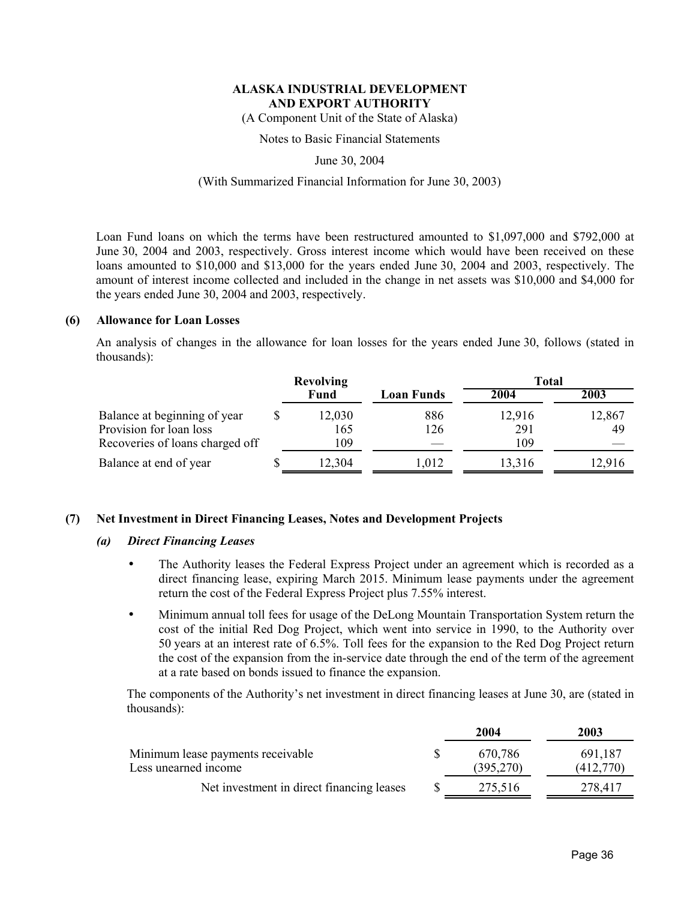Loan Fund loans on which the terms have been restructured amounted to $1,097,000 and $792,000 at June 30, 2004 and 2003, respectively. Gross interest income which would have been received on these loans amounted to $10,000 and $13,000 for the years ended June 30, 2004 and 2003, respectively. The amount of interest income collected and included in the change in net assets was $10,000 and $4,000 for the years ended June 30, 2004 and 2003, respectively.

## (6) Allowance for Loan Losses

An analysis of changes in the allowance for loan losses for the years ended June 30, follows (stated in thousands):

| | Revolving Fund | Loan Funds | Total 2004 | Total 2003 |
|---|---|---|---|---|
| Balance at beginning of year | $ 12,030 | 886 | 12,916 | 12,867 |
| Provision for loan loss | 165 | 126 | 291 | 49 |
| Recoveries of loans charged off | 109 | — | 109 | — |
| Balance at end of year | $ 12,304 | 1,012 | 13,316 | 12,916 |

## (7) Net Investment in Direct Financing Leases, Notes and Development Projects

### *(a) Direct Financing Leases*

- The Authority leases the Federal Express Project under an agreement which is recorded as a direct financing lease, expiring March 2015. Minimum lease payments under the agreement return the cost of the Federal Express Project plus 7.55% interest.
- Minimum annual toll fees for usage of the DeLong Mountain Transportation System return the cost of the initial Red Dog Project, which went into service in 1990, to the Authority over 50 years at an interest rate of 6.5%. Toll fees for the expansion to the Red Dog Project return the cost of the expansion from the in-service date through the end of the term of the agreement at a rate based on bonds issued to finance the expansion.

The components of the Authority's net investment in direct financing leases at June 30, are (stated in thousands):

| | 2004 | 2003 |
|---|---|---|
| Minimum lease payments receivable | $ 670,786 | 691,187 |
| Less unearned income | (395,270) | (412,770) |
| Net investment in direct financing leases | $ 275,516 | 278,417 |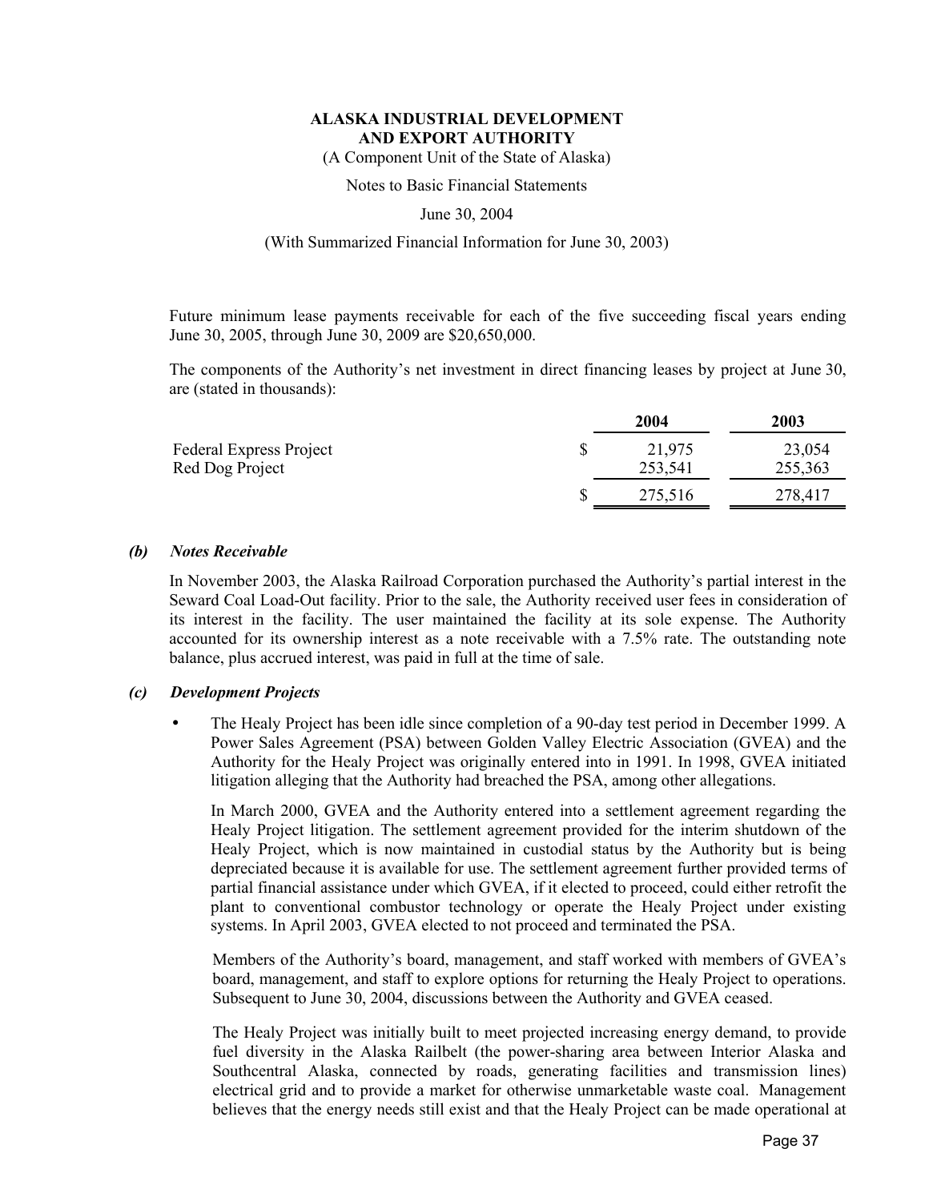Future minimum lease payments receivable for each of the five succeeding fiscal years ending June 30, 2005, through June 30, 2009 are $20,650,000.

The components of the Authority's net investment in direct financing leases by project at June 30, are (stated in thousands):

| | | 2004 | 2003 |
|---|---|---|---|
| Federal Express Project | $ | 21,975 | 23,054 |
| Red Dog Project | | 253,541 | 255,363 |
| | $ | 275,516 | 278,417 |

***(b) Notes Receivable***

In November 2003, the Alaska Railroad Corporation purchased the Authority's partial interest in the Seward Coal Load-Out facility. Prior to the sale, the Authority received user fees in consideration of its interest in the facility. The user maintained the facility at its sole expense. The Authority accounted for its ownership interest as a note receivable with a 7.5% rate. The outstanding note balance, plus accrued interest, was paid in full at the time of sale.

***(c) Development Projects***

- The Healy Project has been idle since completion of a 90-day test period in December 1999. A Power Sales Agreement (PSA) between Golden Valley Electric Association (GVEA) and the Authority for the Healy Project was originally entered into in 1991. In 1998, GVEA initiated litigation alleging that the Authority had breached the PSA, among other allegations.

  In March 2000, GVEA and the Authority entered into a settlement agreement regarding the Healy Project litigation. The settlement agreement provided for the interim shutdown of the Healy Project, which is now maintained in custodial status by the Authority but is being depreciated because it is available for use. The settlement agreement further provided terms of partial financial assistance under which GVEA, if it elected to proceed, could either retrofit the plant to conventional combustor technology or operate the Healy Project under existing systems. In April 2003, GVEA elected to not proceed and terminated the PSA.

  Members of the Authority's board, management, and staff worked with members of GVEA's board, management, and staff to explore options for returning the Healy Project to operations. Subsequent to June 30, 2004, discussions between the Authority and GVEA ceased.

  The Healy Project was initially built to meet projected increasing energy demand, to provide fuel diversity in the Alaska Railbelt (the power-sharing area between Interior Alaska and Southcentral Alaska, connected by roads, generating facilities and transmission lines) electrical grid and to provide a market for otherwise unmarketable waste coal. Management believes that the energy needs still exist and that the Healy Project can be made operational at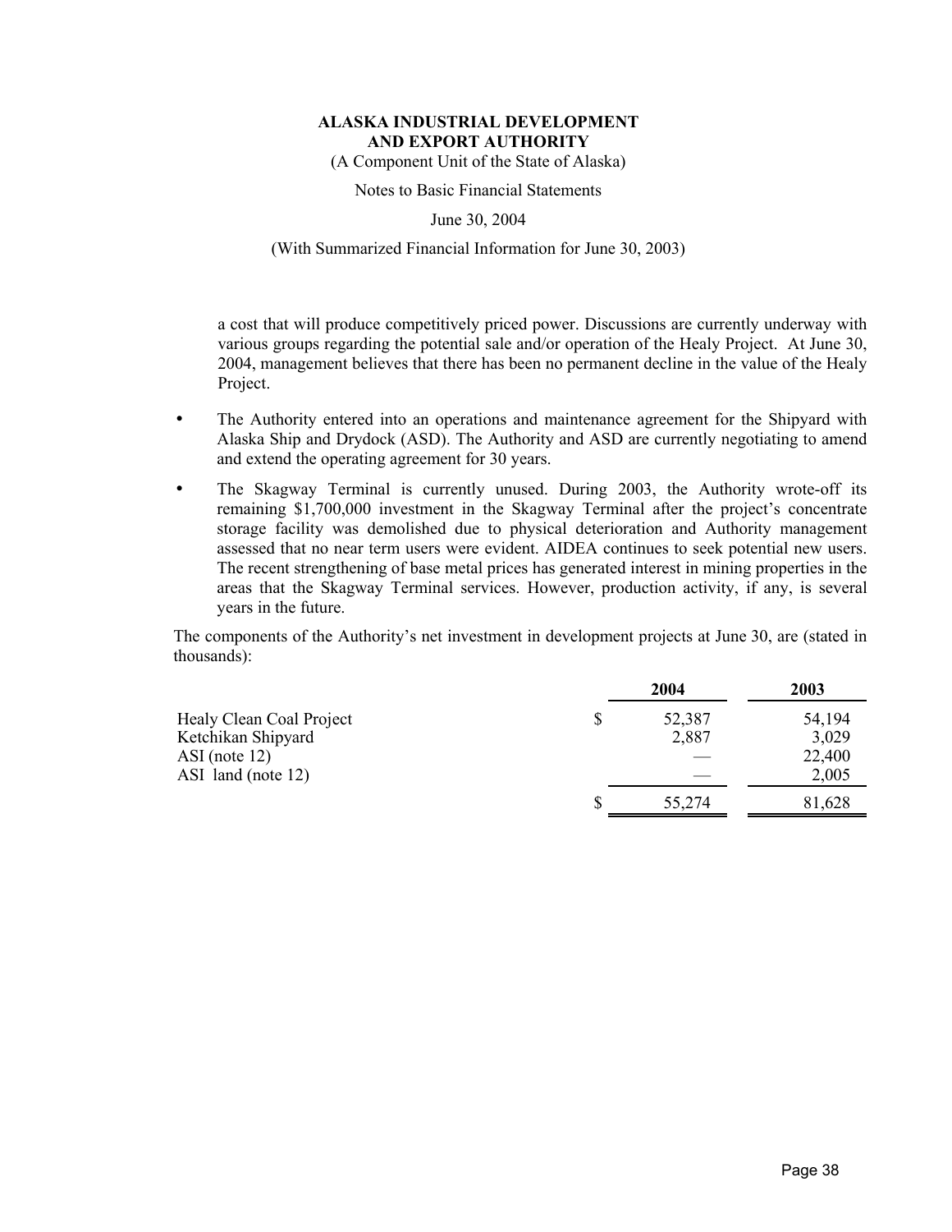a cost that will produce competitively priced power. Discussions are currently underway with various groups regarding the potential sale and/or operation of the Healy Project. At June 30, 2004, management believes that there has been no permanent decline in the value of the Healy Project.

- The Authority entered into an operations and maintenance agreement for the Shipyard with Alaska Ship and Drydock (ASD). The Authority and ASD are currently negotiating to amend and extend the operating agreement for 30 years.
- The Skagway Terminal is currently unused. During 2003, the Authority wrote-off its remaining $1,700,000 investment in the Skagway Terminal after the project's concentrate storage facility was demolished due to physical deterioration and Authority management assessed that no near term users were evident. AIDEA continues to seek potential new users. The recent strengthening of base metal prices has generated interest in mining properties in the areas that the Skagway Terminal services. However, production activity, if any, is several years in the future.

The components of the Authority's net investment in development projects at June 30, are (stated in thousands):

| | 2004 | 2003 |
|---|---|---|
| Healy Clean Coal Project | $ 52,387 | 54,194 |
| Ketchikan Shipyard | 2,887 | 3,029 |
| ASI (note 12) | — | 22,400 |
| ASI land (note 12) | — | 2,005 |
| | $ 55,274 | 81,628 |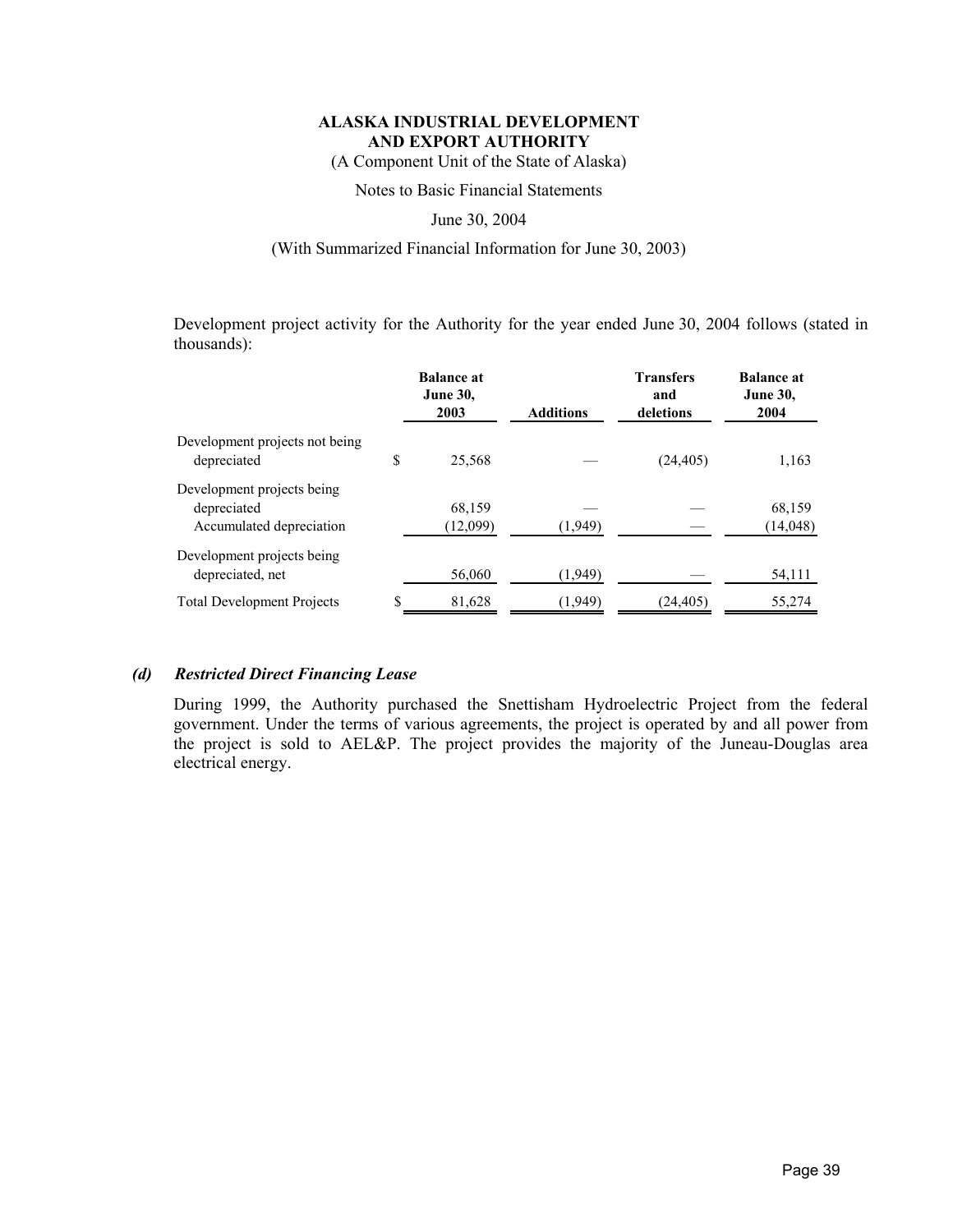Development project activity for the Authority for the year ended June 30, 2004 follows (stated in thousands):

| | Balance at June 30, 2003 | Additions | Transfers and deletions | Balance at June 30, 2004 |
|---|---|---|---|---|
| Development projects not being depreciated | $ 25,568 | — | (24,405) | 1,163 |
| Development projects being depreciated | 68,159 | — | — | 68,159 |
| Accumulated depreciation | (12,099) | (1,949) | — | (14,048) |
| Development projects being depreciated, net | 56,060 | (1,949) | — | 54,111 |
| Total Development Projects | $ 81,628 | (1,949) | (24,405) | 55,274 |

### *(d) Restricted Direct Financing Lease*

During 1999, the Authority purchased the Snettisham Hydroelectric Project from the federal government. Under the terms of various agreements, the project is operated by and all power from the project is sold to AEL&P. The project provides the majority of the Juneau-Douglas area electrical energy.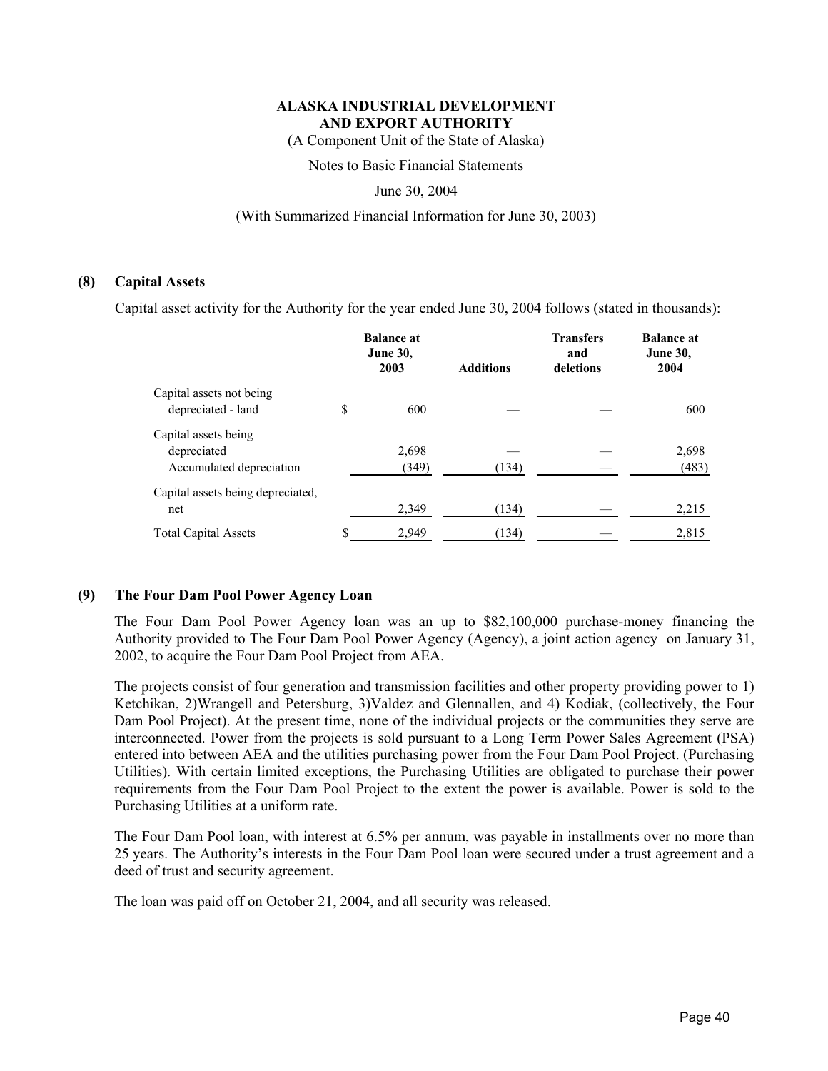**ALASKA INDUSTRIAL DEVELOPMENT AND EXPORT AUTHORITY**

(A Component Unit of the State of Alaska)

Notes to Basic Financial Statements

June 30, 2004

(With Summarized Financial Information for June 30, 2003)

## (8) Capital Assets

Capital asset activity for the Authority for the year ended June 30, 2004 follows (stated in thousands):

| | Balance at June 30, 2003 | Additions | Transfers and deletions | Balance at June 30, 2004 |
|---|---|---|---|---|
| Capital assets not being depreciated - land | $ 600 | — | — | 600 |
| Capital assets being depreciated | 2,698 | — | — | 2,698 |
| Accumulated depreciation | (349) | (134) | — | (483) |
| Capital assets being depreciated, net | 2,349 | (134) | — | 2,215 |
| Total Capital Assets | $ 2,949 | (134) | — | 2,815 |

## (9) The Four Dam Pool Power Agency Loan

The Four Dam Pool Power Agency loan was an up to $82,100,000 purchase-money financing the Authority provided to The Four Dam Pool Power Agency (Agency), a joint action agency on January 31, 2002, to acquire the Four Dam Pool Project from AEA.

The projects consist of four generation and transmission facilities and other property providing power to 1) Ketchikan, 2)Wrangell and Petersburg, 3)Valdez and Glennallen, and 4) Kodiak, (collectively, the Four Dam Pool Project). At the present time, none of the individual projects or the communities they serve are interconnected. Power from the projects is sold pursuant to a Long Term Power Sales Agreement (PSA) entered into between AEA and the utilities purchasing power from the Four Dam Pool Project. (Purchasing Utilities). With certain limited exceptions, the Purchasing Utilities are obligated to purchase their power requirements from the Four Dam Pool Project to the extent the power is available. Power is sold to the Purchasing Utilities at a uniform rate.

The Four Dam Pool loan, with interest at 6.5% per annum, was payable in installments over no more than 25 years. The Authority's interests in the Four Dam Pool loan were secured under a trust agreement and a deed of trust and security agreement.

The loan was paid off on October 21, 2004, and all security was released.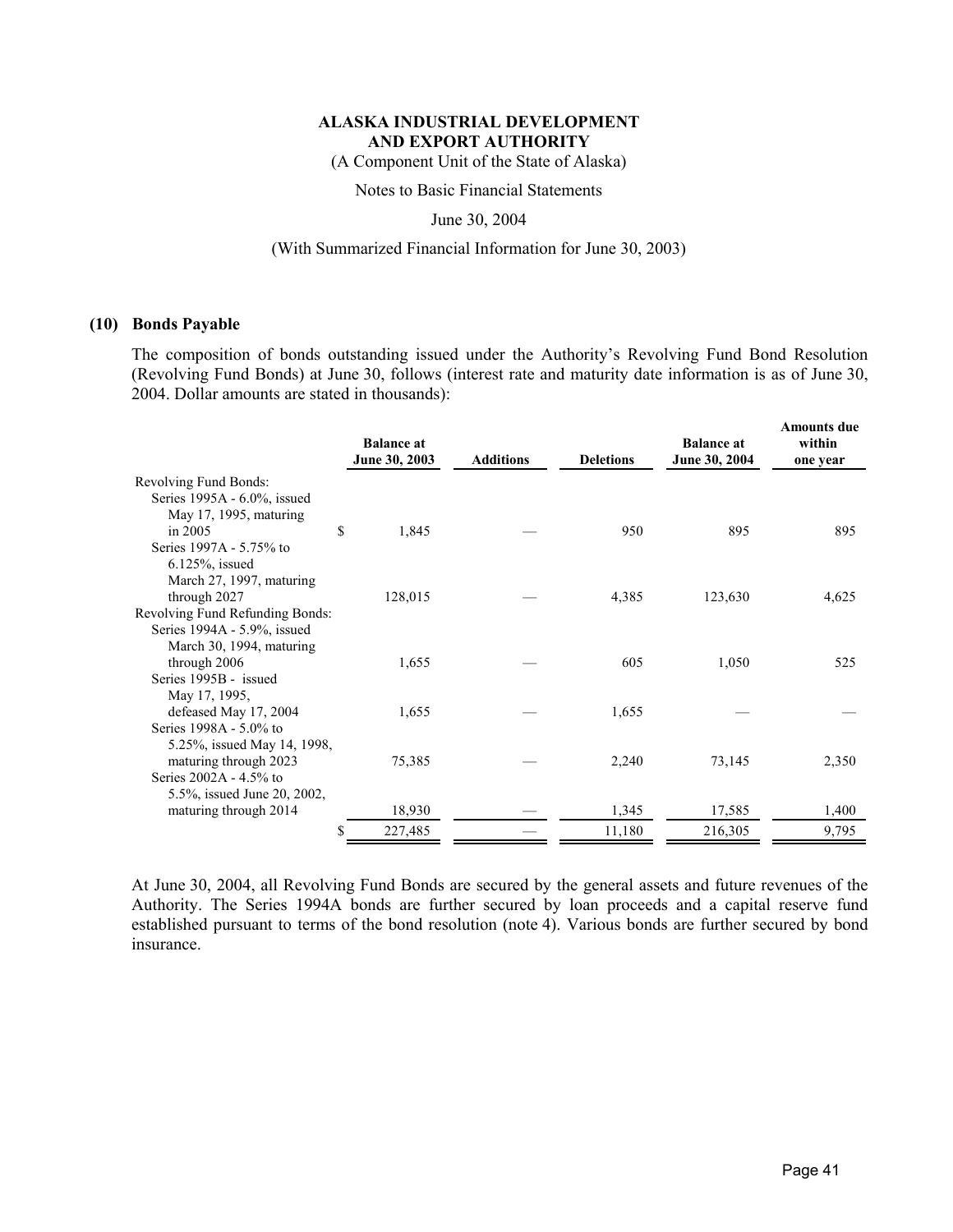**ALASKA INDUSTRIAL DEVELOPMENT AND EXPORT AUTHORITY**

(A Component Unit of the State of Alaska)

Notes to Basic Financial Statements

June 30, 2004

(With Summarized Financial Information for June 30, 2003)

## (10) Bonds Payable

The composition of bonds outstanding issued under the Authority's Revolving Fund Bond Resolution (Revolving Fund Bonds) at June 30, follows (interest rate and maturity date information is as of June 30, 2004. Dollar amounts are stated in thousands):

| | Balance at June 30, 2003 | Additions | Deletions | Balance at June 30, 2004 | Amounts due within one year |
|---|---|---|---|---|---|
| Revolving Fund Bonds: | | | | | |
| Series 1995A - 6.0%, issued May 17, 1995, maturing in 2005 | $ 1,845 | — | 950 | 895 | 895 |
| Series 1997A - 5.75% to 6.125%, issued March 27, 1997, maturing through 2027 | 128,015 | — | 4,385 | 123,630 | 4,625 |
| Revolving Fund Refunding Bonds: | | | | | |
| Series 1994A - 5.9%, issued March 30, 1994, maturing through 2006 | 1,655 | — | 605 | 1,050 | 525 |
| Series 1995B - issued May 17, 1995, defeased May 17, 2004 | 1,655 | — | 1,655 | — | — |
| Series 1998A - 5.0% to 5.25%, issued May 14, 1998, maturing through 2023 | 75,385 | — | 2,240 | 73,145 | 2,350 |
| Series 2002A - 4.5% to 5.5%, issued June 20, 2002, maturing through 2014 | 18,930 | — | 1,345 | 17,585 | 1,400 |
| | $ 227,485 | — | 11,180 | 216,305 | 9,795 |

At June 30, 2004, all Revolving Fund Bonds are secured by the general assets and future revenues of the Authority. The Series 1994A bonds are further secured by loan proceeds and a capital reserve fund established pursuant to terms of the bond resolution (note 4). Various bonds are further secured by bond insurance.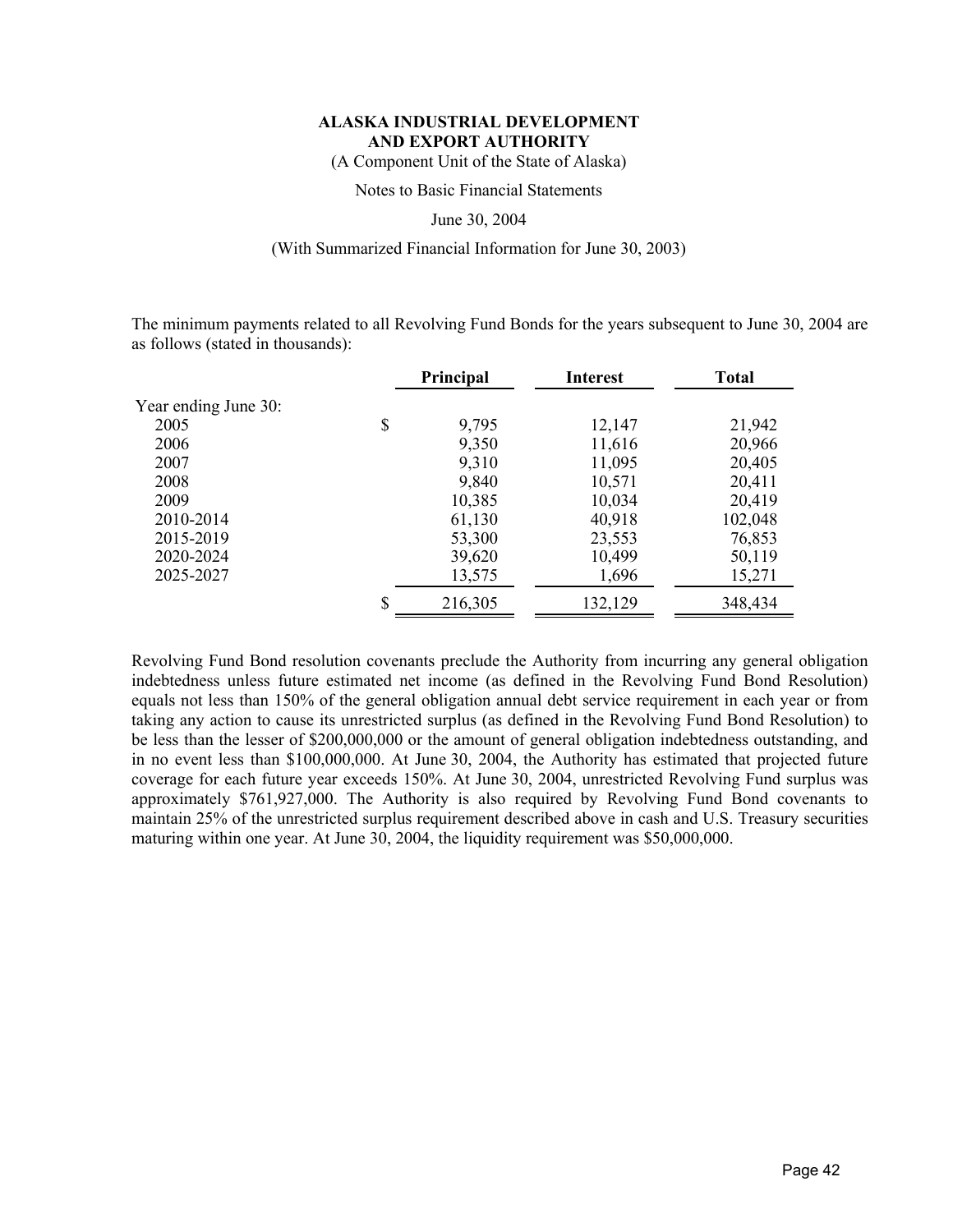**ALASKA INDUSTRIAL DEVELOPMENT AND EXPORT AUTHORITY**

(A Component Unit of the State of Alaska)

Notes to Basic Financial Statements

June 30, 2004

(With Summarized Financial Information for June 30, 2003)

The minimum payments related to all Revolving Fund Bonds for the years subsequent to June 30, 2004 are as follows (stated in thousands):

| | Principal | Interest | Total |
|---|---|---|---|
| Year ending June 30: | | | |
| 2005 | $ 9,795 | 12,147 | 21,942 |
| 2006 | 9,350 | 11,616 | 20,966 |
| 2007 | 9,310 | 11,095 | 20,405 |
| 2008 | 9,840 | 10,571 | 20,411 |
| 2009 | 10,385 | 10,034 | 20,419 |
| 2010-2014 | 61,130 | 40,918 | 102,048 |
| 2015-2019 | 53,300 | 23,553 | 76,853 |
| 2020-2024 | 39,620 | 10,499 | 50,119 |
| 2025-2027 | 13,575 | 1,696 | 15,271 |
| | $ 216,305 | 132,129 | 348,434 |

Revolving Fund Bond resolution covenants preclude the Authority from incurring any general obligation indebtedness unless future estimated net income (as defined in the Revolving Fund Bond Resolution) equals not less than 150% of the general obligation annual debt service requirement in each year or from taking any action to cause its unrestricted surplus (as defined in the Revolving Fund Bond Resolution) to be less than the lesser of $200,000,000 or the amount of general obligation indebtedness outstanding, and in no event less than $100,000,000. At June 30, 2004, the Authority has estimated that projected future coverage for each future year exceeds 150%. At June 30, 2004, unrestricted Revolving Fund surplus was approximately $761,927,000. The Authority is also required by Revolving Fund Bond covenants to maintain 25% of the unrestricted surplus requirement described above in cash and U.S. Treasury securities maturing within one year. At June 30, 2004, the liquidity requirement was $50,000,000.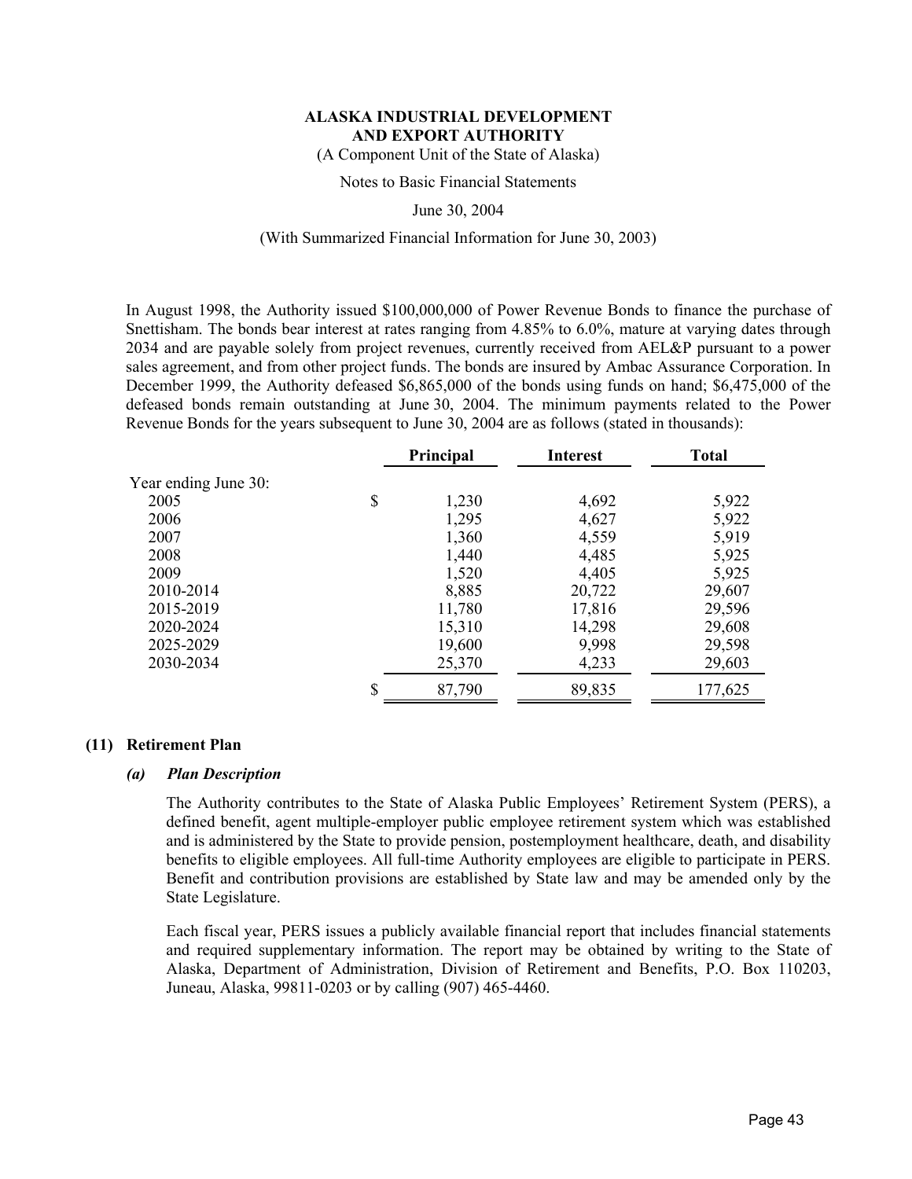In August 1998, the Authority issued $100,000,000 of Power Revenue Bonds to finance the purchase of Snettisham. The bonds bear interest at rates ranging from 4.85% to 6.0%, mature at varying dates through 2034 and are payable solely from project revenues, currently received from AEL&P pursuant to a power sales agreement, and from other project funds. The bonds are insured by Ambac Assurance Corporation. In December 1999, the Authority defeased $6,865,000 of the bonds using funds on hand; $6,475,000 of the defeased bonds remain outstanding at June 30, 2004. The minimum payments related to the Power Revenue Bonds for the years subsequent to June 30, 2004 are as follows (stated in thousands):

| | Principal | Interest | Total |
|---|---|---|---|
| Year ending June 30: | | | |
| 2005 | $ 1,230 | 4,692 | 5,922 |
| 2006 | 1,295 | 4,627 | 5,922 |
| 2007 | 1,360 | 4,559 | 5,919 |
| 2008 | 1,440 | 4,485 | 5,925 |
| 2009 | 1,520 | 4,405 | 5,925 |
| 2010-2014 | 8,885 | 20,722 | 29,607 |
| 2015-2019 | 11,780 | 17,816 | 29,596 |
| 2020-2024 | 15,310 | 14,298 | 29,608 |
| 2025-2029 | 19,600 | 9,998 | 29,598 |
| 2030-2034 | 25,370 | 4,233 | 29,603 |
| | $ 87,790 | 89,835 | 177,625 |

## (11) Retirement Plan

### *(a) Plan Description*

The Authority contributes to the State of Alaska Public Employees' Retirement System (PERS), a defined benefit, agent multiple-employer public employee retirement system which was established and is administered by the State to provide pension, postemployment healthcare, death, and disability benefits to eligible employees. All full-time Authority employees are eligible to participate in PERS. Benefit and contribution provisions are established by State law and may be amended only by the State Legislature.

Each fiscal year, PERS issues a publicly available financial report that includes financial statements and required supplementary information. The report may be obtained by writing to the State of Alaska, Department of Administration, Division of Retirement and Benefits, P.O. Box 110203, Juneau, Alaska, 99811-0203 or by calling (907) 465-4460.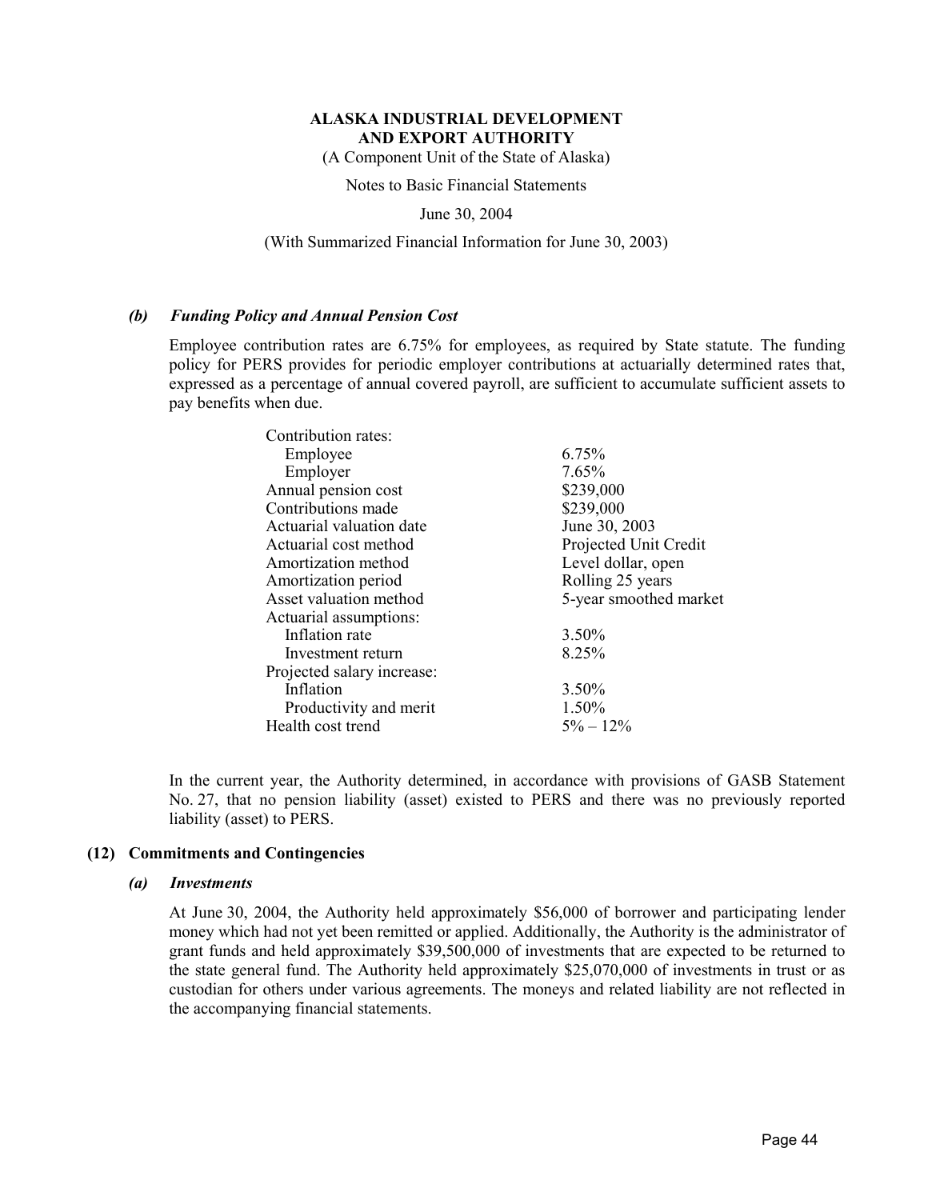### *(b) Funding Policy and Annual Pension Cost*

Employee contribution rates are 6.75% for employees, as required by State statute. The funding policy for PERS provides for periodic employer contributions at actuarially determined rates that, expressed as a percentage of annual covered payroll, are sufficient to accumulate sufficient assets to pay benefits when due.

| | |
|---|---|
| Contribution rates: | |
| Employee | 6.75% |
| Employer | 7.65% |
| Annual pension cost | $239,000 |
| Contributions made | $239,000 |
| Actuarial valuation date | June 30, 2003 |
| Actuarial cost method | Projected Unit Credit |
| Amortization method | Level dollar, open |
| Amortization period | Rolling 25 years |
| Asset valuation method | 5-year smoothed market |
| Actuarial assumptions: | |
| Inflation rate | 3.50% |
| Investment return | 8.25% |
| Projected salary increase: | |
| Inflation | 3.50% |
| Productivity and merit | 1.50% |
| Health cost trend | 5% – 12% |

In the current year, the Authority determined, in accordance with provisions of GASB Statement No. 27, that no pension liability (asset) existed to PERS and there was no previously reported liability (asset) to PERS.

## (12) Commitments and Contingencies

### *(a) Investments*

At June 30, 2004, the Authority held approximately $56,000 of borrower and participating lender money which had not yet been remitted or applied. Additionally, the Authority is the administrator of grant funds and held approximately $39,500,000 of investments that are expected to be returned to the state general fund. The Authority held approximately $25,070,000 of investments in trust or as custodian for others under various agreements. The moneys and related liability are not reflected in the accompanying financial statements.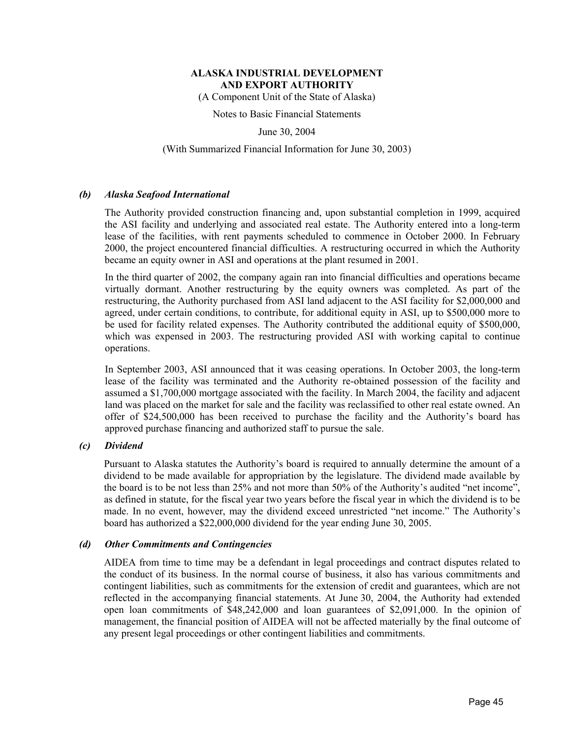### *(b) Alaska Seafood International*

The Authority provided construction financing and, upon substantial completion in 1999, acquired the ASI facility and underlying and associated real estate. The Authority entered into a long-term lease of the facilities, with rent payments scheduled to commence in October 2000. In February 2000, the project encountered financial difficulties. A restructuring occurred in which the Authority became an equity owner in ASI and operations at the plant resumed in 2001.

In the third quarter of 2002, the company again ran into financial difficulties and operations became virtually dormant. Another restructuring by the equity owners was completed. As part of the restructuring, the Authority purchased from ASI land adjacent to the ASI facility for $2,000,000 and agreed, under certain conditions, to contribute, for additional equity in ASI, up to $500,000 more to be used for facility related expenses. The Authority contributed the additional equity of $500,000, which was expensed in 2003. The restructuring provided ASI with working capital to continue operations.

In September 2003, ASI announced that it was ceasing operations. In October 2003, the long-term lease of the facility was terminated and the Authority re-obtained possession of the facility and assumed a $1,700,000 mortgage associated with the facility. In March 2004, the facility and adjacent land was placed on the market for sale and the facility was reclassified to other real estate owned. An offer of $24,500,000 has been received to purchase the facility and the Authority's board has approved purchase financing and authorized staff to pursue the sale.

### *(c) Dividend*

Pursuant to Alaska statutes the Authority's board is required to annually determine the amount of a dividend to be made available for appropriation by the legislature. The dividend made available by the board is to be not less than 25% and not more than 50% of the Authority's audited "net income", as defined in statute, for the fiscal year two years before the fiscal year in which the dividend is to be made. In no event, however, may the dividend exceed unrestricted "net income." The Authority's board has authorized a $22,000,000 dividend for the year ending June 30, 2005.

### *(d) Other Commitments and Contingencies*

AIDEA from time to time may be a defendant in legal proceedings and contract disputes related to the conduct of its business. In the normal course of business, it also has various commitments and contingent liabilities, such as commitments for the extension of credit and guarantees, which are not reflected in the accompanying financial statements. At June 30, 2004, the Authority had extended open loan commitments of $48,242,000 and loan guarantees of $2,091,000. In the opinion of management, the financial position of AIDEA will not be affected materially by the final outcome of any present legal proceedings or other contingent liabilities and commitments.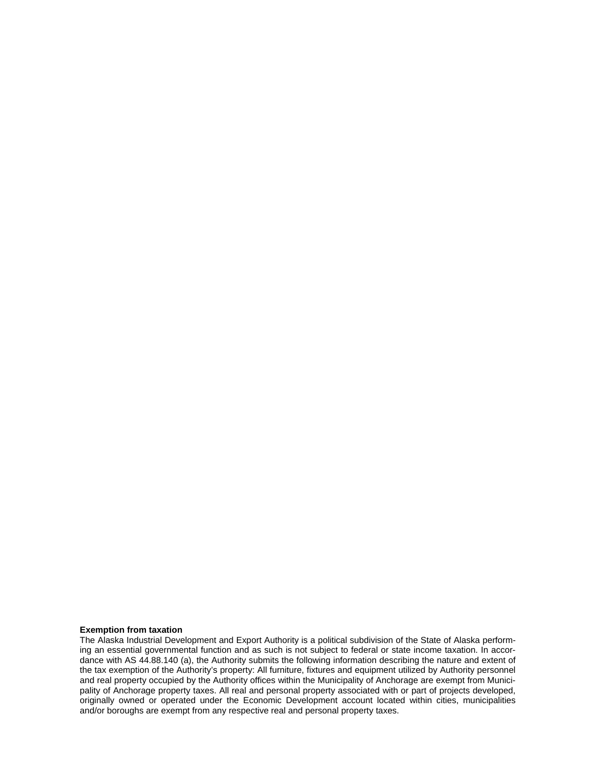**Exemption from taxation**

The Alaska Industrial Development and Export Authority is a political subdivision of the State of Alaska performing an essential governmental function and as such is not subject to federal or state income taxation. In accordance with AS 44.88.140 (a), the Authority submits the following information describing the nature and extent of the tax exemption of the Authority's property: All furniture, fixtures and equipment utilized by Authority personnel and real property occupied by the Authority offices within the Municipality of Anchorage are exempt from Municipality of Anchorage property taxes. All real and personal property associated with or part of projects developed, originally owned or operated under the Economic Development account located within cities, municipalities and/or boroughs are exempt from any respective real and personal property taxes.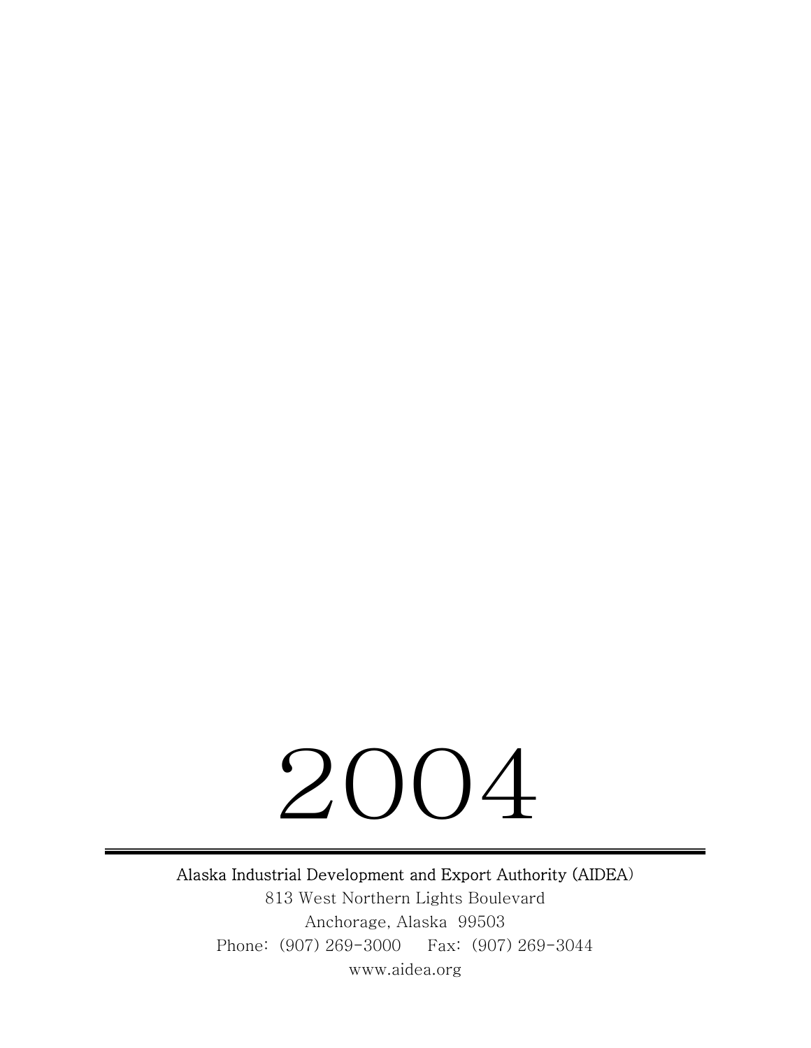# 2004

---

**Alaska Industrial Development and Export Authority (AIDEA)**

813 West Northern Lights Boulevard

Anchorage, Alaska 99503

Phone: (907) 269-3000 Fax: (907) 269-3044

www.aidea.org